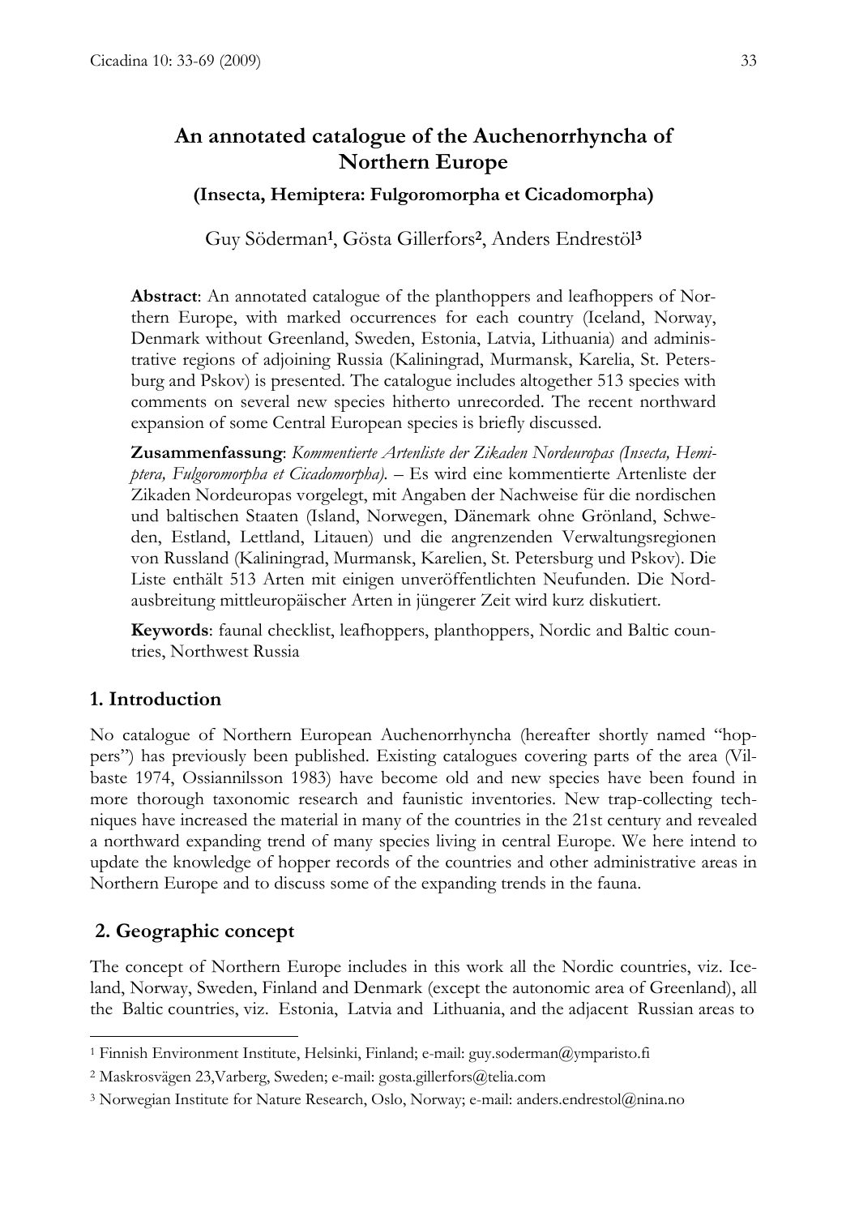# An annotated catalogue of the Auchenorrhyncha of Northern Europe

### (Insecta, Hemiptera: Fulgoromorpha et Cicadomorpha)

Guy Söderman[1], Gösta Gillerfors[2], Anders Endrestöl[3]

**Abstract**: An annotated catalogue of the planthoppers and leafhoppers of Northern Europe, with marked occurrences for each country (Iceland, Norway, Denmark without Greenland, Sweden, Estonia, Latvia, Lithuania) and administrative regions of adjoining Russia (Kaliningrad, Murmansk, Karelia, St. Petersburg and Pskov) is presented. The catalogue includes altogether 513 species with comments on several new species hitherto unrecorded. The recent northward expansion of some Central European species is briefly discussed.

**Zusammenfassung**: *Kommentierte Artenliste der Zikaden Nordeuropas (Insecta, Hemiptera, Fulgoromorpha et Cicadomorpha).* – Es wird eine kommentierte Artenliste der Zikaden Nordeuropas vorgelegt, mit Angaben der Nachweise für die nordischen und baltischen Staaten (Island, Norwegen, Dänemark ohne Grönland, Schweden, Estland, Lettland, Litauen) und die angrenzenden Verwaltungsregionen von Russland (Kaliningrad, Murmansk, Karelien, St. Petersburg und Pskov). Die Liste enthält 513 Arten mit einigen unveröffentlichten Neufunden. Die Nordausbreitung mitteleuropäischer Arten in jüngerer Zeit wird kurz diskutiert.

**Keywords**: faunal checklist, leafhoppers, planthoppers, Nordic and Baltic countries, Northwest Russia

## 1. Introduction

No catalogue of Northern European Auchenorrhyncha (hereafter shortly named "hoppers") has previously been published. Existing catalogues covering parts of the area (Vilbaste 1974, Ossiannilsson 1983) have become old and new species have been found in more thorough taxonomic research and faunistic inventories. New trap-collecting techniques have increased the material in many of the countries in the 21st century and revealed a northward expanding trend of many species living in central Europe. We here intend to update the knowledge of hopper records of the countries and other administrative areas in Northern Europe and to discuss some of the expanding trends in the fauna.

## 2. Geographic concept

The concept of Northern Europe includes in this work all the Nordic countries, viz. Iceland, Norway, Sweden, Finland and Denmark (except the autonomic area of Greenland), all the Baltic countries, viz. Estonia, Latvia and Lithuania, and the adjacent Russian areas to

---

[1] Finnish Environment Institute, Helsinki, Finland; e-mail: guy.soderman@ymparisto.fi

[2] Maskrosvägen 23,Varberg, Sweden; e-mail: gosta.gillerfors@telia.com

[3] Norwegian Institute for Nature Research, Oslo, Norway; e-mail: anders.endrestol@nina.no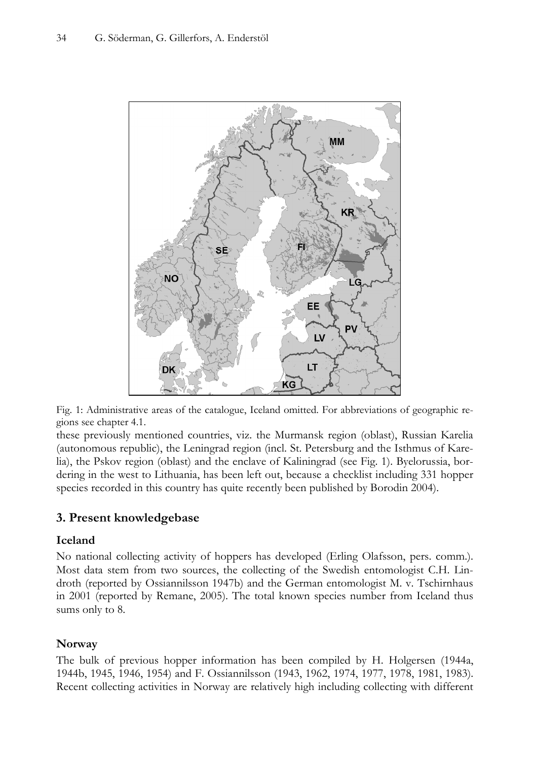Fig. 1: Administrative areas of the catalogue, Iceland omitted. For abbreviations of geographic regions see chapter 4.1.

these previously mentioned countries, viz. the Murmansk region (oblast), Russian Karelia (autonomous republic), the Leningrad region (incl. St. Petersburg and the Isthmus of Karelia), the Pskov region (oblast) and the enclave of Kaliningrad (see Fig. 1). Byelorussia, bordering in the west to Lithuania, has been left out, because a checklist including 331 hopper species recorded in this country has quite recently been published by Borodin 2004).

## 3. Present knowledgebase

### Iceland

No national collecting activity of hoppers has developed (Erling Olafsson, pers. comm.). Most data stem from two sources, the collecting of the Swedish entomologist C.H. Lindroth (reported by Ossiannilsson 1947b) and the German entomologist M. v. Tschirnhaus in 2001 (reported by Remane, 2005). The total known species number from Iceland thus sums only to 8.

### Norway

The bulk of previous hopper information has been compiled by H. Holgersen (1944a, 1944b, 1945, 1946, 1954) and F. Ossiannilsson (1943, 1962, 1974, 1977, 1978, 1981, 1983). Recent collecting activities in Norway are relatively high including collecting with different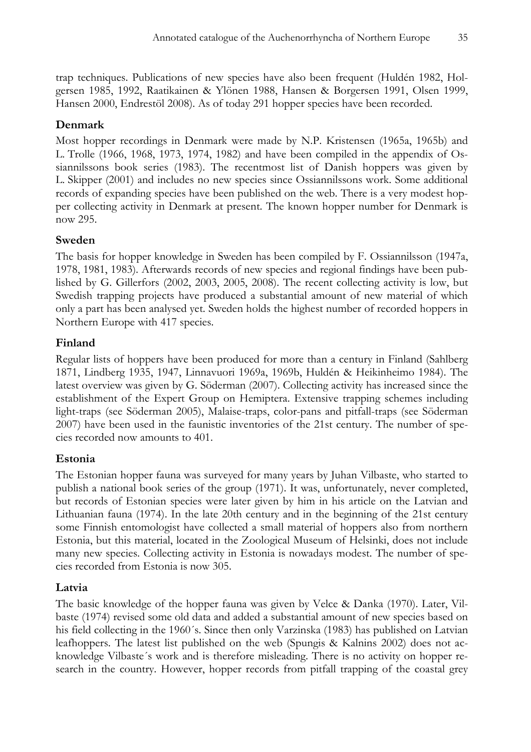trap techniques. Publications of new species have also been frequent (Huldén 1982, Holgersen 1985, 1992, Raatikainen & Ylönen 1988, Hansen & Borgersen 1991, Olsen 1999, Hansen 2000, Endrestöl 2008). As of today 291 hopper species have been recorded.

## Denmark

Most hopper recordings in Denmark were made by N.P. Kristensen (1965a, 1965b) and L. Trolle (1966, 1968, 1973, 1974, 1982) and have been compiled in the appendix of Ossiannilssons book series (1983). The recentmost list of Danish hoppers was given by L. Skipper (2001) and includes no new species since Ossiannilssons work. Some additional records of expanding species have been published on the web. There is a very modest hopper collecting activity in Denmark at present. The known hopper number for Denmark is now 295.

## Sweden

The basis for hopper knowledge in Sweden has been compiled by F. Ossiannilsson (1947a, 1978, 1981, 1983). Afterwards records of new species and regional findings have been published by G. Gillerfors (2002, 2003, 2005, 2008). The recent collecting activity is low, but Swedish trapping projects have produced a substantial amount of new material of which only a part has been analysed yet. Sweden holds the highest number of recorded hoppers in Northern Europe with 417 species.

## Finland

Regular lists of hoppers have been produced for more than a century in Finland (Sahlberg 1871, Lindberg 1935, 1947, Linnavuori 1969a, 1969b, Huldén & Heikinheimo 1984). The latest overview was given by G. Söderman (2007). Collecting activity has increased since the establishment of the Expert Group on Hemiptera. Extensive trapping schemes including light-traps (see Söderman 2005), Malaise-traps, color-pans and pitfall-traps (see Söderman 2007) have been used in the faunistic inventories of the 21st century. The number of species recorded now amounts to 401.

## Estonia

The Estonian hopper fauna was surveyed for many years by Juhan Vilbaste, who started to publish a national book series of the group (1971). It was, unfortunately, never completed, but records of Estonian species were later given by him in his article on the Latvian and Lithuanian fauna (1974). In the late 20th century and in the beginning of the 21st century some Finnish entomologist have collected a small material of hoppers also from northern Estonia, but this material, located in the Zoological Museum of Helsinki, does not include many new species. Collecting activity in Estonia is nowadays modest. The number of species recorded from Estonia is now 305.

## Latvia

The basic knowledge of the hopper fauna was given by Velce & Danka (1970). Later, Vilbaste (1974) revised some old data and added a substantial amount of new species based on his field collecting in the 1960´s. Since then only Varzinska (1983) has published on Latvian leafhoppers. The latest list published on the web (Spungis & Kalnins 2002) does not acknowledge Vilbaste´s work and is therefore misleading. There is no activity on hopper research in the country. However, hopper records from pitfall trapping of the coastal grey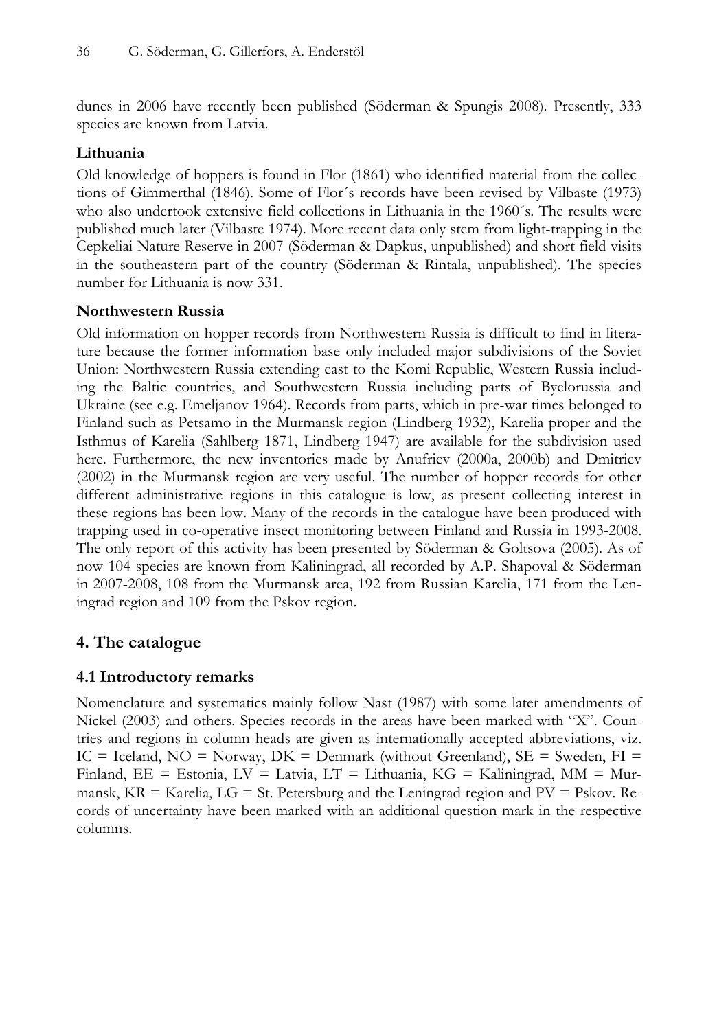dunes in 2006 have recently been published (Söderman & Spungis 2008). Presently, 333 species are known from Latvia.

### Lithuania

Old knowledge of hoppers is found in Flor (1861) who identified material from the collections of Gimmerthal (1846). Some of Flor´s records have been revised by Vilbaste (1973) who also undertook extensive field collections in Lithuania in the 1960´s. The results were published much later (Vilbaste 1974). More recent data only stem from light-trapping in the Cepkeliai Nature Reserve in 2007 (Söderman & Dapkus, unpublished) and short field visits in the southeastern part of the country (Söderman & Rintala, unpublished). The species number for Lithuania is now 331.

### Northwestern Russia

Old information on hopper records from Northwestern Russia is difficult to find in literature because the former information base only included major subdivisions of the Soviet Union: Northwestern Russia extending east to the Komi Republic, Western Russia including the Baltic countries, and Southwestern Russia including parts of Byelorussia and Ukraine (see e.g. Emeljanov 1964). Records from parts, which in pre-war times belonged to Finland such as Petsamo in the Murmansk region (Lindberg 1932), Karelia proper and the Isthmus of Karelia (Sahlberg 1871, Lindberg 1947) are available for the subdivision used here. Furthermore, the new inventories made by Anufriev (2000a, 2000b) and Dmitriev (2002) in the Murmansk region are very useful. The number of hopper records for other different administrative regions in this catalogue is low, as present collecting interest in these regions has been low. Many of the records in the catalogue have been produced with trapping used in co-operative insect monitoring between Finland and Russia in 1993-2008. The only report of this activity has been presented by Söderman & Goltsova (2005). As of now 104 species are known from Kaliningrad, all recorded by A.P. Shapoval & Söderman in 2007-2008, 108 from the Murmansk area, 192 from Russian Karelia, 171 from the Leningrad region and 109 from the Pskov region.

## 4. The catalogue

### 4.1 Introductory remarks

Nomenclature and systematics mainly follow Nast (1987) with some later amendments of Nickel (2003) and others. Species records in the areas have been marked with "X". Countries and regions in column heads are given as internationally accepted abbreviations, viz. IC = Iceland, NO = Norway, DK = Denmark (without Greenland), SE = Sweden, FI = Finland, EE = Estonia, LV = Latvia, LT = Lithuania, KG = Kaliningrad, MM = Murmansk, KR = Karelia, LG = St. Petersburg and the Leningrad region and PV = Pskov. Records of uncertainty have been marked with an additional question mark in the respective columns.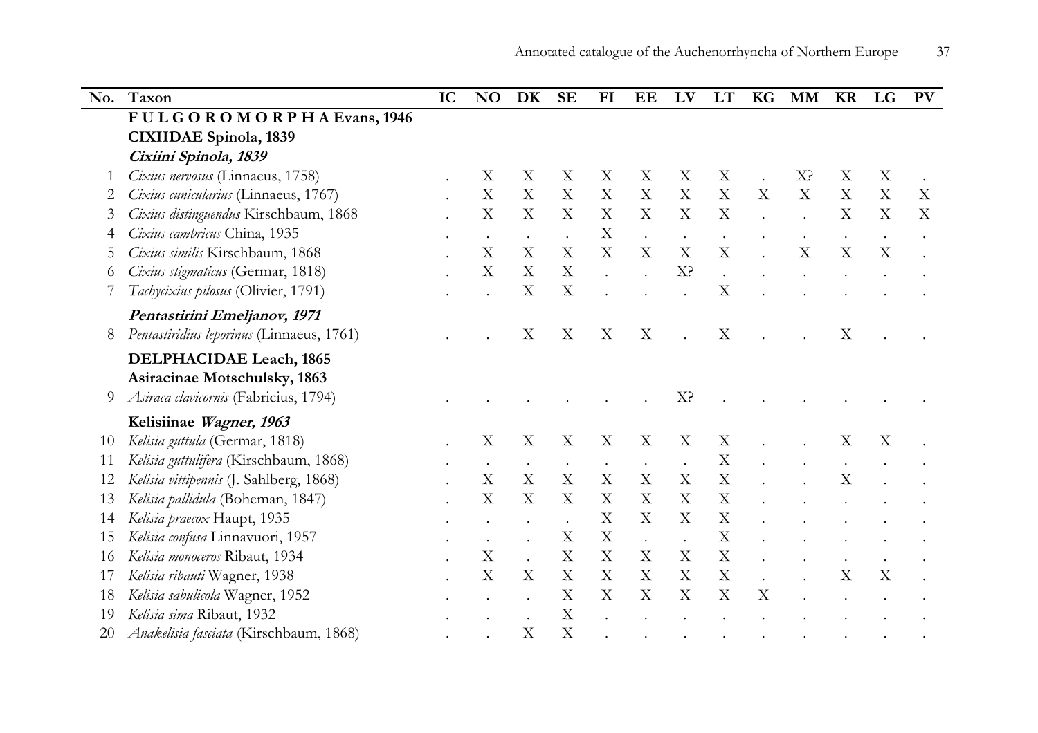| No. | Taxon | IC | NO | DK | SE | FI | EE | LV | LT | KG | MM | KR | LG | PV |
|---|---|---|---|---|---|---|---|---|---|---|---|---|---|---|
| | **FULGOROMORPHA Evans, 1946** | | | | | | | | | | | | | |
| | **CIXIIDAE Spinola, 1839** | | | | | | | | | | | | | |
| | ***Cixiini Spinola, 1839*** | | | | | | | | | | | | | |
| 1 | *Cixius nervosus* (Linnaeus, 1758) | . | X | X | X | X | X | X | X | . | X? | X | X | . |
| 2 | *Cixius cunicularius* (Linnaeus, 1767) | . | X | X | X | X | X | X | X | X | X | X | X | X |
| 3 | *Cixius distinguendus* Kirschbaum, 1868 | . | X | X | X | X | X | X | X | . | . | X | X | X |
| 4 | *Cixius cambricus* China, 1935 | . | . | . | . | X | . | . | . | . | . | . | . | . |
| 5 | *Cixius similis* Kirschbaum, 1868 | . | X | X | X | X | X | X | X | . | X | X | X | . |
| 6 | *Cixius stigmaticus* (Germar, 1818) | . | X | X | X | . | . | X? | . | . | . | . | . | . |
| 7 | *Tachycixius pilosus* (Olivier, 1791) | . | . | X | X | . | . | . | X | . | . | . | . | . |
| | ***Pentastirini Emeljanov, 1971*** | | | | | | | | | | | | | |
| 8 | *Pentastiridius leporinus* (Linnaeus, 1761) | . | . | X | X | X | X | . | X | . | . | X | . | . |
| | **DELPHACIDAE Leach, 1865** | | | | | | | | | | | | | |
| | **Asiracinae Motschulsky, 1863** | | | | | | | | | | | | | |
| 9 | *Asiraca clavicornis* (Fabricius, 1794) | . | . | . | . | . | . | X? | . | . | . | . | . | . |
| | **Kelisiinae *Wagner, 1963*** | | | | | | | | | | | | | |
| 10 | *Kelisia guttula* (Germar, 1818) | . | X | X | X | X | X | X | X | . | . | X | X | . |
| 11 | *Kelisia guttulifera* (Kirschbaum, 1868) | . | . | . | . | . | . | . | X | . | . | . | . | . |
| 12 | *Kelisia vittipennis* (J. Sahlberg, 1868) | . | X | X | X | X | X | X | X | . | . | X | . | . |
| 13 | *Kelisia pallidula* (Boheman, 1847) | . | X | X | X | X | X | X | X | . | . | . | . | . |
| 14 | *Kelisia praecox* Haupt, 1935 | . | . | . | . | X | X | X | X | . | . | . | . | . |
| 15 | *Kelisia confusa* Linnavuori, 1957 | . | . | . | X | X | . | . | X | . | . | . | . | . |
| 16 | *Kelisia monoceros* Ribaut, 1934 | . | X | . | X | X | X | X | X | . | . | . | . | . |
| 17 | *Kelisia ribauti* Wagner, 1938 | . | X | X | X | X | X | X | X | . | . | X | X | . |
| 18 | *Kelisia sabulicola* Wagner, 1952 | . | . | . | X | X | X | X | X | X | . | . | . | . |
| 19 | *Kelisia sima* Ribaut, 1932 | . | . | . | X | . | . | . | . | . | . | . | . | . |
| 20 | *Anakelisia fasciata* (Kirschbaum, 1868) | . | . | X | X | . | . | . | . | . | . | . | . | . |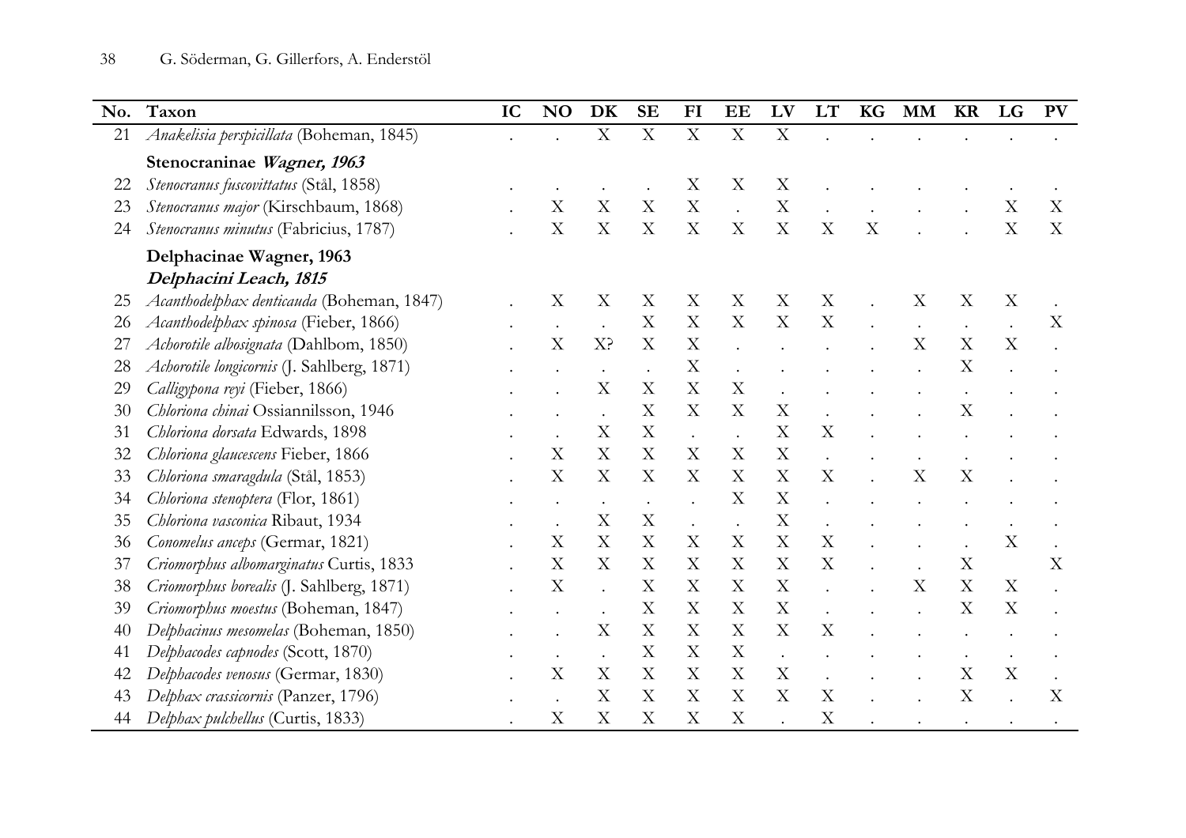| No. | Taxon | IC | NO | DK | SE | FI | EE | LV | LT | KG | MM | KR | LG | PV |
|---|---|---|---|---|---|---|---|---|---|---|---|---|---|---|
| 21 | *Anakelisia perspicillata* (Boheman, 1845) | . | . | X | X | X | X | X | . | . | . | . | . | . |
| | **Stenocraninae *Wagner, 1963*** | | | | | | | | | | | | | |
| 22 | *Stenocranus fuscovittatus* (Stål, 1858) | . | . | . | . | X | X | X | . | . | . | . | . | . |
| 23 | *Stenocranus major* (Kirschbaum, 1868) | . | X | X | X | X | . | X | . | . | . | . | X | X |
| 24 | *Stenocranus minutus* (Fabricius, 1787) | . | X | X | X | X | X | X | X | X | . | . | X | X |
| | **Delphacinae Wagner, 1963** | | | | | | | | | | | | | |
| | ***Delphacini Leach, 1815*** | | | | | | | | | | | | | |
| 25 | *Acanthodelphax denticauda* (Boheman, 1847) | . | X | X | X | X | X | X | X | . | X | X | X | . |
| 26 | *Acanthodelphax spinosa* (Fieber, 1866) | . | . | . | X | X | X | X | X | . | . | . | . | X |
| 27 | *Achorotile albosignata* (Dahlbom, 1850) | . | X | X? | X | X | . | . | . | . | X | X | X | . |
| 28 | *Achorotile longicornis* (J. Sahlberg, 1871) | . | . | . | . | X | . | . | . | . | . | X | . | . |
| 29 | *Calligypona reyi* (Fieber, 1866) | . | . | X | X | X | X | . | . | . | . | . | . | . |
| 30 | *Chloriona chinai* Ossiannilsson, 1946 | . | . | . | X | X | X | X | . | . | . | X | . | . |
| 31 | *Chloriona dorsata* Edwards, 1898 | . | . | X | X | . | . | X | X | . | . | . | . | . |
| 32 | *Chloriona glaucescens* Fieber, 1866 | . | X | X | X | X | X | X | . | . | . | . | . | . |
| 33 | *Chloriona smaragdula* (Stål, 1853) | . | X | X | X | X | X | X | X | . | X | X | . | . |
| 34 | *Chloriona stenoptera* (Flor, 1861) | . | . | . | . | . | X | X | . | . | . | . | . | . |
| 35 | *Chloriona vasconica* Ribaut, 1934 | . | . | X | X | . | . | X | . | . | . | . | . | . |
| 36 | *Conomelus anceps* (Germar, 1821) | . | X | X | X | X | X | X | X | . | . | . | X | . |
| 37 | *Criomorphus albomarginatus* Curtis, 1833 | . | X | X | X | X | X | X | X | . | . | X | | X |
| 38 | *Criomorphus borealis* (J. Sahlberg, 1871) | . | X | . | X | X | X | X | . | . | X | X | X | . |
| 39 | *Criomorphus moestus* (Boheman, 1847) | . | . | . | X | X | X | X | . | . | . | X | X | . |
| 40 | *Delphacinus mesomelas* (Boheman, 1850) | . | . | X | X | X | X | X | X | . | . | . | . | . |
| 41 | *Delphacodes capnodes* (Scott, 1870) | . | . | . | X | X | X | . | . | . | . | . | . | . |
| 42 | *Delphacodes venosus* (Germar, 1830) | . | X | X | X | X | X | X | . | . | . | X | X | . |
| 43 | *Delphax crassicornis* (Panzer, 1796) | . | . | X | X | X | X | X | X | . | . | X | . | X |
| 44 | *Delphax pulchellus* (Curtis, 1833) | . | X | X | X | X | X | . | X | . | . | . | . | . |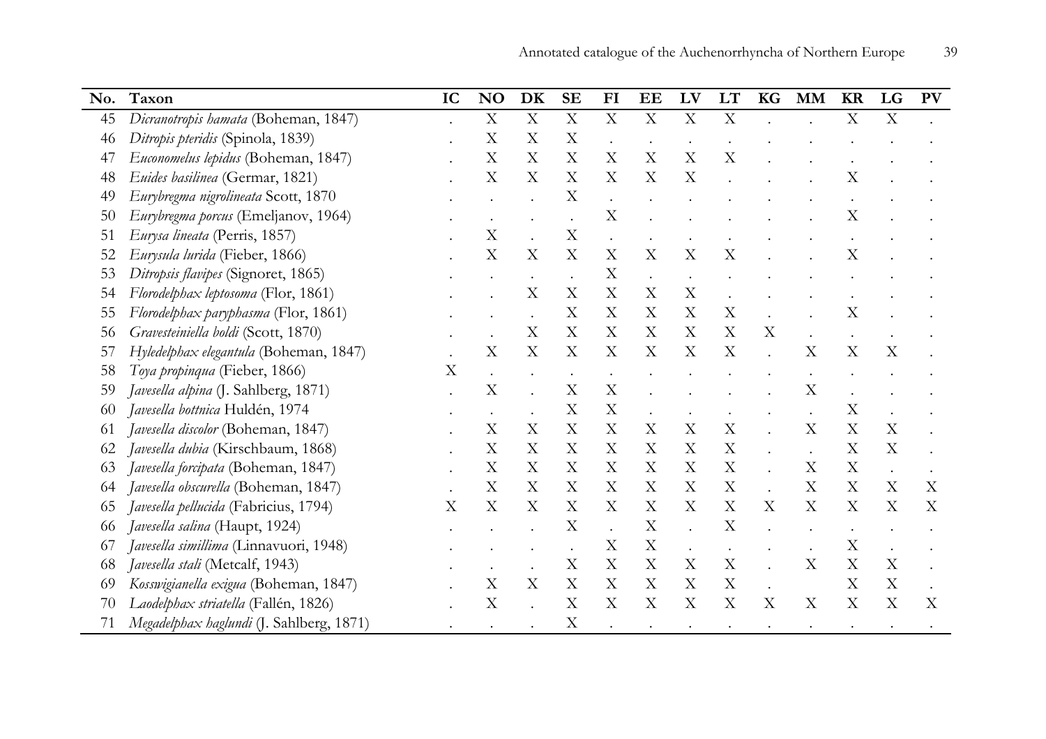| No. | Taxon | IC | NO | DK | SE | FI | EE | LV | LT | KG | MM | KR | LG | PV |
|---|---|---|---|---|---|---|---|---|---|---|---|---|---|---|
| 45 | *Dicranotropis hamata* (Boheman, 1847) | . | X | X | X | X | X | X | X | . | . | X | X | . |
| 46 | *Ditropis pteridis* (Spinola, 1839) | . | X | X | X | . | . | . | . | . | . | . | . | . |
| 47 | *Euconomelus lepidus* (Boheman, 1847) | . | X | X | X | X | X | X | X | . | . | . | . | . |
| 48 | *Euides basilinea* (Germar, 1821) | . | X | X | X | X | X | X | . | . | . | X | . | . |
| 49 | *Eurybregma nigrolineata* Scott, 1870 | . | . | . | X | . | . | . | . | . | . | . | . | . |
| 50 | *Eurybregma porcus* (Emeljanov, 1964) | . | . | . | . | X | . | . | . | . | . | X | . | . |
| 51 | *Eurysa lineata* (Perris, 1857) | . | X | . | X | . | . | . | . | . | . | . | . | . |
| 52 | *Eurysula lurida* (Fieber, 1866) | . | X | X | X | X | X | X | X | . | . | X | . | . |
| 53 | *Ditropsis flavipes* (Signoret, 1865) | . | . | . | . | X | . | . | . | . | . | . | . | . |
| 54 | *Florodelphax leptosoma* (Flor, 1861) | . | . | X | X | X | X | X | . | . | . | . | . | . |
| 55 | *Florodelphax paryphasma* (Flor, 1861) | . | . | . | X | X | X | X | X | . | . | X | . | . |
| 56 | *Gravesteiniella boldi* (Scott, 1870) | . | . | X | X | X | X | X | X | X | . | . | . | . |
| 57 | *Hyledelphax elegantula* (Boheman, 1847) | . | X | X | X | X | X | X | X | . | X | X | X | . |
| 58 | *Toya propinqua* (Fieber, 1866) | X | . | . | . | . | . | . | . | . | . | . | . | . |
| 59 | *Javesella alpina* (J. Sahlberg, 1871) | . | X | . | X | X | . | . | . | . | X | . | . | . |
| 60 | *Javesella bottnica* Huldén, 1974 | . | . | . | X | X | . | . | . | . | . | X | . | . |
| 61 | *Javesella discolor* (Boheman, 1847) | . | X | X | X | X | X | X | X | . | X | X | X | . |
| 62 | *Javesella dubia* (Kirschbaum, 1868) | . | X | X | X | X | X | X | X | . | . | X | X | . |
| 63 | *Javesella forcipata* (Boheman, 1847) | . | X | X | X | X | X | X | X | . | X | X | . | . |
| 64 | *Javesella obscurella* (Boheman, 1847) | . | X | X | X | X | X | X | X | . | X | X | X | X |
| 65 | *Javesella pellucida* (Fabricius, 1794) | X | X | X | X | X | X | X | X | X | X | X | X | X |
| 66 | *Javesella salina* (Haupt, 1924) | . | . | . | X | . | X | . | X | . | . | . | . | . |
| 67 | *Javesella simillima* (Linnavuori, 1948) | . | . | . | . | X | X | . | . | . | . | X | . | . |
| 68 | *Javesella stali* (Metcalf, 1943) | . | . | . | X | X | X | X | X | . | X | X | X | . |
| 69 | *Kosswigianella exigua* (Boheman, 1847) | . | X | X | X | X | X | X | X | . | | X | X | . |
| 70 | *Laodelphax striatella* (Fallén, 1826) | . | X | . | X | X | X | X | X | X | X | X | X | X |
| 71 | *Megadelphax haglundi* (J. Sahlberg, 1871) | . | . | . | X | . | . | . | . | . | . | . | . | . |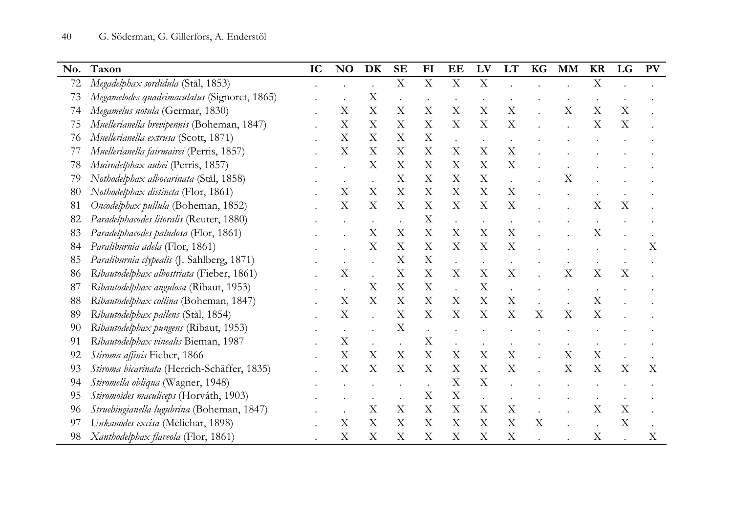| No. | Taxon | IC | NO | DK | SE | FI | EE | LV | LT | KG | MM | KR | LG | PV |
|---|---|---|---|---|---|---|---|---|---|---|---|---|---|---|
| 72 | *Megadelphax sordidula* (Stål, 1853) | . | . | . | X | X | X | X | . | . | . | X | . | . |
| 73 | *Megamelodes quadrimaculatus* (Signoret, 1865) | . | . | X | . | . | . | . | . | . | . | . | . | . |
| 74 | *Megamelus notula* (Germar, 1830) | . | X | X | X | X | X | X | X | . | X | X | X | . |
| 75 | *Muellerianella brevipennis* (Boheman, 1847) | . | X | X | X | X | X | X | X | . | . | X | X | . |
| 76 | *Muellerianella extrusa* (Scott, 1871) | . | X | X | X | X | . | . | . | . | . | . | . | . |
| 77 | *Muellerianella fairmairei* (Perris, 1857) | . | X | X | X | X | X | X | X | . | . | . | . | . |
| 78 | *Muirodelphax aubei* (Perris, 1857) | . | . | X | X | X | X | X | X | . | . | . | . | . |
| 79 | *Nothodelphax albocarinata* (Stål, 1858) | . | . | . | X | X | X | X | . | . | X | . | . | . |
| 80 | *Nothodelphax distincta* (Flor, 1861) | . | X | X | X | X | X | X | X | . | . | . | . | . |
| 81 | *Oncodelphax pullula* (Boheman, 1852) | . | X | X | X | X | X | X | X | . | . | X | X | . |
| 82 | *Paradelphacodes litoralis* (Reuter, 1880) | . | . | . | . | X | . | . | . | . | . | . | . | . |
| 83 | *Paradelphacodes paludosa* (Flor, 1861) | . | . | X | X | X | X | X | X | . | . | X | . | . |
| 84 | *Paraliburnia adela* (Flor, 1861) | . | . | X | X | X | X | X | X | . | . | . | . | X |
| 85 | *Paraliburnia clypealis* (J. Sahlberg, 1871) | . | . | . | X | X | . | . | . | . | . | . | . | . |
| 86 | *Ribautodelphax albostriata* (Fieber, 1861) | . | X | . | X | X | X | X | X | . | X | X | X | . |
| 87 | *Ribautodelphax angulosa* (Ribaut, 1953) | . | . | X | X | X | . | X | . | . | . | . | . | . |
| 88 | *Ribautodelphax collina* (Boheman, 1847) | . | X | X | X | X | X | X | X | . | . | X | . | . |
| 89 | *Ribautodelphax pallens* (Stål, 1854) | . | X | . | X | X | X | X | X | X | X | X | . | . |
| 90 | *Ribautodelphax pungens* (Ribaut, 1953) | . | . | . | X | . | . | . | . | . | . | . | . | . |
| 91 | *Ribautodelphax vinealis* Bieman, 1987 | . | X | . | . | X | . | . | . | . | . | . | . | . |
| 92 | *Stiroma affinis* Fieber, 1866 | . | X | X | X | X | X | X | X | . | X | X | . | . |
| 93 | *Stiroma bicarinata* (Herrich-Schäffer, 1835) | . | X | X | X | X | X | X | X | . | X | X | X | X |
| 94 | *Stiromella obliqua* (Wagner, 1948) | . | . | . | . | . | X | X | . | . | . | . | . | . |
| 95 | *Stiromoides maculiceps* (Horváth, 1903) | . | . | . | . | X | X | . | . | . | . | . | . | . |
| 96 | *Struebingianella lugubrina* (Boheman, 1847) | . | . | X | X | X | X | X | X | . | . | X | X | . |
| 97 | *Unkanodes excisa* (Melichar, 1898) | . | X | X | X | X | X | X | X | X | . | . | X | . |
| 98 | *Xanthodelphax flaveola* (Flor, 1861) | . | X | X | X | X | X | X | X | . | . | X | . | X |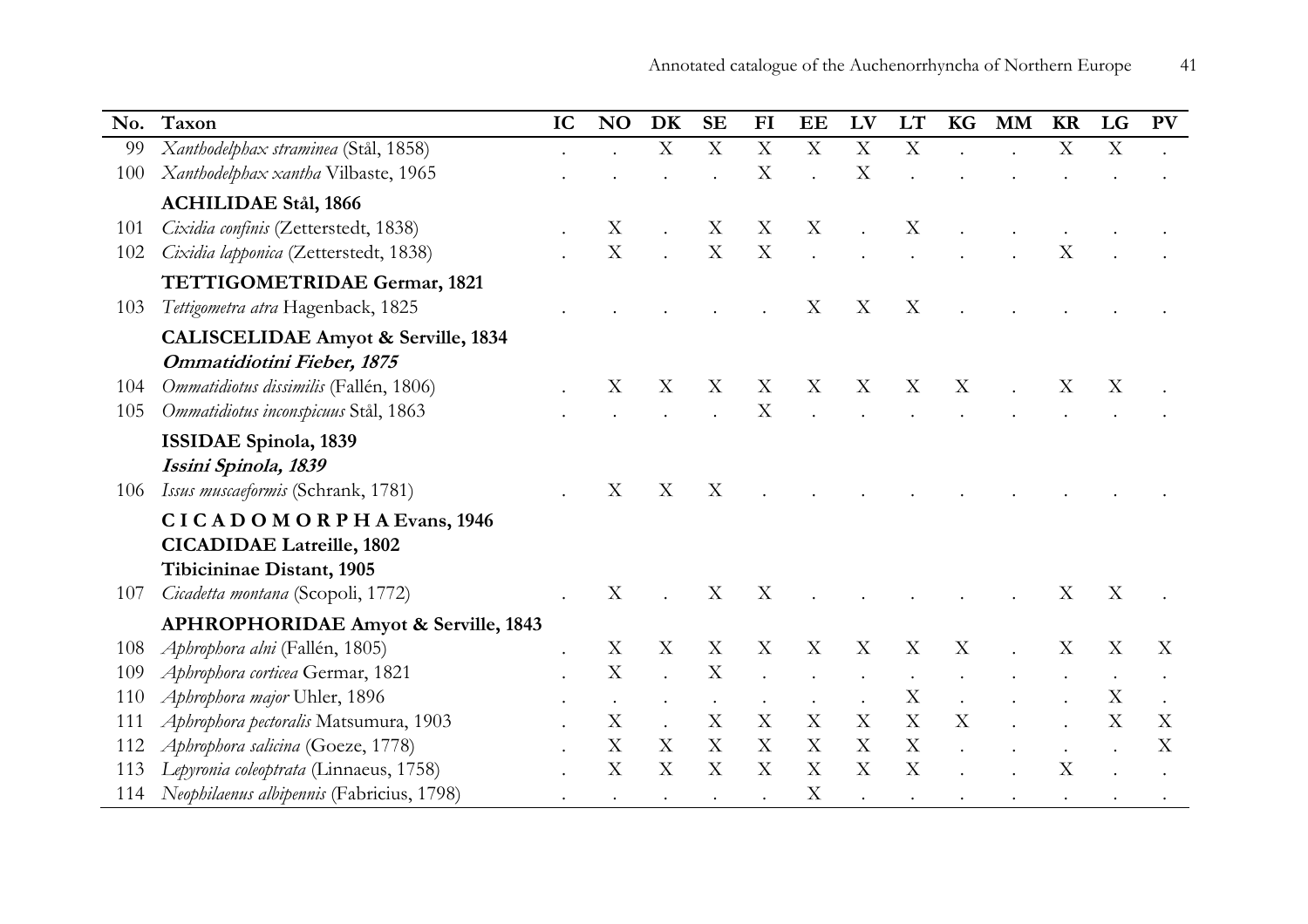| No. | Taxon | IC | NO | DK | SE | FI | EE | LV | LT | KG | MM | KR | LG | PV |
|---|---|---|---|---|---|---|---|---|---|---|---|---|---|---|
| 99 | *Xanthodelphax straminea* (Stål, 1858) | . | . | X | X | X | X | X | X | . | . | X | X | . |
| 100 | *Xanthodelphax xantha* Vilbaste, 1965 | . | . | . | . | X | . | X | . | . | . | . | . | . |
| | **ACHILIDAE Stål, 1866** | | | | | | | | | | | | | |
| 101 | *Cixidia confinis* (Zetterstedt, 1838) | . | X | . | X | X | X | . | X | . | . | . | . | . |
| 102 | *Cixidia lapponica* (Zetterstedt, 1838) | . | X | . | X | X | . | . | . | . | . | X | . | . |
| | **TETTIGOMETRIDAE Germar, 1821** | | | | | | | | | | | | | |
| 103 | *Tettigometra atra* Hagenback, 1825 | . | . | . | . | . | X | X | X | . | . | . | . | . |
| | **CALISCELIDAE Amyot & Serville, 1834** | | | | | | | | | | | | | |
| | ***Ommatidiotini Fieber, 1875*** | | | | | | | | | | | | | |
| 104 | *Ommatidiotus dissimilis* (Fallén, 1806) | . | X | X | X | X | X | X | X | X | . | X | X | . |
| 105 | *Ommatidiotus inconspicuus* Stål, 1863 | . | . | . | . | X | . | . | . | . | . | . | . | . |
| | **ISSIDAE Spinola, 1839** | | | | | | | | | | | | | |
| | ***Issini Spinola, 1839*** | | | | | | | | | | | | | |
| 106 | *Issus muscaeformis* (Schrank, 1781) | . | X | X | X | . | . | . | . | . | . | . | . | . |
| | **C I C A D O M O R P H A Evans, 1946** | | | | | | | | | | | | | |
| | **CICADIDAE Latreille, 1802** | | | | | | | | | | | | | |
| | **Tibicininae Distant, 1905** | | | | | | | | | | | | | |
| 107 | *Cicadetta montana* (Scopoli, 1772) | . | X | . | X | X | . | . | . | . | . | X | X | . |
| | **APHROPHORIDAE Amyot & Serville, 1843** | | | | | | | | | | | | | |
| 108 | *Aphrophora alni* (Fallén, 1805) | . | X | X | X | X | X | X | X | X | . | X | X | X |
| 109 | *Aphrophora corticea* Germar, 1821 | . | X | . | X | . | . | . | . | . | . | . | . | . |
| 110 | *Aphrophora major* Uhler, 1896 | . | . | . | . | . | . | . | X | . | . | . | X | . |
| 111 | *Aphrophora pectoralis* Matsumura, 1903 | . | X | . | X | X | X | X | X | X | . | . | X | X |
| 112 | *Aphrophora salicina* (Goeze, 1778) | . | X | X | X | X | X | X | X | . | . | . | . | X |
| 113 | *Lepyronia coleoptrata* (Linnaeus, 1758) | . | X | X | X | X | X | X | X | . | . | X | . | . |
| 114 | *Neophilaenus albipennis* (Fabricius, 1798) | . | . | . | . | . | X | . | . | . | . | . | . | . |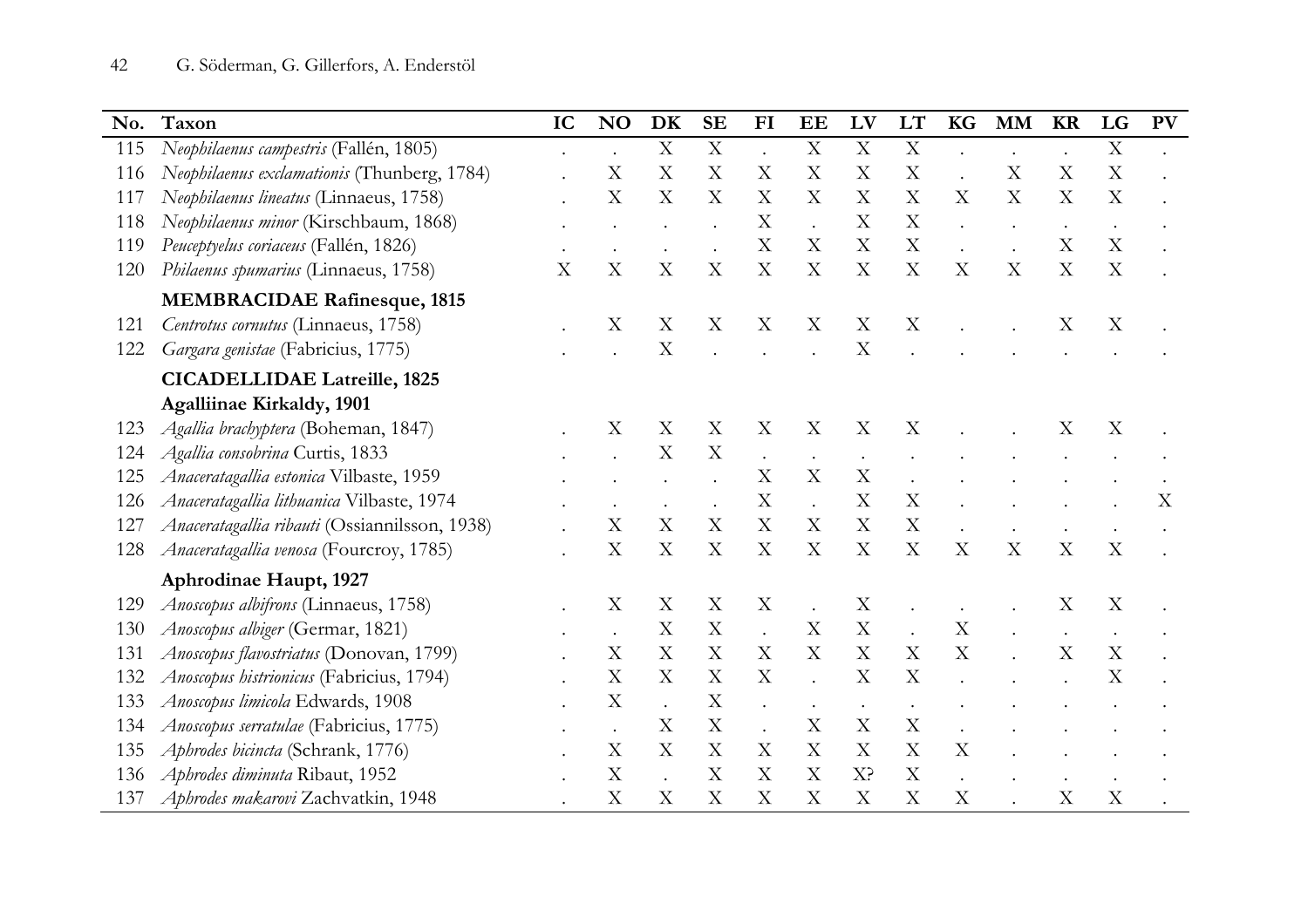| No. | Taxon | IC | NO | DK | SE | FI | EE | LV | LT | KG | MM | KR | LG | PV |
|---|---|---|---|---|---|---|---|---|---|---|---|---|---|---|
| 115 | *Neophilaenus campestris* (Fallén, 1805) | . | . | X | X | . | X | X | X | . | . | . | X | . |
| 116 | *Neophilaenus exclamationis* (Thunberg, 1784) | . | X | X | X | X | X | X | X | . | X | X | X | . |
| 117 | *Neophilaenus lineatus* (Linnaeus, 1758) | . | X | X | X | X | X | X | X | X | X | X | X | . |
| 118 | *Neophilaenus minor* (Kirschbaum, 1868) | . | . | . | . | X | . | X | X | . | . | . | . | . |
| 119 | *Peuceptyelus coriaceus* (Fallén, 1826) | . | . | . | . | X | X | X | X | . | . | X | X | . |
| 120 | *Philaenus spumarius* (Linnaeus, 1758) | X | X | X | X | X | X | X | X | X | X | X | X | . |
| | **MEMBRACIDAE Rafinesque, 1815** | | | | | | | | | | | | | |
| 121 | *Centrotus cornutus* (Linnaeus, 1758) | . | X | X | X | X | X | X | X | . | . | X | X | . |
| 122 | *Gargara genistae* (Fabricius, 1775) | . | . | X | . | . | . | X | . | . | . | . | . | . |
| | **CICADELLIDAE Latreille, 1825** | | | | | | | | | | | | | |
| | **Agalliinae Kirkaldy, 1901** | | | | | | | | | | | | | |
| 123 | *Agallia brachyptera* (Boheman, 1847) | . | X | X | X | X | X | X | X | . | . | X | X | . |
| 124 | *Agallia consobrina* Curtis, 1833 | . | . | X | X | . | . | . | . | . | . | . | . | . |
| 125 | *Anaceratagallia estonica* Vilbaste, 1959 | . | . | . | . | X | X | X | . | . | . | . | . | . |
| 126 | *Anaceratagallia lithuanica* Vilbaste, 1974 | . | . | . | . | X | . | X | X | . | . | . | . | X |
| 127 | *Anaceratagallia ribauti* (Ossiannilsson, 1938) | . | X | X | X | X | X | X | X | . | . | . | . | . |
| 128 | *Anaceratagallia venosa* (Fourcroy, 1785) | . | X | X | X | X | X | X | X | X | X | X | X | . |
| | **Aphrodinae Haupt, 1927** | | | | | | | | | | | | | |
| 129 | *Anoscopus albifrons* (Linnaeus, 1758) | . | X | X | X | X | . | X | . | . | . | X | X | . |
| 130 | *Anoscopus albiger* (Germar, 1821) | . | . | X | X | . | X | X | . | X | . | . | . | . |
| 131 | *Anoscopus flavostriatus* (Donovan, 1799) | . | X | X | X | X | X | X | X | X | . | X | X | . |
| 132 | *Anoscopus histrionicus* (Fabricius, 1794) | . | X | X | X | X | . | X | X | . | . | . | X | . |
| 133 | *Anoscopus limicola* Edwards, 1908 | . | X | . | X | . | . | . | . | . | . | . | . | . |
| 134 | *Anoscopus serratulae* (Fabricius, 1775) | . | . | X | X | . | X | X | X | . | . | . | . | . |
| 135 | *Aphrodes bicincta* (Schrank, 1776) | . | X | X | X | X | X | X | X | X | . | . | . | . |
| 136 | *Aphrodes diminuta* Ribaut, 1952 | . | X | . | X | X | X | X? | X | . | . | . | . | . |
| 137 | *Aphrodes makarovi* Zachvatkin, 1948 | . | X | X | X | X | X | X | X | X | . | X | X | . |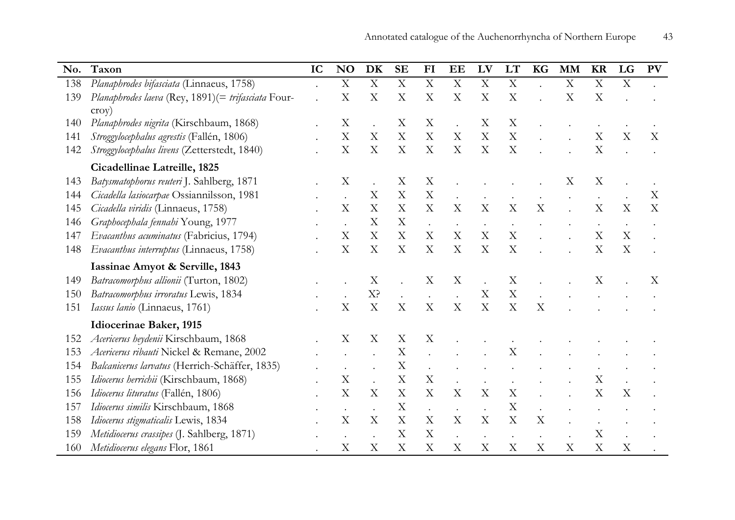| No. | Taxon | IC | NO | DK | SE | FI | EE | LV | LT | KG | MM | KR | LG | PV |
|---|---|---|---|---|---|---|---|---|---|---|---|---|---|---|
| 138 | *Planaphrodes bifasciata* (Linnaeus, 1758) | . | X | X | X | X | X | X | X | . | X | X | X | . |
| 139 | *Planaphrodes laeva* (Rey, 1891)(= *trifasciata* Fourcroy) | . | X | X | X | X | X | X | X | . | X | X | . | . |
| 140 | *Planaphrodes nigrita* (Kirschbaum, 1868) | . | X | . | X | X | . | X | X | . | . | . | . | . |
| 141 | *Stroggylocephalus agrestis* (Fallén, 1806) | . | X | X | X | X | X | X | X | . | . | X | X | X |
| 142 | *Stroggylocephalus livens* (Zetterstedt, 1840) | . | X | X | X | X | X | X | X | . | . | X | . | . |
| | **Cicadellinae Latreille, 1825** | | | | | | | | | | | | | |
| 143 | *Batysmatophorus reuteri* J. Sahlberg, 1871 | . | X | . | X | X | . | . | . | . | X | X | . | . |
| 144 | *Cicadella lasiocarpae* Ossiannilsson, 1981 | . | . | X | X | X | . | . | . | . | . | . | . | X |
| 145 | *Cicadella viridis* (Linnaeus, 1758) | . | X | X | X | X | X | X | X | X | . | X | X | X |
| 146 | *Graphocephala fennahi* Young, 1977 | . | . | X | X | . | . | . | . | . | . | . | . | . |
| 147 | *Evacanthus acuminatus* (Fabricius, 1794) | . | X | X | X | X | X | X | X | . | . | X | X | . |
| 148 | *Evacanthus interruptus* (Linnaeus, 1758) | . | X | X | X | X | X | X | X | . | . | X | X | . |
| | **Iassinae Amyot & Serville, 1843** | | | | | | | | | | | | | |
| 149 | *Batracomorphus allionii* (Turton, 1802) | . | . | X | . | X | X | . | X | . | . | X | . | X |
| 150 | *Batracomorphus irroratus* Lewis, 1834 | . | . | X? | . | . | . | X | X | . | . | . | . | . |
| 151 | *Iassus lanio* (Linnaeus, 1761) | . | X | X | X | X | X | X | X | X | . | . | . | . |
| | **Idiocerinae Baker, 1915** | | | | | | | | | | | | | |
| 152 | *Acericerus heydenii* Kirschbaum, 1868 | . | X | X | X | X | . | . | . | . | . | . | . | . |
| 153 | *Acericerus ribauti* Nickel & Remane, 2002 | . | . | . | X | . | . | . | X | . | . | . | . | . |
| 154 | *Balcanicerus larvatus* (Herrich-Schäffer, 1835) | . | . | . | X | . | . | . | . | . | . | . | . | . |
| 155 | *Idiocerus herrichii* (Kirschbaum, 1868) | . | X | . | X | X | . | . | . | . | . | X | . | . |
| 156 | *Idiocerus lituratus* (Fallén, 1806) | . | X | X | X | X | X | X | X | . | . | X | X | . |
| 157 | *Idiocerus similis* Kirschbaum, 1868 | . | . | . | X | . | . | . | X | . | . | . | . | . |
| 158 | *Idiocerus stigmaticalis* Lewis, 1834 | . | X | X | X | X | X | X | X | X | . | . | . | . |
| 159 | *Metidiocerus crassipes* (J. Sahlberg, 1871) | . | . | . | X | X | . | . | . | . | . | X | . | . |
| 160 | *Metidiocerus elegans* Flor, 1861 | . | X | X | X | X | X | X | X | X | X | X | X | . |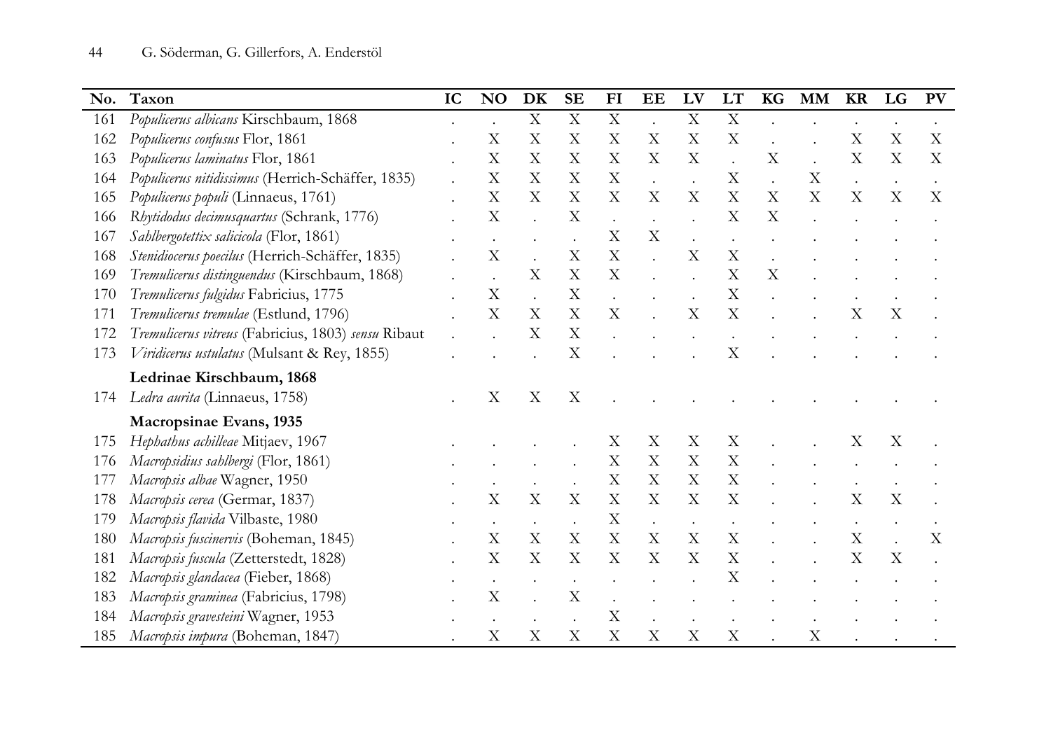| No. | Taxon | IC | NO | DK | SE | FI | EE | LV | LT | KG | MM | KR | LG | PV |
|---|---|---|---|---|---|---|---|---|---|---|---|---|---|---|
| 161 | *Populicerus albicans* Kirschbaum, 1868 | . | . | X | X | X | . | X | X | . | . | . | . | . |
| 162 | *Populicerus confusus* Flor, 1861 | . | X | X | X | X | X | X | X | . | . | X | X | X |
| 163 | *Populicerus laminatus* Flor, 1861 | . | X | X | X | X | X | X | . | X | . | X | X | X |
| 164 | *Populicerus nitidissimus* (Herrich-Schäffer, 1835) | . | X | X | X | X | . | . | X | . | X | . | . | . |
| 165 | *Populicerus populi* (Linnaeus, 1761) | . | X | X | X | X | X | X | X | X | X | X | X | X |
| 166 | *Rhytidodus decimusquartus* (Schrank, 1776) | . | X | . | X | . | . | . | X | X | . | . | . | . |
| 167 | *Sahlbergotettix salicicola* (Flor, 1861) | . | . | . | . | X | X | . | . | . | . | . | . | . |
| 168 | *Stenidiocerus poecilus* (Herrich-Schäffer, 1835) | . | X | . | X | X | . | X | X | . | . | . | . | . |
| 169 | *Tremulicerus distinguendus* (Kirschbaum, 1868) | . | . | X | X | X | . | . | X | X | . | . | . | . |
| 170 | *Tremulicerus fulgidus* Fabricius, 1775 | . | X | . | X | . | . | . | X | . | . | . | . | . |
| 171 | *Tremulicerus tremulae* (Estlund, 1796) | . | X | X | X | X | . | X | X | . | . | X | X | . |
| 172 | *Tremulicerus vitreus* (Fabricius, 1803) *sensu* Ribaut | . | . | X | X | . | . | . | . | . | . | . | . | . |
| 173 | *Viridicerus ustulatus* (Mulsant & Rey, 1855) | . | . | . | X | . | . | . | X | . | . | . | . | . |
| | **Ledrinae Kirschbaum, 1868** | | | | | | | | | | | | | |
| 174 | *Ledra aurita* (Linnaeus, 1758) | . | X | X | X | . | . | . | . | . | . | . | . | . |
| | **Macropsinae Evans, 1935** | | | | | | | | | | | | | |
| 175 | *Hephathus achilleae* Mitjaev, 1967 | . | . | . | . | X | X | X | X | . | . | X | X | . |
| 176 | *Macropsidius sahlbergi* (Flor, 1861) | . | . | . | . | X | X | X | X | . | . | . | . | . |
| 177 | *Macropsis albae* Wagner, 1950 | . | . | . | . | X | X | X | X | . | . | . | . | . |
| 178 | *Macropsis cerea* (Germar, 1837) | . | X | X | X | X | X | X | X | . | . | X | X | . |
| 179 | *Macropsis flavida* Vilbaste, 1980 | . | . | . | . | X | . | . | . | . | . | . | . | . |
| 180 | *Macropsis fuscinervis* (Boheman, 1845) | . | X | X | X | X | X | X | X | . | . | X | . | X |
| 181 | *Macropsis fuscula* (Zetterstedt, 1828) | . | X | X | X | X | X | X | X | . | . | X | X | . |
| 182 | *Macropsis glandacea* (Fieber, 1868) | . | . | . | . | . | . | . | X | . | . | . | . | . |
| 183 | *Macropsis graminea* (Fabricius, 1798) | . | X | . | X | . | . | . | . | . | . | . | . | . |
| 184 | *Macropsis gravesteini* Wagner, 1953 | . | . | . | . | X | . | . | . | . | . | . | . | . |
| 185 | *Macropsis impura* (Boheman, 1847) | . | X | X | X | X | X | X | X | . | X | . | . | . |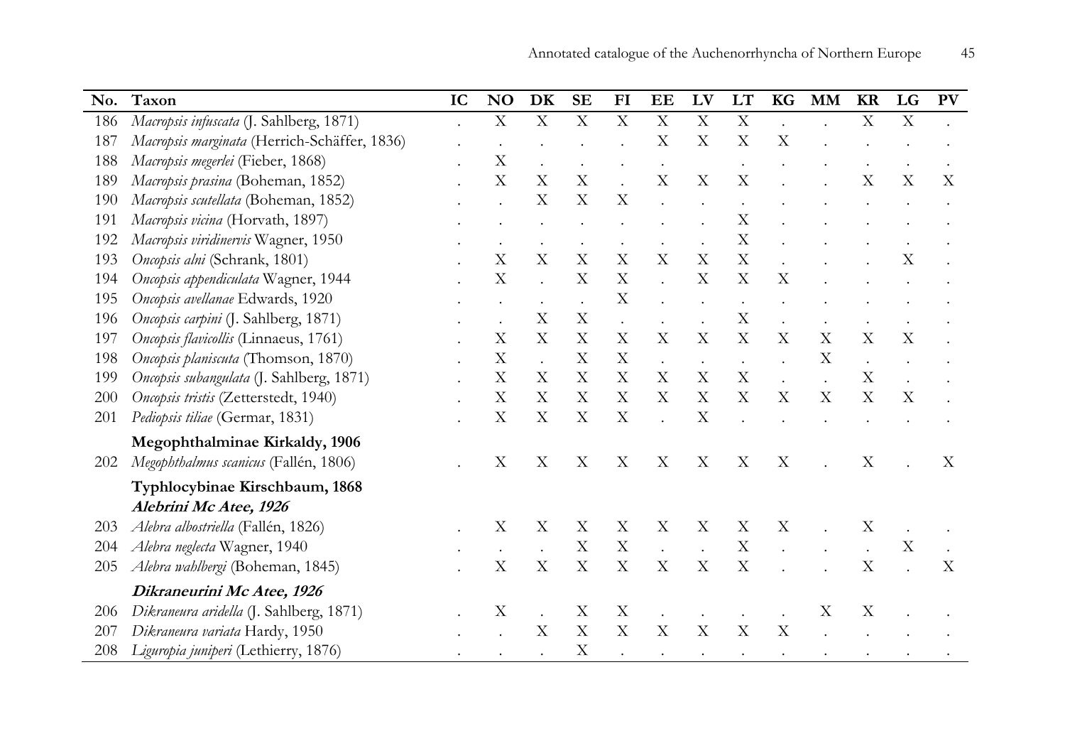| No. | Taxon | IC | NO | DK | SE | FI | EE | LV | LT | KG | MM | KR | LG | PV |
|---|---|---|---|---|---|---|---|---|---|---|---|---|---|---|
| 186 | *Macropsis infuscata* (J. Sahlberg, 1871) | . | X | X | X | X | X | X | X | . | . | X | X | . |
| 187 | *Macropsis marginata* (Herrich-Schäffer, 1836) | . | . | . | . | . | X | X | X | X | . | . | . | . |
| 188 | *Macropsis megerlei* (Fieber, 1868) | . | X | . | . | . | . | . | . | . | . | . | . | . |
| 189 | *Macropsis prasina* (Boheman, 1852) | . | X | X | X | . | X | X | X | . | . | X | X | X |
| 190 | *Macropsis scutellata* (Boheman, 1852) | . | . | X | X | X | . | . | . | . | . | . | . | . |
| 191 | *Macropsis vicina* (Horvath, 1897) | . | . | . | . | . | . | . | X | . | . | . | . | . |
| 192 | *Macropsis viridinervis* Wagner, 1950 | . | . | . | . | . | . | . | X | . | . | . | . | . |
| 193 | *Oncopsis alni* (Schrank, 1801) | . | X | X | X | X | X | X | X | . | . | . | X | . |
| 194 | *Oncopsis appendiculata* Wagner, 1944 | . | X | . | X | X | . | X | X | X | . | . | . | . |
| 195 | *Oncopsis avellanae* Edwards, 1920 | . | . | . | . | X | . | . | . | . | . | . | . | . |
| 196 | *Oncopsis carpini* (J. Sahlberg, 1871) | . | . | X | X | . | . | . | X | . | . | . | . | . |
| 197 | *Oncopsis flavicollis* (Linnaeus, 1761) | . | X | X | X | X | X | X | X | X | X | X | X | . |
| 198 | *Oncopsis planiscuta* (Thomson, 1870) | . | X | . | X | X | . | . | . | . | X | . | . | . |
| 199 | *Oncopsis subangulata* (J. Sahlberg, 1871) | . | X | X | X | X | X | X | X | . | . | X | . | . |
| 200 | *Oncopsis tristis* (Zetterstedt, 1940) | . | X | X | X | X | X | X | X | X | X | X | X | . |
| 201 | *Pediopsis tiliae* (Germar, 1831) | . | X | X | X | X | . | X | . | . | . | . | . | . |
| | **Megophthalminae Kirkaldy, 1906** | | | | | | | | | | | | | |
| 202 | *Megophthalmus scanicus* (Fallén, 1806) | . | X | X | X | X | X | X | X | X | . | X | . | X |
| | **Typhlocybinae Kirschbaum, 1868** | | | | | | | | | | | | | |
| | ***Alebrini Mc Atee, 1926*** | | | | | | | | | | | | | |
| 203 | *Alebra albostriella* (Fallén, 1826) | . | X | X | X | X | X | X | X | X | . | X | . | . |
| 204 | *Alebra neglecta* Wagner, 1940 | . | . | . | X | X | . | . | X | . | . | . | X | . |
| 205 | *Alebra wahlbergi* (Boheman, 1845) | . | X | X | X | X | X | X | X | . | . | X | . | X |
| | ***Dikraneurini Mc Atee, 1926*** | | | | | | | | | | | | | |
| 206 | *Dikraneura aridella* (J. Sahlberg, 1871) | . | X | . | X | X | . | . | . | . | X | X | . | . |
| 207 | *Dikraneura variata* Hardy, 1950 | . | . | X | X | X | X | X | X | X | . | . | . | . |
| 208 | *Liguropia juniperi* (Lethierry, 1876) | . | . | . | X | . | . | . | . | . | . | . | . | . |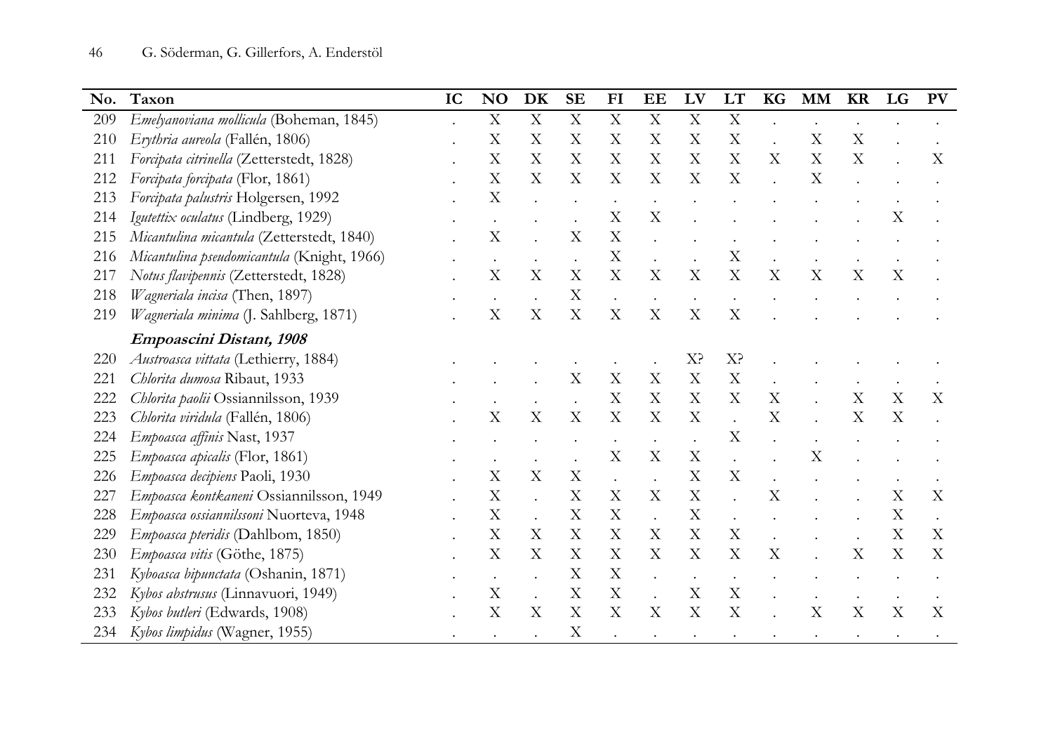| No. | Taxon | IC | NO | DK | SE | FI | EE | LV | LT | KG | MM | KR | LG | PV |
|---|---|---|---|---|---|---|---|---|---|---|---|---|---|---|
| 209 | *Emelyanoviana mollicula* (Boheman, 1845) | . | X | X | X | X | X | X | X | . | . | . | . | . |
| 210 | *Erythria aureola* (Fallén, 1806) | . | X | X | X | X | X | X | X | . | X | X | . | . |
| 211 | *Forcipata citrinella* (Zetterstedt, 1828) | . | X | X | X | X | X | X | X | X | X | X | . | X |
| 212 | *Forcipata forcipata* (Flor, 1861) | . | X | X | X | X | X | X | X | . | X | . | . | . |
| 213 | *Forcipata palustris* Holgersen, 1992 | . | X | . | . | . | . | . | . | . | . | . | . | . |
| 214 | *Igutettix oculatus* (Lindberg, 1929) | . | . | . | . | X | X | . | . | . | . | . | X | . |
| 215 | *Micantulina micantula* (Zetterstedt, 1840) | . | X | . | X | X | . | . | . | . | . | . | . | . |
| 216 | *Micantulina pseudomicantula* (Knight, 1966) | . | . | . | . | X | . | . | X | . | . | . | . | . |
| 217 | *Notus flavipennis* (Zetterstedt, 1828) | . | X | X | X | X | X | X | X | X | X | X | X | . |
| 218 | *Wagneriala incisa* (Then, 1897) | . | . | . | X | . | . | . | . | . | . | . | . | . |
| 219 | *Wagneriala minima* (J. Sahlberg, 1871) | . | X | X | X | X | X | X | X | . | . | . | . | . |
| | ***Empoascini* Distant, 1908** | | | | | | | | | | | | | |
| 220 | *Austroasca vittata* (Lethierry, 1884) | . | . | . | . | . | . | X? | X? | . | . | . | . | . |
| 221 | *Chlorita dumosa* Ribaut, 1933 | . | . | . | X | X | X | X | X | . | . | . | . | . |
| 222 | *Chlorita paolii* Ossiannilsson, 1939 | . | . | . | . | X | X | X | X | X | . | X | X | X |
| 223 | *Chlorita viridula* (Fallén, 1806) | . | X | X | X | X | X | X | . | X | . | X | X | . |
| 224 | *Empoasca affinis* Nast, 1937 | . | . | . | . | . | . | . | X | . | . | . | . | . |
| 225 | *Empoasca apicalis* (Flor, 1861) | . | . | . | . | X | X | X | . | . | X | . | . | . |
| 226 | *Empoasca decipiens* Paoli, 1930 | . | X | X | X | . | . | X | X | . | . | . | . | . |
| 227 | *Empoasca kontkaneni* Ossiannilsson, 1949 | . | X | . | X | X | X | X | . | X | . | . | X | X |
| 228 | *Empoasca ossiannilssoni* Nuorteva, 1948 | . | X | . | X | X | . | X | . | . | . | . | X | . |
| 229 | *Empoasca pteridis* (Dahlbom, 1850) | . | X | X | X | X | X | X | X | . | . | . | X | X |
| 230 | *Empoasca vitis* (Göthe, 1875) | . | X | X | X | X | X | X | X | X | . | X | X | X |
| 231 | *Kyboasca bipunctata* (Oshanin, 1871) | . | . | . | X | X | . | . | . | . | . | . | . | . |
| 232 | *Kybos abstrusus* (Linnavuori, 1949) | . | X | . | X | X | . | X | X | . | . | . | . | . |
| 233 | *Kybos butleri* (Edwards, 1908) | . | X | X | X | X | X | X | X | . | X | X | X | X |
| 234 | *Kybos limpidus* (Wagner, 1955) | . | . | . | X | . | . | . | . | . | . | . | . | . |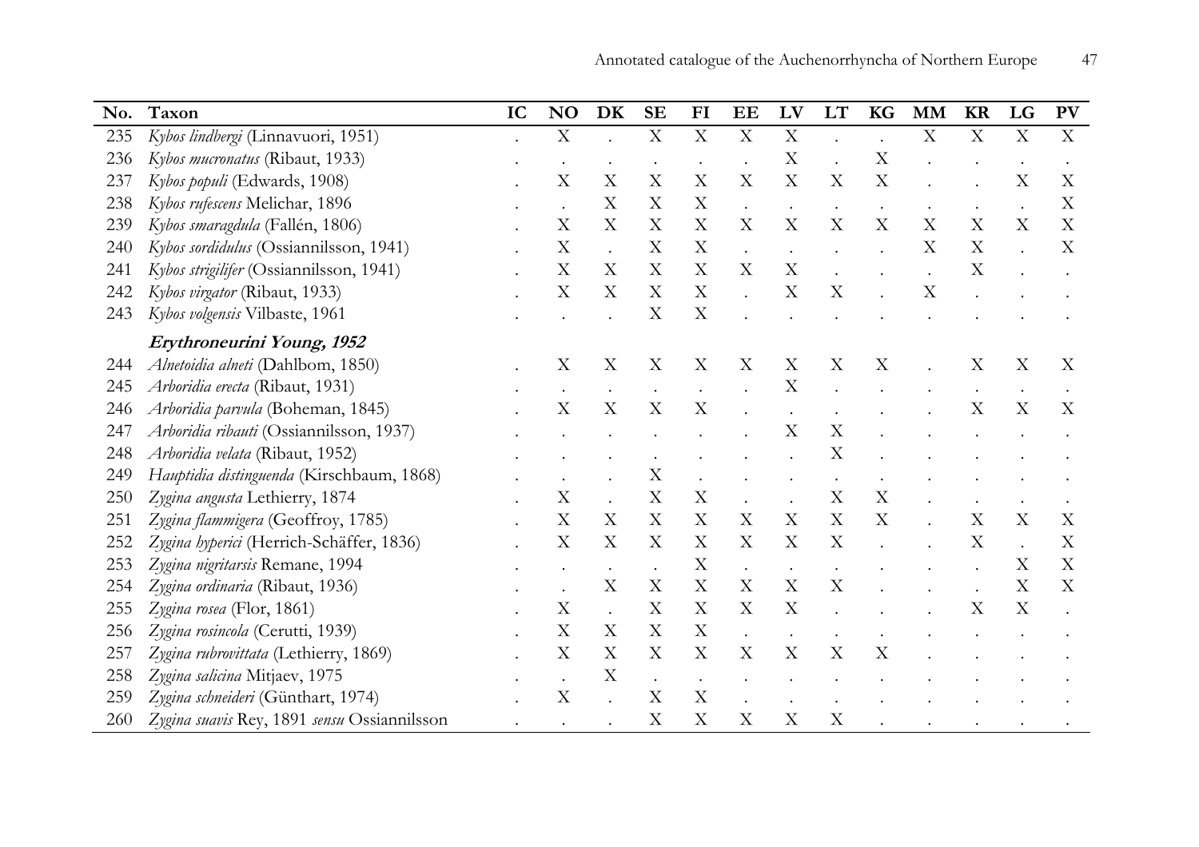| No. | Taxon | IC | NO | DK | SE | FI | EE | LV | LT | KG | MM | KR | LG | PV |
|---|---|---|---|---|---|---|---|---|---|---|---|---|---|---|
| 235 | *Kybos lindbergi* (Linnavuori, 1951) | . | X | . | X | X | X | X | . | . | X | X | X | X |
| 236 | *Kybos mucronatus* (Ribaut, 1933) | . | . | . | . | . | . | X | . | X | . | . | . | . |
| 237 | *Kybos populi* (Edwards, 1908) | . | X | X | X | X | X | X | X | X | . | . | X | X |
| 238 | *Kybos rufescens* Melichar, 1896 | . | . | X | X | X | . | . | . | . | . | . | . | X |
| 239 | *Kybos smaragdula* (Fallén, 1806) | . | X | X | X | X | X | X | X | X | X | X | X | X |
| 240 | *Kybos sordidulus* (Ossiannilsson, 1941) | . | X | . | X | X | . | . | . | . | X | X | . | X |
| 241 | *Kybos strigilifer* (Ossiannilsson, 1941) | . | X | X | X | X | X | X | . | . | . | X | . | . |
| 242 | *Kybos virgator* (Ribaut, 1933) | . | X | X | X | X | . | X | X | . | X | . | . | . |
| 243 | *Kybos volgensis* Vilbaste, 1961 | . | . | . | X | X | . | . | . | . | . | . | . | . |
| | ***Erythroneurini* Young, 1952** | | | | | | | | | | | | | |
| 244 | *Alnetoidia alneti* (Dahlbom, 1850) | . | X | X | X | X | X | X | X | X | . | X | X | X |
| 245 | *Arboridia erecta* (Ribaut, 1931) | . | . | . | . | . | . | X | . | . | . | . | . | . |
| 246 | *Arboridia parvula* (Boheman, 1845) | . | X | X | X | X | . | . | . | . | . | X | X | X |
| 247 | *Arboridia ribauti* (Ossiannilsson, 1937) | . | . | . | . | . | . | X | X | . | . | . | . | . |
| 248 | *Arboridia velata* (Ribaut, 1952) | . | . | . | . | . | . | . | X | . | . | . | . | . |
| 249 | *Hauptidia distinguenda* (Kirschbaum, 1868) | . | . | . | X | . | . | . | . | . | . | . | . | . |
| 250 | *Zygina angusta* Lethierry, 1874 | . | X | . | X | X | . | . | X | X | . | . | . | . |
| 251 | *Zygina flammigera* (Geoffroy, 1785) | . | X | X | X | X | X | X | X | X | . | X | X | X |
| 252 | *Zygina hyperici* (Herrich-Schäffer, 1836) | . | X | X | X | X | X | X | X | . | . | X | . | X |
| 253 | *Zygina nigritarsis* Remane, 1994 | . | . | . | . | X | . | . | . | . | . | . | X | X |
| 254 | *Zygina ordinaria* (Ribaut, 1936) | . | . | X | X | X | X | X | X | . | . | . | X | X |
| 255 | *Zygina rosea* (Flor, 1861) | . | X | . | X | X | X | X | . | . | . | X | X | . |
| 256 | *Zygina rosincola* (Cerutti, 1939) | . | X | X | X | X | . | . | . | . | . | . | . | . |
| 257 | *Zygina rubrovittata* (Lethierry, 1869) | . | X | X | X | X | X | X | X | X | . | . | . | . |
| 258 | *Zygina salicina* Mitjaev, 1975 | . | . | X | . | . | . | . | . | . | . | . | . | . |
| 259 | *Zygina schneideri* (Günthart, 1974) | . | X | . | X | X | . | . | . | . | . | . | . | . |
| 260 | *Zygina suavis* Rey, 1891 *sensu* Ossiannilsson | . | . | . | X | X | X | X | X | . | . | . | . | . |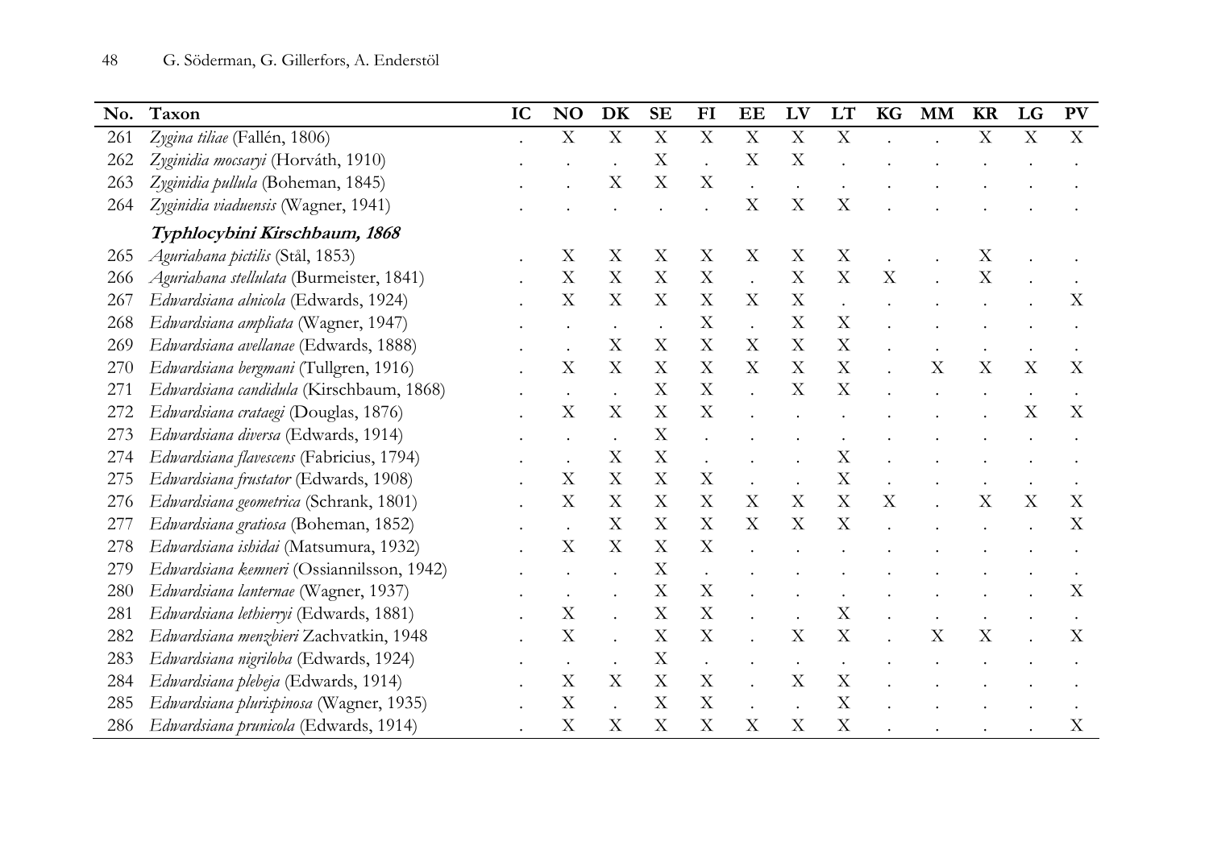| No. | Taxon | IC | NO | DK | SE | FI | EE | LV | LT | KG | MM | KR | LG | PV |
|---|---|---|---|---|---|---|---|---|---|---|---|---|---|---|
| 261 | *Zygina tiliae* (Fallén, 1806) | . | X | X | X | X | X | X | X | . | . | X | X | X |
| 262 | *Zyginidia mocsaryi* (Horváth, 1910) | . | . | . | X | . | X | X | . | . | . | . | . | . |
| 263 | *Zyginidia pullula* (Boheman, 1845) | . | . | X | X | X | . | . | . | . | . | . | . | . |
| 264 | *Zyginidia viaduensis* (Wagner, 1941) | . | . | . | . | . | X | X | X | . | . | . | . | . |
| | ***Typhlocybini Kirschbaum, 1868*** | | | | | | | | | | | | | |
| 265 | *Aguriahana pictilis* (Stål, 1853) | . | X | X | X | X | X | X | X | . | . | X | . | . |
| 266 | *Aguriahana stellulata* (Burmeister, 1841) | . | X | X | X | X | . | X | X | X | . | X | . | . |
| 267 | *Edwardsiana alnicola* (Edwards, 1924) | . | X | X | X | X | X | X | . | . | . | . | . | X |
| 268 | *Edwardsiana ampliata* (Wagner, 1947) | . | . | . | . | X | . | X | X | . | . | . | . | . |
| 269 | *Edwardsiana avellanae* (Edwards, 1888) | . | . | X | X | X | X | X | X | . | . | . | . | . |
| 270 | *Edwardsiana bergmani* (Tullgren, 1916) | . | X | X | X | X | X | X | X | . | X | X | X | X |
| 271 | *Edwardsiana candidula* (Kirschbaum, 1868) | . | . | . | X | X | . | X | X | . | . | . | . | . |
| 272 | *Edwardsiana crataegi* (Douglas, 1876) | . | X | X | X | X | . | . | . | . | . | . | X | X |
| 273 | *Edwardsiana diversa* (Edwards, 1914) | . | . | . | X | . | . | . | . | . | . | . | . | . |
| 274 | *Edwardsiana flavescens* (Fabricius, 1794) | . | . | X | X | . | . | . | X | . | . | . | . | . |
| 275 | *Edwardsiana frustator* (Edwards, 1908) | . | X | X | X | X | . | . | X | . | . | . | . | . |
| 276 | *Edwardsiana geometrica* (Schrank, 1801) | . | X | X | X | X | X | X | X | X | . | X | X | X |
| 277 | *Edwardsiana gratiosa* (Boheman, 1852) | . | . | X | X | X | X | X | X | . | . | . | . | X |
| 278 | *Edwardsiana ishidai* (Matsumura, 1932) | . | X | X | X | X | . | . | . | . | . | . | . | . |
| 279 | *Edwardsiana kemneri* (Ossiannilsson, 1942) | . | . | . | X | . | . | . | . | . | . | . | . | . |
| 280 | *Edwardsiana lanternae* (Wagner, 1937) | . | . | . | X | X | . | . | . | . | . | . | . | X |
| 281 | *Edwardsiana lethierryi* (Edwards, 1881) | . | X | . | X | X | . | . | X | . | . | . | . | . |
| 282 | *Edwardsiana menzbieri* Zachvatkin, 1948 | . | X | . | X | X | . | X | X | . | X | X | . | X |
| 283 | *Edwardsiana nigriloba* (Edwards, 1924) | . | . | . | X | . | . | . | . | . | . | . | . | . |
| 284 | *Edwardsiana plebeja* (Edwards, 1914) | . | X | X | X | X | . | X | X | . | . | . | . | . |
| 285 | *Edwardsiana plurispinosa* (Wagner, 1935) | . | X | . | X | X | . | . | X | . | . | . | . | . |
| 286 | *Edwardsiana prunicola* (Edwards, 1914) | . | X | X | X | X | X | X | X | . | . | . | . | X |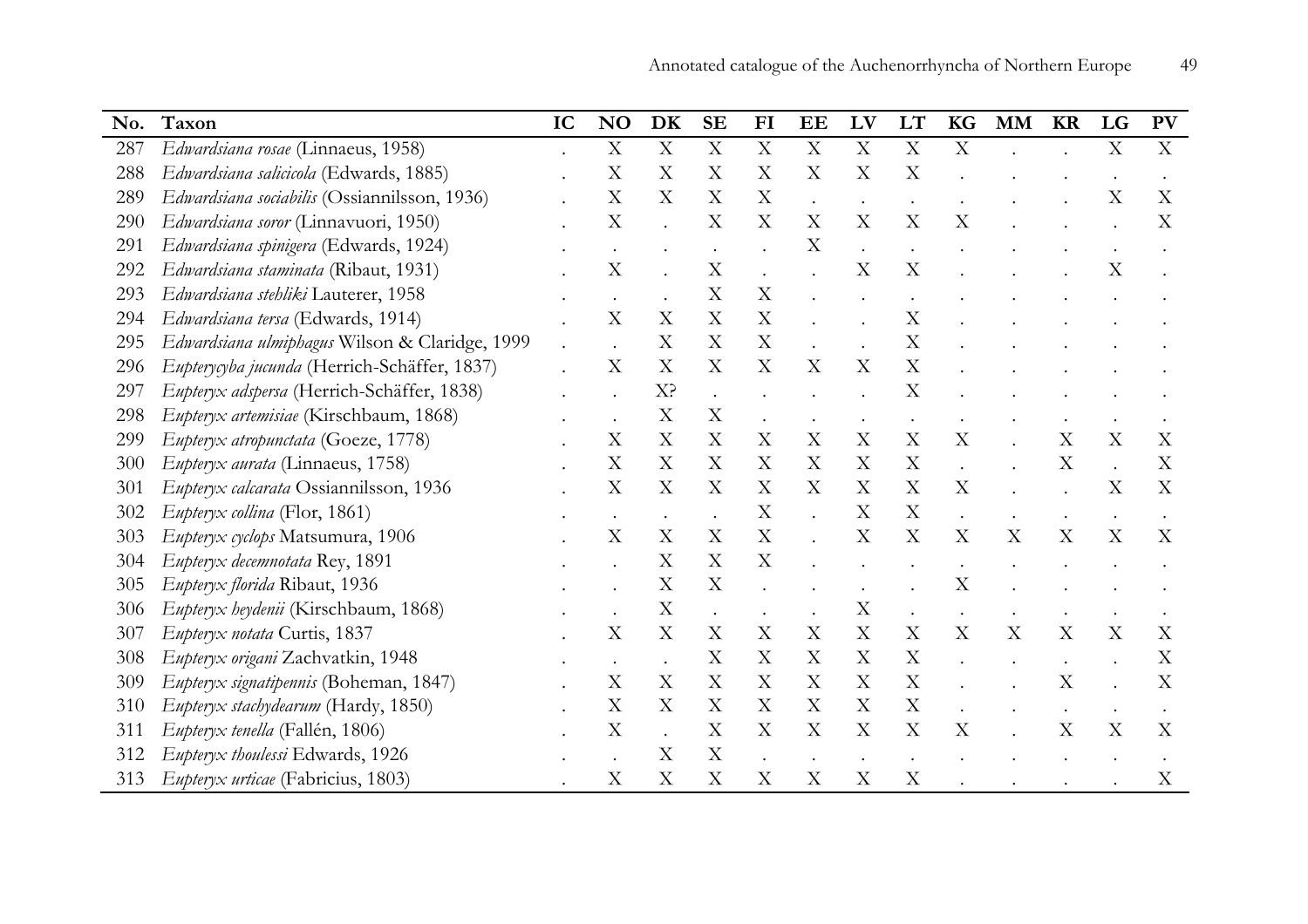| No. | Taxon | IC | NO | DK | SE | FI | EE | LV | LT | KG | MM | KR | LG | PV |
|---|---|---|---|---|---|---|---|---|---|---|---|---|---|---|
| 287 | *Edwardsiana rosae* (Linnaeus, 1958) | . | X | X | X | X | X | X | X | X | . | . | X | X |
| 288 | *Edwardsiana salicicola* (Edwards, 1885) | . | X | X | X | X | X | X | X | . | . | . | . | . |
| 289 | *Edwardsiana sociabilis* (Ossiannilsson, 1936) | . | X | X | X | X | . | . | . | . | . | . | X | X |
| 290 | *Edwardsiana soror* (Linnavuori, 1950) | . | X | . | X | X | X | X | X | X | . | . | . | X |
| 291 | *Edwardsiana spinigera* (Edwards, 1924) | . | . | . | . | . | X | . | . | . | . | . | . | . |
| 292 | *Edwardsiana staminata* (Ribaut, 1931) | . | X | . | X | . | . | X | X | . | . | . | X | . |
| 293 | *Edwardsiana stehliki* Lauterer, 1958 | . | . | . | X | X | . | . | . | . | . | . | . | . |
| 294 | *Edwardsiana tersa* (Edwards, 1914) | . | X | X | X | X | . | . | X | . | . | . | . | . |
| 295 | *Edwardsiana ulmiphagus* Wilson & Claridge, 1999 | . | . | X | X | X | . | . | X | . | . | . | . | . |
| 296 | *Eupterycyba jucunda* (Herrich-Schäffer, 1837) | . | X | X | X | X | X | X | X | . | . | . | . | . |
| 297 | *Eupteryx adspersa* (Herrich-Schäffer, 1838) | . | . | X? | . | . | . | . | X | . | . | . | . | . |
| 298 | *Eupteryx artemisiae* (Kirschbaum, 1868) | . | . | X | X | . | . | . | . | . | . | . | . | . |
| 299 | *Eupteryx atropunctata* (Goeze, 1778) | . | X | X | X | X | X | X | X | X | . | X | X | X |
| 300 | *Eupteryx aurata* (Linnaeus, 1758) | . | X | X | X | X | X | X | X | . | . | X | . | X |
| 301 | *Eupteryx calcarata* Ossiannilsson, 1936 | . | X | X | X | X | X | X | X | X | . | . | X | X |
| 302 | *Eupteryx collina* (Flor, 1861) | . | . | . | . | X | . | X | X | . | . | . | . | . |
| 303 | *Eupteryx cyclops* Matsumura, 1906 | . | X | X | X | X | . | X | X | X | X | X | X | X |
| 304 | *Eupteryx decemnotata* Rey, 1891 | . | . | X | X | X | . | . | . | . | . | . | . | . |
| 305 | *Eupteryx florida* Ribaut, 1936 | . | . | X | X | . | . | . | . | X | . | . | . | . |
| 306 | *Eupteryx heydenii* (Kirschbaum, 1868) | . | . | X | . | . | . | X | . | . | . | . | . | . |
| 307 | *Eupteryx notata* Curtis, 1837 | . | X | X | X | X | X | X | X | X | X | X | X | X |
| 308 | *Eupteryx origani* Zachvatkin, 1948 | . | . | . | X | X | X | X | X | . | . | . | . | X |
| 309 | *Eupteryx signatipennis* (Boheman, 1847) | . | X | X | X | X | X | X | X | . | . | X | . | X |
| 310 | *Eupteryx stachydearum* (Hardy, 1850) | . | X | X | X | X | X | X | X | . | . | . | . | . |
| 311 | *Eupteryx tenella* (Fallén, 1806) | . | X | . | X | X | X | X | X | X | . | X | X | X |
| 312 | *Eupteryx thoulessi* Edwards, 1926 | . | . | X | X | . | . | . | . | . | . | . | . | . |
| 313 | *Eupteryx urticae* (Fabricius, 1803) | . | X | X | X | X | X | X | X | . | . | . | . | X |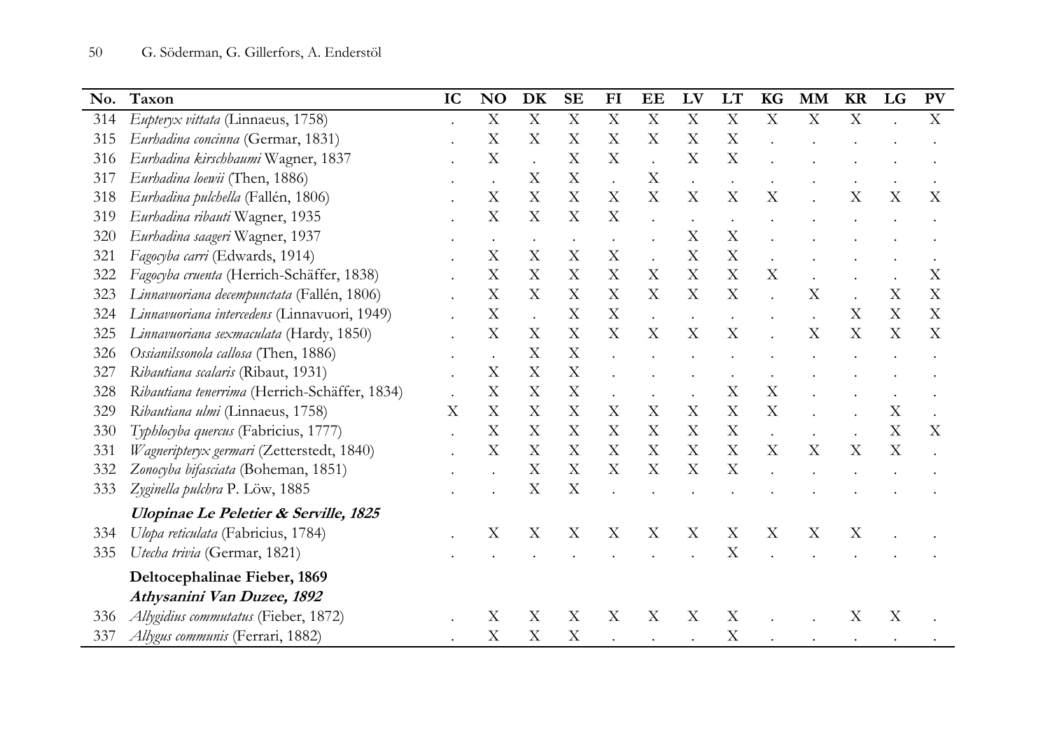| No. | Taxon | IC | NO | DK | SE | FI | EE | LV | LT | KG | MM | KR | LG | PV |
|---|---|---|---|---|---|---|---|---|---|---|---|---|---|---|
| 314 | *Eupteryx vittata* (Linnaeus, 1758) | . | X | X | X | X | X | X | X | X | X | X | . | X |
| 315 | *Eurhadina concinna* (Germar, 1831) | . | X | X | X | X | X | X | X | . | . | . | . | . |
| 316 | *Eurhadina kirschbaumi* Wagner, 1837 | . | X | . | X | X | . | X | X | . | . | . | . | . |
| 317 | *Eurhadina loewii* (Then, 1886) | . | . | X | X | . | X | . | . | . | . | . | . | . |
| 318 | *Eurhadina pulchella* (Fallén, 1806) | . | X | X | X | X | X | X | X | X | . | X | X | X |
| 319 | *Eurhadina ribauti* Wagner, 1935 | . | X | X | X | X | . | . | . | . | . | . | . | . |
| 320 | *Eurhadina saageri* Wagner, 1937 | . | . | . | . | . | . | X | X | . | . | . | . | . |
| 321 | *Fagocyba carri* (Edwards, 1914) | . | X | X | X | X | . | X | X | . | . | . | . | . |
| 322 | *Fagocyba cruenta* (Herrich-Schäffer, 1838) | . | X | X | X | X | X | X | X | X | . | . | . | X |
| 323 | *Linnavuoriana decempunctata* (Fallén, 1806) | . | X | X | X | X | X | X | X | . | X | . | X | X |
| 324 | *Linnavuoriana intercedens* (Linnavuori, 1949) | . | X | . | X | X | . | . | . | . | . | X | X | X |
| 325 | *Linnavuoriana sexmaculata* (Hardy, 1850) | . | X | X | X | X | X | X | X | . | X | X | X | X |
| 326 | *Ossianilssonola callosa* (Then, 1886) | . | . | X | X | . | . | . | . | . | . | . | . | . |
| 327 | *Ribautiana scalaris* (Ribaut, 1931) | . | X | X | X | . | . | . | . | . | . | . | . | . |
| 328 | *Ribautiana tenerrima* (Herrich-Schäffer, 1834) | . | X | X | X | . | . | . | X | X | . | . | . | . |
| 329 | *Ribautiana ulmi* (Linnaeus, 1758) | X | X | X | X | X | X | X | X | X | . | . | X | . |
| 330 | *Typhlocyba quercus* (Fabricius, 1777) | . | X | X | X | X | X | X | X | . | . | . | X | X |
| 331 | *Wagneripteryx germari* (Zetterstedt, 1840) | . | X | X | X | X | X | X | X | X | X | X | X | . |
| 332 | *Zonocyba bifasciata* (Boheman, 1851) | . | . | X | X | X | X | X | X | . | . | . | . | . |
| 333 | *Zyginella pulchra* P. Löw, 1885 | . | . | X | X | . | . | . | . | . | . | . | . | . |
| | ***Ulopinae Le Peletier & Serville, 1825*** | | | | | | | | | | | | | |
| 334 | *Ulopa reticulata* (Fabricius, 1784) | . | X | X | X | X | X | X | X | X | X | X | . | . |
| 335 | *Utecha trivia* (Germar, 1821) | . | . | . | . | . | . | . | X | . | . | . | . | . |
| | **Deltocephalinae Fieber, 1869** | | | | | | | | | | | | | |
| | ***Athysanini Van Duzee, 1892*** | | | | | | | | | | | | | |
| 336 | *Allygidius commutatus* (Fieber, 1872) | . | X | X | X | X | X | X | X | . | . | X | X | . |
| 337 | *Allygus communis* (Ferrari, 1882) | . | X | X | X | . | . | . | X | . | . | . | . | . |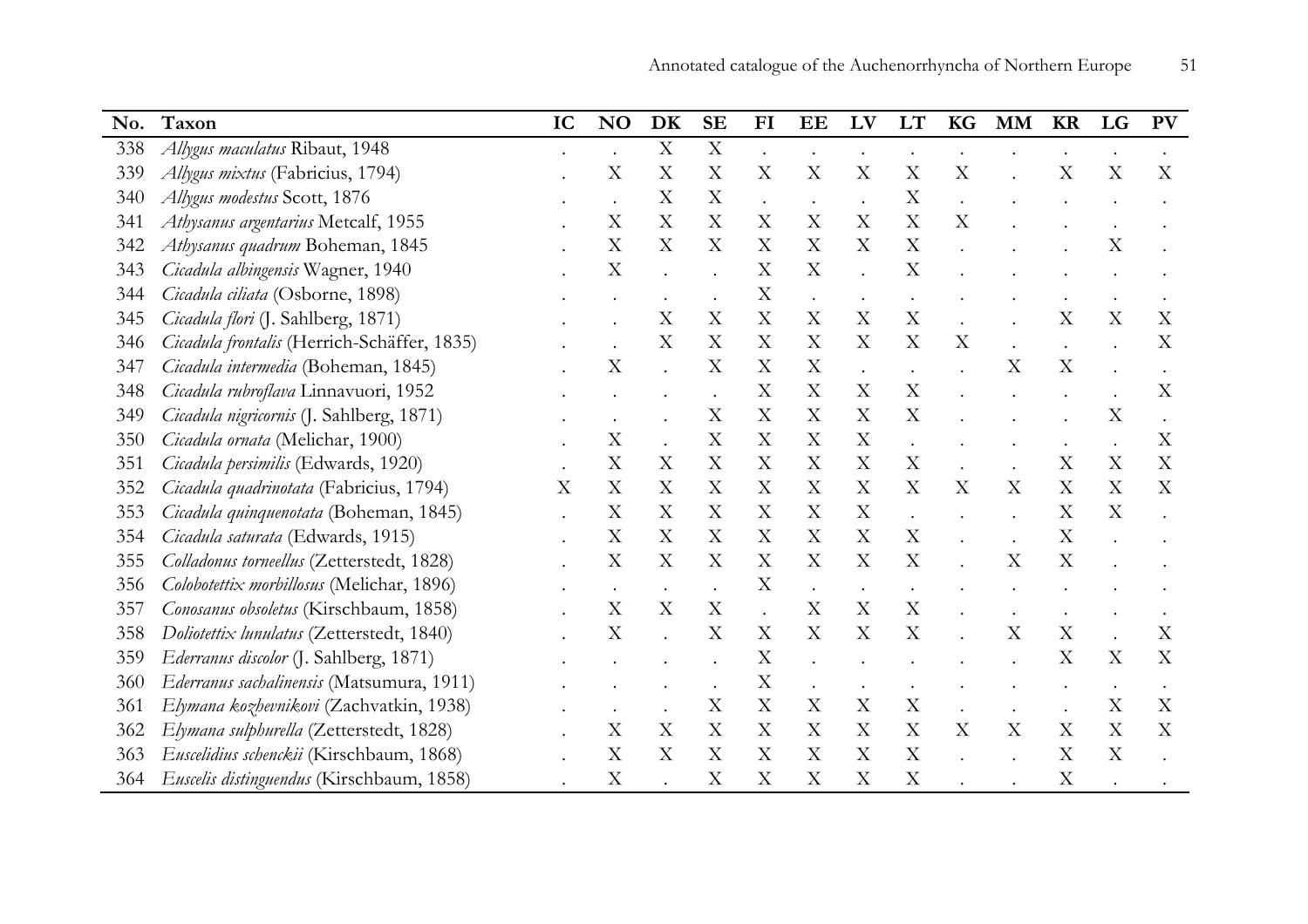| No. | Taxon | IC | NO | DK | SE | FI | EE | LV | LT | KG | MM | KR | LG | PV |
|---|---|---|---|---|---|---|---|---|---|---|---|---|---|---|
| 338 | *Allygus maculatus* Ribaut, 1948 | . | . | X | X | . | . | . | . | . | . | . | . | . |
| 339 | *Allygus mixtus* (Fabricius, 1794) | . | X | X | X | X | X | X | X | X | . | X | X | X |
| 340 | *Allygus modestus* Scott, 1876 | . | . | X | X | . | . | . | X | . | . | . | . | . |
| 341 | *Athysanus argentarius* Metcalf, 1955 | . | X | X | X | X | X | X | X | X | . | . | . | . |
| 342 | *Athysanus quadrum* Boheman, 1845 | . | X | X | X | X | X | X | X | . | . | . | X | . |
| 343 | *Cicadula albingensis* Wagner, 1940 | . | X | . | . | X | X | . | X | . | . | . | . | . |
| 344 | *Cicadula ciliata* (Osborne, 1898) | . | . | . | . | X | . | . | . | . | . | . | . | . |
| 345 | *Cicadula flori* (J. Sahlberg, 1871) | . | . | X | X | X | X | X | X | . | . | X | X | X |
| 346 | *Cicadula frontalis* (Herrich-Schäffer, 1835) | . | . | X | X | X | X | X | X | X | . | . | . | X |
| 347 | *Cicadula intermedia* (Boheman, 1845) | . | X | . | X | X | X | . | . | . | X | X | . | . |
| 348 | *Cicadula rubroflava* Linnavuori, 1952 | . | . | . | . | X | X | X | X | . | . | . | . | X |
| 349 | *Cicadula nigricornis* (J. Sahlberg, 1871) | . | . | . | X | X | X | X | X | . | . | . | X | . |
| 350 | *Cicadula ornata* (Melichar, 1900) | . | X | . | X | X | X | X | . | . | . | . | . | X |
| 351 | *Cicadula persimilis* (Edwards, 1920) | . | X | X | X | X | X | X | X | . | . | X | X | X |
| 352 | *Cicadula quadrinotata* (Fabricius, 1794) | X | X | X | X | X | X | X | X | X | X | X | X | X |
| 353 | *Cicadula quinquenotata* (Boheman, 1845) | . | X | X | X | X | X | X | . | . | . | X | X | . |
| 354 | *Cicadula saturata* (Edwards, 1915) | . | X | X | X | X | X | X | X | . | . | X | . | . |
| 355 | *Colladonus torneellus* (Zetterstedt, 1828) | . | X | X | X | X | X | X | X | . | X | X | . | . |
| 356 | *Colobotettix morbillosus* (Melichar, 1896) | . | . | . | . | X | . | . | . | . | . | . | . | . |
| 357 | *Conosanus obsoletus* (Kirschbaum, 1858) | . | X | X | X | . | X | X | X | . | . | . | . | . |
| 358 | *Doliotettix lunulatus* (Zetterstedt, 1840) | . | X | . | X | X | X | X | X | . | X | X | . | X |
| 359 | *Ederranus discolor* (J. Sahlberg, 1871) | . | . | . | . | X | . | . | . | . | . | X | X | X |
| 360 | *Ederranus sachalinensis* (Matsumura, 1911) | . | . | . | . | X | . | . | . | . | . | . | . | . |
| 361 | *Elymana kozhevnikovi* (Zachvatkin, 1938) | . | . | . | X | X | X | X | X | . | . | . | X | X |
| 362 | *Elymana sulphurella* (Zetterstedt, 1828) | . | X | X | X | X | X | X | X | X | X | X | X | X |
| 363 | *Euscelidius schenckii* (Kirschbaum, 1868) | . | X | X | X | X | X | X | X | . | . | X | X | . |
| 364 | *Euscelis distinguendus* (Kirschbaum, 1858) | . | X | . | X | X | X | X | X | . | . | X | . | . |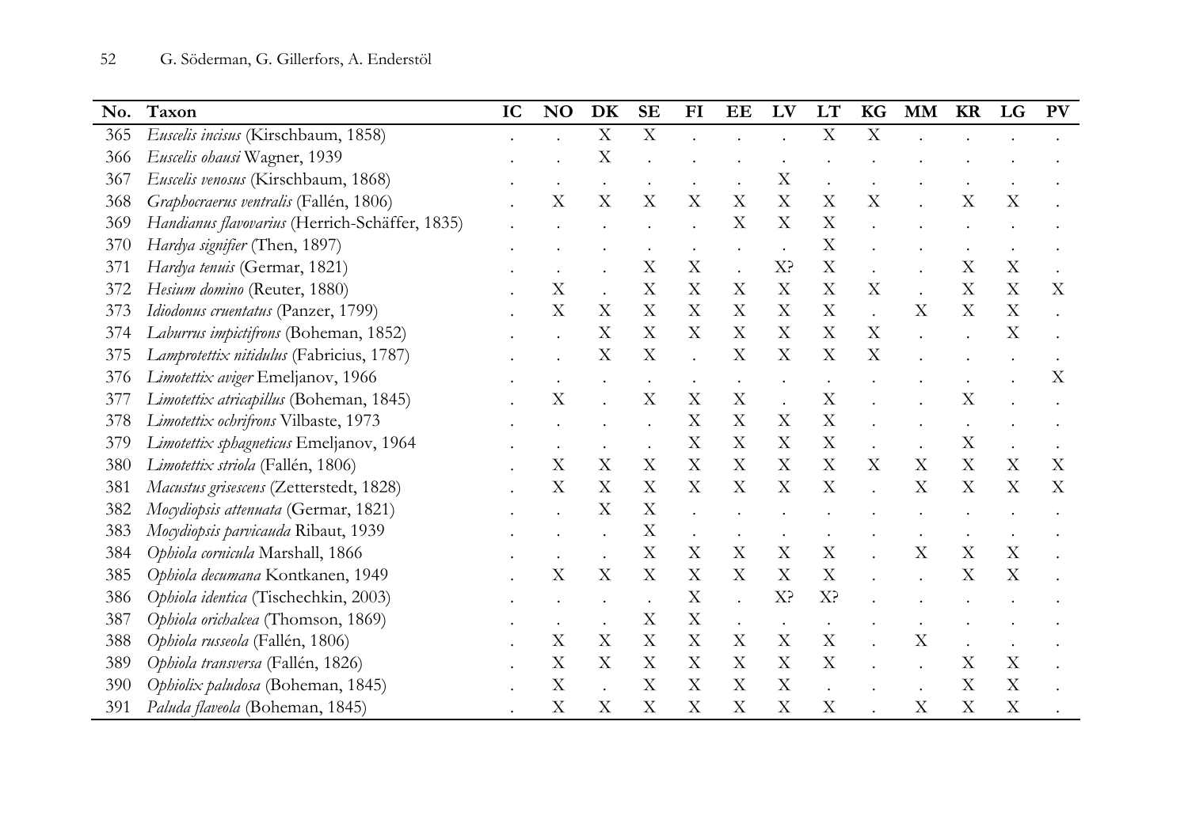| No. | Taxon | IC | NO | DK | SE | FI | EE | LV | LT | KG | MM | KR | LG | PV |
|---|---|---|---|---|---|---|---|---|---|---|---|---|---|---|
| 365 | *Euscelis incisus* (Kirschbaum, 1858) | . | . | X | X | . | . | . | X | X | . | . | . | . |
| 366 | *Euscelis ohausi* Wagner, 1939 | . | . | X | . | . | . | . | . | . | . | . | . | . |
| 367 | *Euscelis venosus* (Kirschbaum, 1868) | . | . | . | . | . | . | X | . | . | . | . | . | . |
| 368 | *Graphocraerus ventralis* (Fallén, 1806) | . | X | X | X | X | X | X | X | X | . | X | X | . |
| 369 | *Handianus flavovarius* (Herrich-Schäffer, 1835) | . | . | . | . | . | X | X | X | . | . | . | . | . |
| 370 | *Hardya signifier* (Then, 1897) | . | . | . | . | . | . | . | X | . | . | . | . | . |
| 371 | *Hardya tenuis* (Germar, 1821) | . | . | . | X | X | . | X? | X | . | . | X | X | . |
| 372 | *Hesium domino* (Reuter, 1880) | . | X | . | X | X | X | X | X | X | . | X | X | X |
| 373 | *Idiodonus cruentatus* (Panzer, 1799) | . | X | X | X | X | X | X | X | . | X | X | X | . |
| 374 | *Laburrus impictifrons* (Boheman, 1852) | . | . | X | X | X | X | X | X | X | . | . | X | . |
| 375 | *Lamprotettix nitidulus* (Fabricius, 1787) | . | . | X | X | . | X | X | X | X | . | . | . | . |
| 376 | *Limotettix aviger* Emeljanov, 1966 | . | . | . | . | . | . | . | . | . | . | . | . | X |
| 377 | *Limotettix atricapillus* (Boheman, 1845) | . | X | . | X | X | X | . | X | . | . | X | . | . |
| 378 | *Limotettix ochrifrons* Vilbaste, 1973 | . | . | . | . | X | X | X | X | . | . | . | . | . |
| 379 | *Limotettix sphagneticus* Emeljanov, 1964 | . | . | . | . | X | X | X | X | . | . | X | . | . |
| 380 | *Limotettix striola* (Fallén, 1806) | . | X | X | X | X | X | X | X | X | X | X | X | X |
| 381 | *Macustus grisescens* (Zetterstedt, 1828) | . | X | X | X | X | X | X | X | . | X | X | X | X |
| 382 | *Mocydiopsis attenuata* (Germar, 1821) | . | . | X | X | . | . | . | . | . | . | . | . | . |
| 383 | *Mocydiopsis parvicauda* Ribaut, 1939 | . | . | . | X | . | . | . | . | . | . | . | . | . |
| 384 | *Ophiola cornicula* Marshall, 1866 | . | . | . | X | X | X | X | X | . | X | X | X | . |
| 385 | *Ophiola decumana* Kontkanen, 1949 | . | X | X | X | X | X | X | X | . | . | X | X | . |
| 386 | *Ophiola identica* (Tischechkin, 2003) | . | . | . | . | X | . | X? | X? | . | . | . | . | . |
| 387 | *Ophiola orichalcea* (Thomson, 1869) | . | . | . | X | X | . | . | . | . | . | . | . | . |
| 388 | *Ophiola russeola* (Fallén, 1806) | . | X | X | X | X | X | X | X | . | X | . | . | . |
| 389 | *Ophiola transversa* (Fallén, 1826) | . | X | X | X | X | X | X | X | . | . | X | X | . |
| 390 | *Ophiolix paludosa* (Boheman, 1845) | . | X | . | X | X | X | X | . | . | . | X | X | . |
| 391 | *Paluda flaveola* (Boheman, 1845) | . | X | X | X | X | X | X | X | . | X | X | X | . |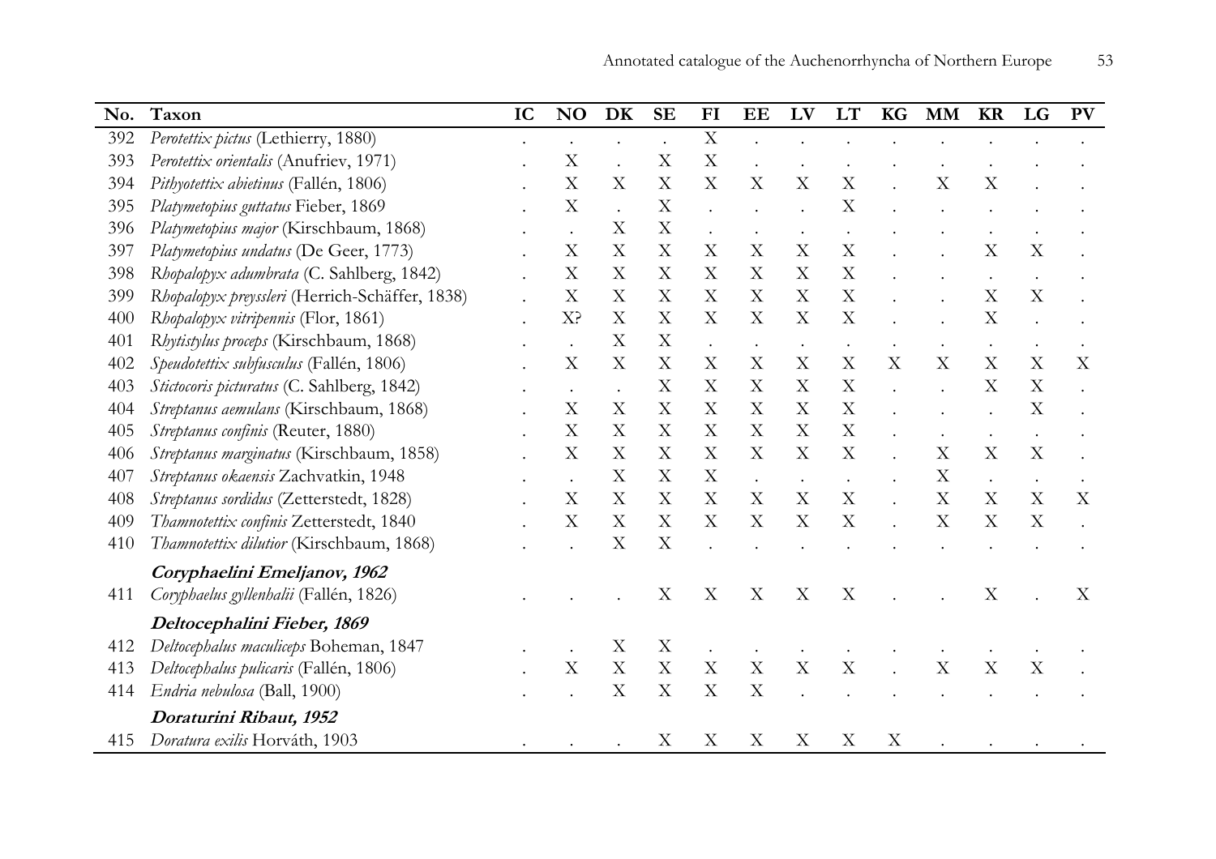| No. | Taxon | IC | NO | DK | SE | FI | EE | LV | LT | KG | MM | KR | LG | PV |
|---|---|---|---|---|---|---|---|---|---|---|---|---|---|---|
| 392 | *Perotettix pictus* (Lethierry, 1880) | . | . | . | . | X | . | . | . | . | . | . | . | . |
| 393 | *Perotettix orientalis* (Anufriev, 1971) | . | X | . | X | X | . | . | . | . | . | . | . | . |
| 394 | *Pithyotettix abietinus* (Fallén, 1806) | . | X | X | X | X | X | X | X | . | X | X | . | . |
| 395 | *Platymetopius guttatus* Fieber, 1869 | . | X | . | X | . | . | . | X | . | . | . | . | . |
| 396 | *Platymetopius major* (Kirschbaum, 1868) | . | . | X | X | . | . | . | . | . | . | . | . | . |
| 397 | *Platymetopius undatus* (De Geer, 1773) | . | X | X | X | X | X | X | X | . | . | X | X | . |
| 398 | *Rhopalopyx adumbrata* (C. Sahlberg, 1842) | . | X | X | X | X | X | X | X | . | . | . | . | . |
| 399 | *Rhopalopyx preyssleri* (Herrich-Schäffer, 1838) | . | X | X | X | X | X | X | X | . | . | X | X | . |
| 400 | *Rhopalopyx vitripennis* (Flor, 1861) | . | X? | X | X | X | X | X | X | . | . | X | . | . |
| 401 | *Rhytistylus proceps* (Kirschbaum, 1868) | . | . | X | X | . | . | . | . | . | . | . | . | . |
| 402 | *Speudotettix subfusculus* (Fallén, 1806) | . | X | X | X | X | X | X | X | X | X | X | X | X |
| 403 | *Stictocoris picturatus* (C. Sahlberg, 1842) | . | . | . | X | X | X | X | X | . | . | X | X | . |
| 404 | *Streptanus aemulans* (Kirschbaum, 1868) | . | X | X | X | X | X | X | X | . | . | . | X | . |
| 405 | *Streptanus confinis* (Reuter, 1880) | . | X | X | X | X | X | X | X | . | . | . | . | . |
| 406 | *Streptanus marginatus* (Kirschbaum, 1858) | . | X | X | X | X | X | X | X | . | X | X | X | . |
| 407 | *Streptanus okaensis* Zachvatkin, 1948 | . | . | X | X | X | . | . | . | . | X | . | . | . |
| 408 | *Streptanus sordidus* (Zetterstedt, 1828) | . | X | X | X | X | X | X | X | . | X | X | X | X |
| 409 | *Thamnotettix confinis* Zetterstedt, 1840 | . | X | X | X | X | X | X | X | . | X | X | X | . |
| 410 | *Thamnotettix dilutior* (Kirschbaum, 1868) | . | . | X | X | . | . | . | . | . | . | . | . | . |
| | ***Coryphaelini* Emeljanov, 1962** | | | | | | | | | | | | | |
| 411 | *Coryphaelus gyllenhalii* (Fallén, 1826) | . | . | . | X | X | X | X | X | . | . | X | . | X |
| | ***Deltocephalini* Fieber, 1869** | | | | | | | | | | | | | |
| 412 | *Deltocephalus maculiceps* Boheman, 1847 | . | . | X | X | . | . | . | . | . | . | . | . | . |
| 413 | *Deltocephalus pulicaris* (Fallén, 1806) | . | X | X | X | X | X | X | X | . | X | X | X | . |
| 414 | *Endria nebulosa* (Ball, 1900) | . | . | X | X | X | X | . | . | . | . | . | . | . |
| | ***Doraturini* Ribaut, 1952** | | | | | | | | | | | | | |
| 415 | *Doratura exilis* Horváth, 1903 | . | . | . | X | X | X | X | X | X | . | . | . | . |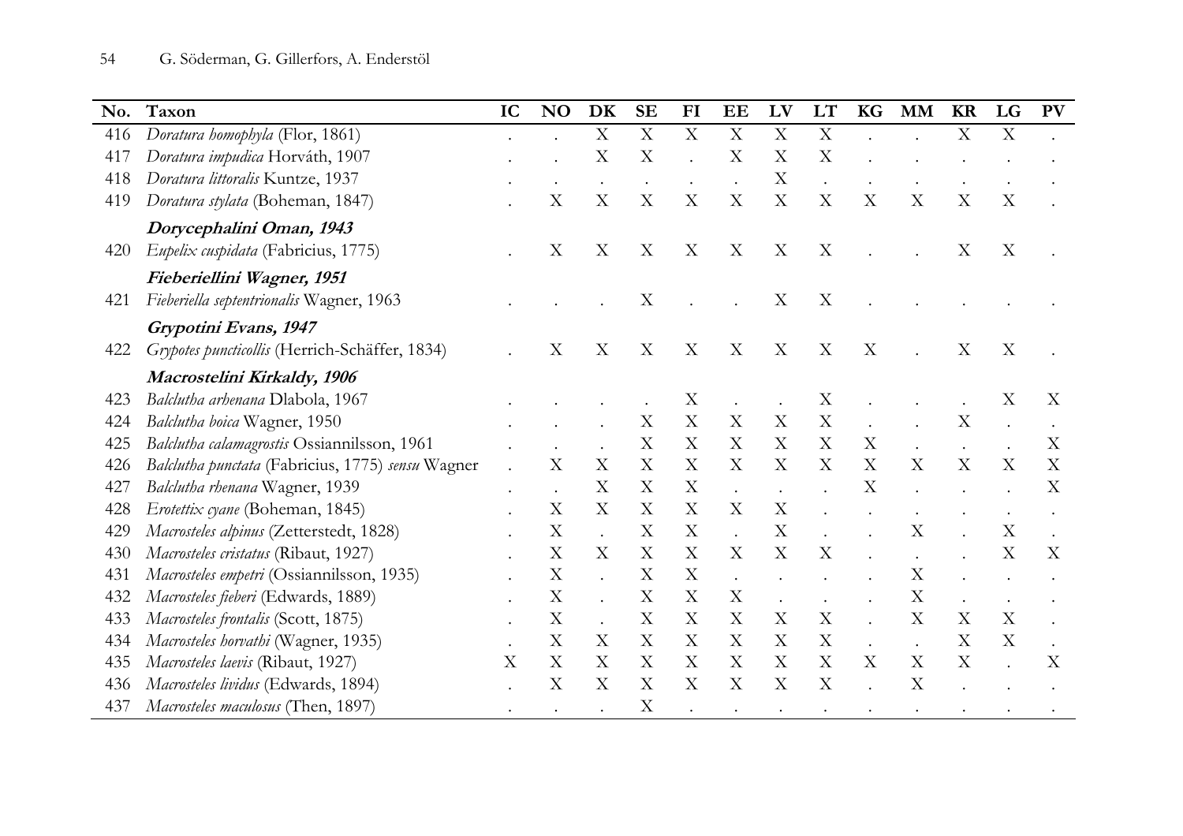| No. | Taxon | IC | NO | DK | SE | FI | EE | LV | LT | KG | MM | KR | LG | PV |
|---|---|---|---|---|---|---|---|---|---|---|---|---|---|---|
| 416 | *Doratura homophyla* (Flor, 1861) | . | . | X | X | X | X | X | X | . | . | X | X | . |
| 417 | *Doratura impudica* Horváth, 1907 | . | . | X | X | . | X | X | X | . | . | . | . | . |
| 418 | *Doratura littoralis* Kuntze, 1937 | . | . | . | . | . | . | X | . | . | . | . | . | . |
| 419 | *Doratura stylata* (Boheman, 1847) | . | X | X | X | X | X | X | X | X | X | X | X | . |
| | ***Dorycephalini* Oman, 1943** | | | | | | | | | | | | | |
| 420 | *Eupelix cuspidata* (Fabricius, 1775) | . | X | X | X | X | X | X | X | . | . | X | X | . |
| | ***Fieberiellini* Wagner, 1951** | | | | | | | | | | | | | |
| 421 | *Fieberiella septentrionalis* Wagner, 1963 | . | . | . | X | . | . | X | X | . | . | . | . | . |
| | ***Grypotini* Evans, 1947** | | | | | | | | | | | | | |
| 422 | *Grypotes puncticollis* (Herrich-Schäffer, 1834) | . | X | X | X | X | X | X | X | X | . | X | X | . |
| | ***Macrostelini* Kirkaldy, 1906** | | | | | | | | | | | | | |
| 423 | *Balclutha arhenana* Dlabola, 1967 | . | . | . | . | X | . | . | X | . | . | . | X | X |
| 424 | *Balclutha boica* Wagner, 1950 | . | . | . | X | X | X | X | X | . | . | X | . | . |
| 425 | *Balclutha calamagrostis* Ossiannilsson, 1961 | . | . | . | X | X | X | X | X | X | . | . | . | X |
| 426 | *Balclutha punctata* (Fabricius, 1775) *sensu* Wagner | . | X | X | X | X | X | X | X | X | X | X | X | X |
| 427 | *Balclutha rhenana* Wagner, 1939 | . | . | X | X | X | . | . | . | X | . | . | . | X |
| 428 | *Erotettix cyane* (Boheman, 1845) | . | X | X | X | X | X | X | . | . | . | . | . | . |
| 429 | *Macrosteles alpinus* (Zetterstedt, 1828) | . | X | . | X | X | . | X | . | . | X | . | X | . |
| 430 | *Macrosteles cristatus* (Ribaut, 1927) | . | X | X | X | X | X | X | X | . | . | . | X | X |
| 431 | *Macrosteles empetri* (Ossiannilsson, 1935) | . | X | . | X | X | . | . | . | . | X | . | . | . |
| 432 | *Macrosteles fieberi* (Edwards, 1889) | . | X | . | X | X | X | . | . | . | X | . | . | . |
| 433 | *Macrosteles frontalis* (Scott, 1875) | . | X | . | X | X | X | X | X | . | X | X | X | . |
| 434 | *Macrosteles horvathi* (Wagner, 1935) | . | X | X | X | X | X | X | X | . | . | X | X | . |
| 435 | *Macrosteles laevis* (Ribaut, 1927) | X | X | X | X | X | X | X | X | X | X | X | . | X |
| 436 | *Macrosteles lividus* (Edwards, 1894) | . | X | X | X | X | X | X | X | . | X | . | . | . |
| 437 | *Macrosteles maculosus* (Then, 1897) | . | . | . | X | . | . | . | . | . | . | . | . | . |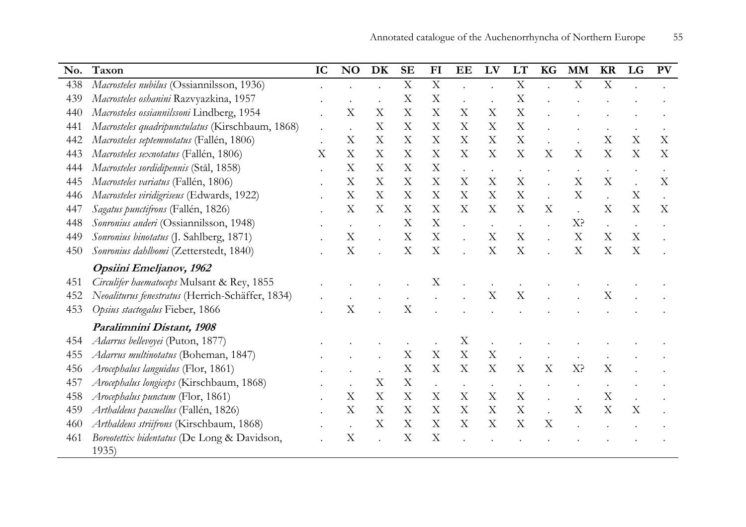| No. | Taxon | IC | NO | DK | SE | FI | EE | LV | LT | KG | MM | KR | LG | PV |
|---|---|---|---|---|---|---|---|---|---|---|---|---|---|---|
| 438 | *Macrosteles nubilus* (Ossiannilsson, 1936) | . | . | . | X | X | . | . | X | . | X | X | . | . |
| 439 | *Macrosteles oshanini* Razvyazkina, 1957 | . | . | . | X | X | . | . | X | . | . | . | . | . |
| 440 | *Macrosteles ossiannilssoni* Lindberg, 1954 | . | X | X | X | X | X | X | X | . | . | . | . | . |
| 441 | *Macrosteles quadripunctulatus* (Kirschbaum, 1868) | . | . | X | X | X | X | X | X | . | . | . | . | . |
| 442 | *Macrosteles septemnotatus* (Fallén, 1806) | . | X | X | X | X | X | X | X | . | . | X | X | X |
| 443 | *Macrosteles sexnotatus* (Fallén, 1806) | X | X | X | X | X | X | X | X | X | X | X | X | X |
| 444 | *Macrosteles sordidipennis* (Stål, 1858) | . | X | X | X | X | . | . | . | . | . | . | . | . |
| 445 | *Macrosteles variatus* (Fallén, 1806) | . | X | X | X | X | X | X | X | . | X | X | . | X |
| 446 | *Macrosteles viridigriseus* (Edwards, 1922) | . | X | X | X | X | X | X | X | . | X | . | X | . |
| 447 | *Sagatus punctifrons* (Fallén, 1826) | . | X | X | X | X | X | X | X | X | . | X | X | X |
| 448 | *Sonronius anderi* (Ossiannilsson, 1948) | . | . | . | X | X | . | . | . | . | X? | . | . | . |
| 449 | *Sonronius binotatus* (J. Sahlberg, 1871) | . | X | . | X | X | . | X | X | . | X | X | X | . |
| 450 | *Sonronius dahlbomi* (Zetterstedt, 1840) | . | X | . | X | X | . | X | X | . | X | X | X | . |
| | ***Opsiini Emeljanov, 1962*** | | | | | | | | | | | | | |
| 451 | *Circulifer haematoceps* Mulsant & Rey, 1855 | . | . | . | . | X | . | . | . | . | . | . | . | . |
| 452 | *Neoaliturus fenestratus* (Herrich-Schäffer, 1834) | . | . | . | . | . | . | X | X | . | . | X | . | . |
| 453 | *Opsius stactogalus* Fieber, 1866 | . | X | . | X | . | . | . | . | . | . | . | . | . |
| | ***Paralimnini Distant, 1908*** | | | | | | | | | | | | | |
| 454 | *Adarrus bellevoyei* (Puton, 1877) | . | . | . | . | . | X | . | . | . | . | . | . | . |
| 455 | *Adarrus multinotatus* (Boheman, 1847) | . | . | . | X | X | X | X | . | . | . | . | . | . |
| 456 | *Arocephalus languidus* (Flor, 1861) | . | . | . | X | X | X | X | X | X | X? | X | . | . |
| 457 | *Arocephalus longiceps* (Kirschbaum, 1868) | . | . | X | X | . | . | . | . | . | . | . | . | . |
| 458 | *Arocephalus punctum* (Flor, 1861) | . | X | X | X | X | X | X | X | . | . | X | . | . |
| 459 | *Arthaldeus pascuellus* (Fallén, 1826) | . | X | X | X | X | X | X | X | . | X | X | X | . |
| 460 | *Arthaldeus striifrons* (Kirschbaum, 1868) | . | . | X | X | X | X | X | X | X | . | . | . | . |
| 461 | *Boreotettix bidentatus* (De Long & Davidson, 1935) | . | X | . | X | X | . | . | . | . | . | . | . | . |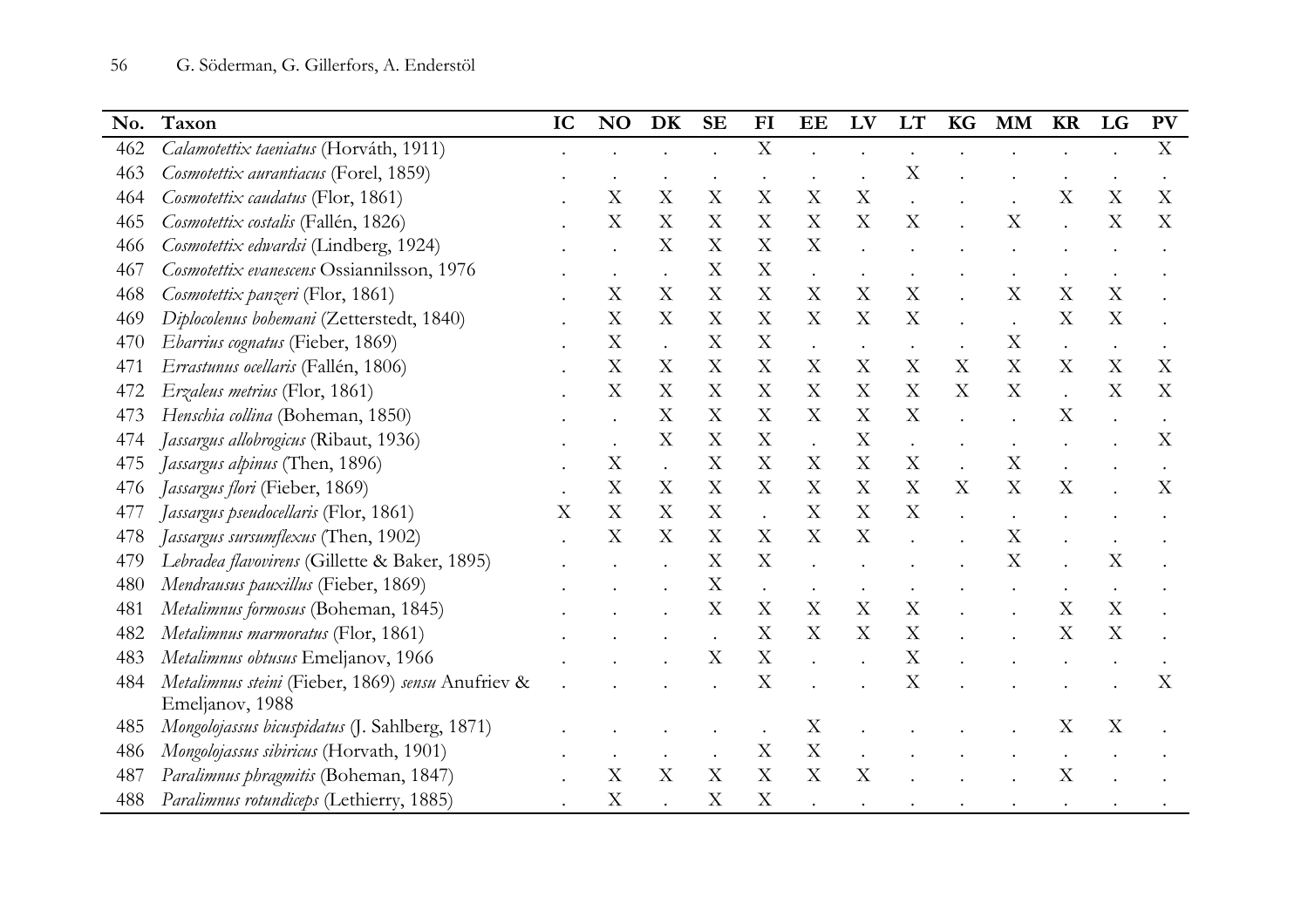| No. | Taxon | IC | NO | DK | SE | FI | EE | LV | LT | KG | MM | KR | LG | PV |
|---|---|---|---|---|---|---|---|---|---|---|---|---|---|---|
| 462 | *Calamotettix taeniatus* (Horváth, 1911) | . | . | . | . | X | . | . | . | . | . | . | . | X |
| 463 | *Cosmotettix aurantiacus* (Forel, 1859) | . | . | . | . | . | . | . | X | . | . | . | . | . |
| 464 | *Cosmotettix caudatus* (Flor, 1861) | . | X | X | X | X | X | X | . | . | . | X | X | X |
| 465 | *Cosmotettix costalis* (Fallén, 1826) | . | X | X | X | X | X | X | X | . | X | . | X | X |
| 466 | *Cosmotettix edwardsi* (Lindberg, 1924) | . | . | X | X | X | X | . | . | . | . | . | . | . |
| 467 | *Cosmotettix evanescens* Ossiannilsson, 1976 | . | . | . | X | X | . | . | . | . | . | . | . | . |
| 468 | *Cosmotettix panzeri* (Flor, 1861) | . | X | X | X | X | X | X | X | . | X | X | X | . |
| 469 | *Diplocolenus bohemani* (Zetterstedt, 1840) | . | X | X | X | X | X | X | X | . | . | X | X | . |
| 470 | *Ebarrius cognatus* (Fieber, 1869) | . | X | . | X | X | . | . | . | . | X | . | . | . |
| 471 | *Errastunus ocellaris* (Fallén, 1806) | . | X | X | X | X | X | X | X | X | X | X | X | X |
| 472 | *Erzaleus metrius* (Flor, 1861) | . | X | X | X | X | X | X | X | X | X | . | X | X |
| 473 | *Henschia collina* (Boheman, 1850) | . | . | X | X | X | X | X | X | . | . | X | . | . |
| 474 | *Jassargus allobrogicus* (Ribaut, 1936) | . | . | X | X | X | . | X | . | . | . | . | . | X |
| 475 | *Jassargus alpinus* (Then, 1896) | . | X | . | X | X | X | X | X | . | X | . | . | . |
| 476 | *Jassargus flori* (Fieber, 1869) | . | X | X | X | X | X | X | X | X | X | X | . | X |
| 477 | *Jassargus pseudocellaris* (Flor, 1861) | X | X | X | X | . | X | X | X | . | . | . | . | . |
| 478 | *Jassargus sursumflexus* (Then, 1902) | . | X | X | X | X | X | X | . | . | X | . | . | . |
| 479 | *Lebradea flavovirens* (Gillette & Baker, 1895) | . | . | . | X | X | . | . | . | . | X | . | X | . |
| 480 | *Mendrausus pauxillus* (Fieber, 1869) | . | . | . | X | . | . | . | . | . | . | . | . | . |
| 481 | *Metalimnus formosus* (Boheman, 1845) | . | . | . | X | X | X | X | X | . | . | X | X | . |
| 482 | *Metalimnus marmoratus* (Flor, 1861) | . | . | . | . | X | X | X | X | . | . | X | X | . |
| 483 | *Metalimnus obtusus* Emeljanov, 1966 | . | . | . | X | X | . | . | X | . | . | . | . | . |
| 484 | *Metalimnus steini* (Fieber, 1869) *sensu* Anufriev & Emeljanov, 1988 | . | . | . | . | X | . | . | X | . | . | . | . | X |
| 485 | *Mongolojassus bicuspidatus* (J. Sahlberg, 1871) | . | . | . | . | . | X | . | . | . | . | X | X | . |
| 486 | *Mongolojassus sibiricus* (Horvath, 1901) | . | . | . | . | X | X | . | . | . | . | . | . | . |
| 487 | *Paralimnus phragmitis* (Boheman, 1847) | . | X | X | X | X | X | X | . | . | . | X | . | . |
| 488 | *Paralimnus rotundiceps* (Lethierry, 1885) | . | X | . | X | X | . | . | . | . | . | . | . | . |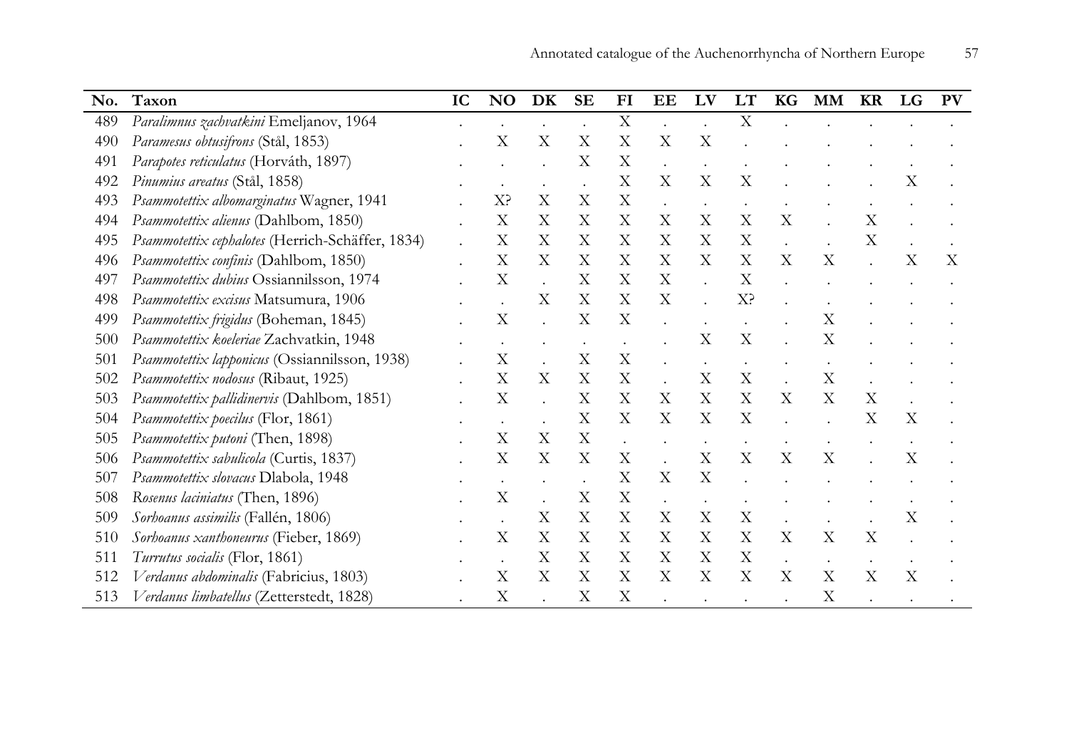| No. | Taxon | IC | NO | DK | SE | FI | EE | LV | LT | KG | MM | KR | LG | PV |
|---|---|---|---|---|---|---|---|---|---|---|---|---|---|---|
| 489 | *Paralimnus zachvatkini* Emeljanov, 1964 | . | . | . | . | X | . | . | X | . | . | . | . | . |
| 490 | *Paramesus obtusifrons* (Stål, 1853) | . | X | X | X | X | X | X | . | . | . | . | . | . |
| 491 | *Parapotes reticulatus* (Horváth, 1897) | . | . | . | X | X | . | . | . | . | . | . | . | . |
| 492 | *Pinumius areatus* (Stål, 1858) | . | . | . | . | X | X | X | X | . | . | . | X | . |
| 493 | *Psammotettix albomarginatus* Wagner, 1941 | . | X? | X | X | X | . | . | . | . | . | . | . | . |
| 494 | *Psammotettix alienus* (Dahlbom, 1850) | . | X | X | X | X | X | X | X | X | . | X | . | . |
| 495 | *Psammotettix cephalotes* (Herrich-Schäffer, 1834) | . | X | X | X | X | X | X | X | . | . | X | . | . |
| 496 | *Psammotettix confinis* (Dahlbom, 1850) | . | X | X | X | X | X | X | X | X | X | . | X | X |
| 497 | *Psammotettix dubius* Ossiannilsson, 1974 | . | X | . | X | X | X | . | X | . | . | . | . | . |
| 498 | *Psammotettix excisus* Matsumura, 1906 | . | . | X | X | X | X | . | X? | . | . | . | . | . |
| 499 | *Psammotettix frigidus* (Boheman, 1845) | . | X | . | X | X | . | . | . | . | X | . | . | . |
| 500 | *Psammotettix koeleriae* Zachvatkin, 1948 | . | . | . | . | . | . | X | X | . | X | . | . | . |
| 501 | *Psammotettix lapponicus* (Ossiannilsson, 1938) | . | X | . | X | X | . | . | . | . | . | . | . | . |
| 502 | *Psammotettix nodosus* (Ribaut, 1925) | . | X | X | X | X | . | X | X | . | X | . | . | . |
| 503 | *Psammotettix pallidinervis* (Dahlbom, 1851) | . | X | . | X | X | X | X | X | X | X | X | . | . |
| 504 | *Psammotettix poecilus* (Flor, 1861) | . | . | . | X | X | X | X | X | . | . | X | X | . |
| 505 | *Psammotettix putoni* (Then, 1898) | . | X | X | X | . | . | . | . | . | . | . | . | . |
| 506 | *Psammotettix sabulicola* (Curtis, 1837) | . | X | X | X | X | . | X | X | X | X | . | X | . |
| 507 | *Psammotettix slovacus* Dlabola, 1948 | . | . | . | . | X | X | X | . | . | . | . | . | . |
| 508 | *Rosenus laciniatus* (Then, 1896) | . | X | . | X | X | . | . | . | . | . | . | . | . |
| 509 | *Sorhoanus assimilis* (Fallén, 1806) | . | . | X | X | X | X | X | X | . | . | . | X | . |
| 510 | *Sorhoanus xanthoneurus* (Fieber, 1869) | . | X | X | X | X | X | X | X | X | X | X | . | . |
| 511 | *Turrutus socialis* (Flor, 1861) | . | . | X | X | X | X | X | X | . | . | . | . | . |
| 512 | *Verdanus abdominalis* (Fabricius, 1803) | . | X | X | X | X | X | X | X | X | X | X | X | . |
| 513 | *Verdanus limbatellus* (Zetterstedt, 1828) | . | X | . | X | X | . | . | . | . | X | . | . | . |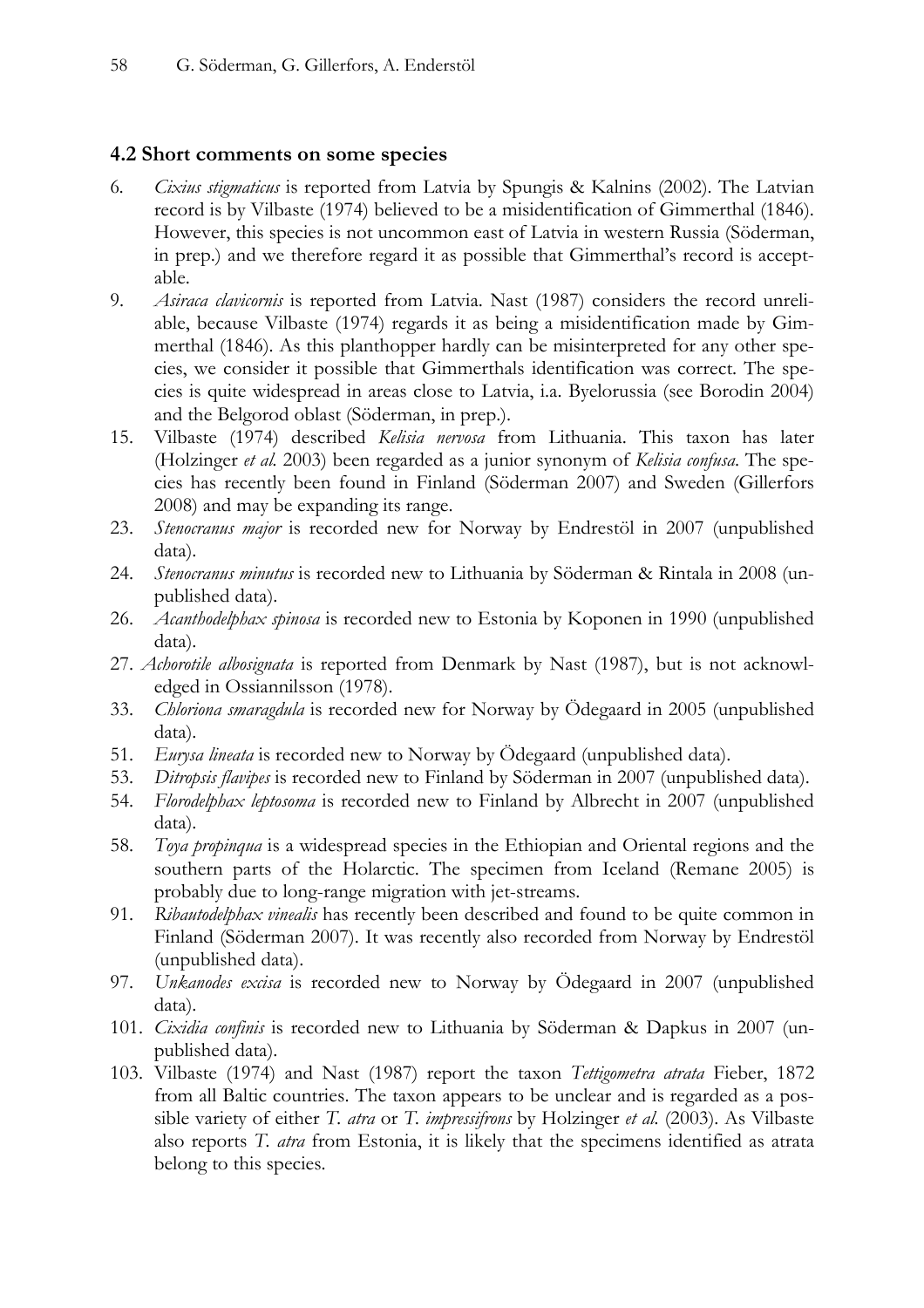### 4.2 Short comments on some species

6. *Cixius stigmaticus* is reported from Latvia by Spungis & Kalnins (2002). The Latvian record is by Vilbaste (1974) believed to be a misidentification of Gimmerthal (1846). However, this species is not uncommon east of Latvia in western Russia (Söderman, in prep.) and we therefore regard it as possible that Gimmerthal's record is acceptable.
9. *Asiraca clavicornis* is reported from Latvia. Nast (1987) considers the record unreliable, because Vilbaste (1974) regards it as being a misidentification made by Gimmerthal (1846). As this planthopper hardly can be misinterpreted for any other species, we consider it possible that Gimmerthals identification was correct. The species is quite widespread in areas close to Latvia, i.a. Byelorussia (see Borodin 2004) and the Belgorod oblast (Söderman, in prep.).
15. Vilbaste (1974) described *Kelisia nervosa* from Lithuania. This taxon has later (Holzinger *et al.* 2003) been regarded as a junior synonym of *Kelisia confusa*. The species has recently been found in Finland (Söderman 2007) and Sweden (Gillerfors 2008) and may be expanding its range.
23. *Stenocranus major* is recorded new for Norway by Endreströl in 2007 (unpublished data).
24. *Stenocranus minutus* is recorded new to Lithuania by Söderman & Rintala in 2008 (unpublished data).
26. *Acanthodelphax spinosa* is recorded new to Estonia by Koponen in 1990 (unpublished data).
27. *Achorotile albosignata* is reported from Denmark by Nast (1987), but is not acknowledged in Ossiannilsson (1978).
33. *Chloriona smaragdula* is recorded new for Norway by Ödegaard in 2005 (unpublished data).
51. *Eurysa lineata* is recorded new to Norway by Ödegaard (unpublished data).
53. *Ditropsis flavipes* is recorded new to Finland by Söderman in 2007 (unpublished data).
54. *Florodelphax leptosoma* is recorded new to Finland by Albrecht in 2007 (unpublished data).
58. *Toya propinqua* is a widespread species in the Ethiopian and Oriental regions and the southern parts of the Holarctic. The specimen from Iceland (Remane 2005) is probably due to long-range migration with jet-streams.
91. *Ribautodelphax vinealis* has recently been described and found to be quite common in Finland (Söderman 2007). It was recently also recorded from Norway by Endreströl (unpublished data).
97. *Unkanodes excisa* is recorded new to Norway by Ödegaard in 2007 (unpublished data).
101. *Cixidia confinis* is recorded new to Lithuania by Söderman & Dapkus in 2007 (unpublished data).
103. Vilbaste (1974) and Nast (1987) report the taxon *Tettigometra atrata* Fieber, 1872 from all Baltic countries. The taxon appears to be unclear and is regarded as a possible variety of either *T. atra* or *T. impressifrons* by Holzinger *et al.* (2003). As Vilbaste also reports *T. atra* from Estonia, it is likely that the specimens identified as atrata belong to this species.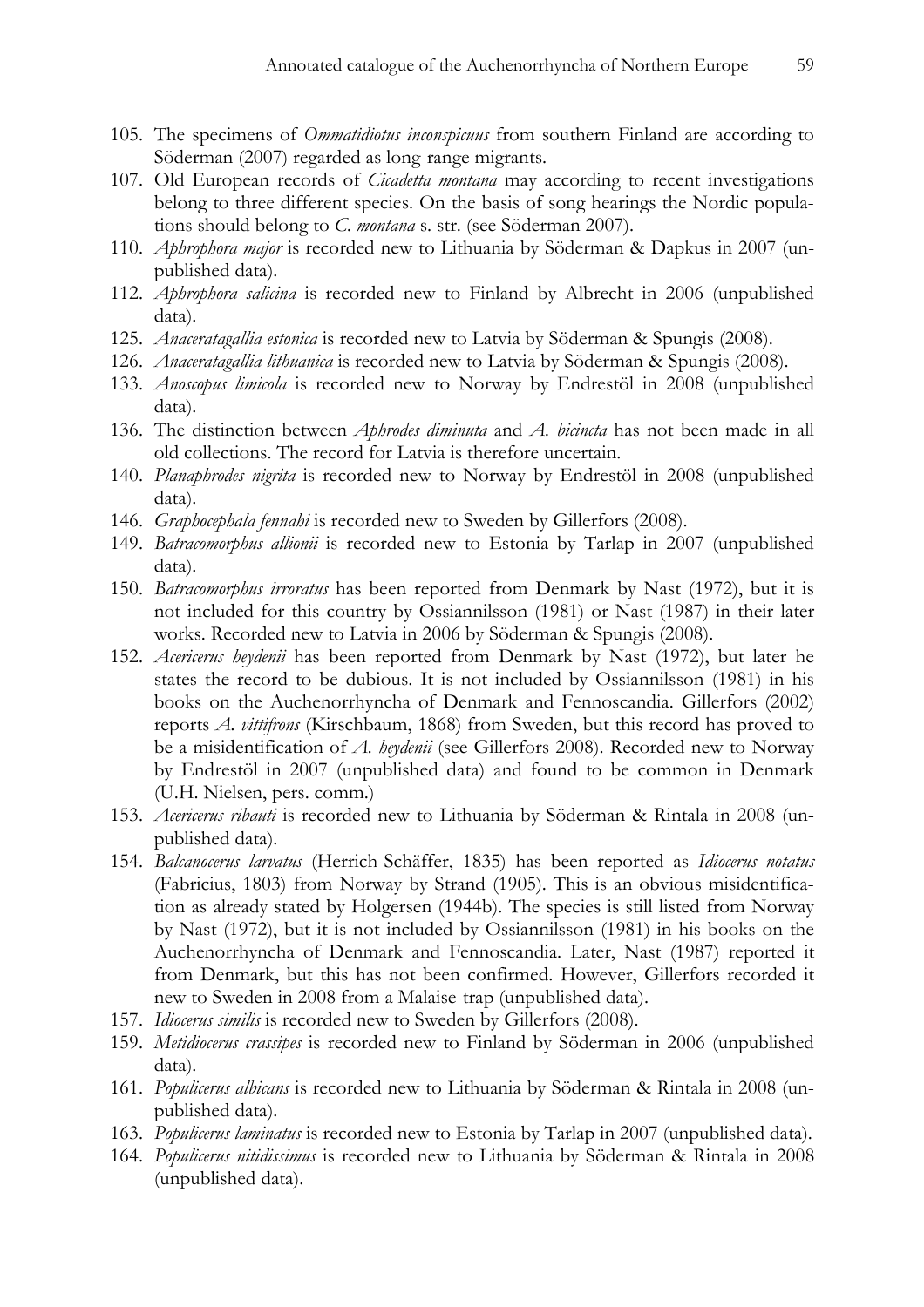105. The specimens of *Ommatidiotus inconspicuus* from southern Finland are according to Söderman (2007) regarded as long-range migrants.
107. Old European records of *Cicadetta montana* may according to recent investigations belong to three different species. On the basis of song hearings the Nordic populations should belong to *C. montana* s. str. (see Söderman 2007).
110. *Aphrophora major* is recorded new to Lithuania by Söderman & Dapkus in 2007 (unpublished data).
112. *Aphrophora salicina* is recorded new to Finland by Albrecht in 2006 (unpublished data).
125. *Anaceratagallia estonica* is recorded new to Latvia by Söderman & Spungis (2008).
126. *Anaceratagallia lithuanica* is recorded new to Latvia by Söderman & Spungis (2008).
133. *Anoscopus limicola* is recorded new to Norway by Endrestöl in 2008 (unpublished data).
136. The distinction between *Aphrodes diminuta* and *A. bicincta* has not been made in all old collections. The record for Latvia is therefore uncertain.
140. *Planaphrodes nigrita* is recorded new to Norway by Endrestöl in 2008 (unpublished data).
146. *Graphocephala fennahi* is recorded new to Sweden by Gillerfors (2008).
149. *Batracomorphus allionii* is recorded new to Estonia by Tarlap in 2007 (unpublished data).
150. *Batracomorphus irroratus* has been reported from Denmark by Nast (1972), but it is not included for this country by Ossiannilsson (1981) or Nast (1987) in their later works. Recorded new to Latvia in 2006 by Söderman & Spungis (2008).
152. *Acericerus heydenii* has been reported from Denmark by Nast (1972), but later he states the record to be dubious. It is not included by Ossiannilsson (1981) in his books on the Auchenorrhyncha of Denmark and Fennoscandia. Gillerfors (2002) reports *A. vittifrons* (Kirschbaum, 1868) from Sweden, but this record has proved to be a misidentification of *A. heydenii* (see Gillerfors 2008). Recorded new to Norway by Endrestöl in 2007 (unpublished data) and found to be common in Denmark (U.H. Nielsen, pers. comm.)
153. *Acericerus ribauti* is recorded new to Lithuania by Söderman & Rintala in 2008 (unpublished data).
154. *Balcanocerus larvatus* (Herrich-Schäffer, 1835) has been reported as *Idiocerus notatus* (Fabricius, 1803) from Norway by Strand (1905). This is an obvious misidentification as already stated by Holgersen (1944b). The species is still listed from Norway by Nast (1972), but it is not included by Ossiannilsson (1981) in his books on the Auchenorrhyncha of Denmark and Fennoscandia. Later, Nast (1987) reported it from Denmark, but this has not been confirmed. However, Gillerfors recorded it new to Sweden in 2008 from a Malaise-trap (unpublished data).
157. *Idiocerus similis* is recorded new to Sweden by Gillerfors (2008).
159. *Metidiocerus crassipes* is recorded new to Finland by Söderman in 2006 (unpublished data).
161. *Populicerus albicans* is recorded new to Lithuania by Söderman & Rintala in 2008 (unpublished data).
163. *Populicerus laminatus* is recorded new to Estonia by Tarlap in 2007 (unpublished data).
164. *Populicerus nitidissimus* is recorded new to Lithuania by Söderman & Rintala in 2008 (unpublished data).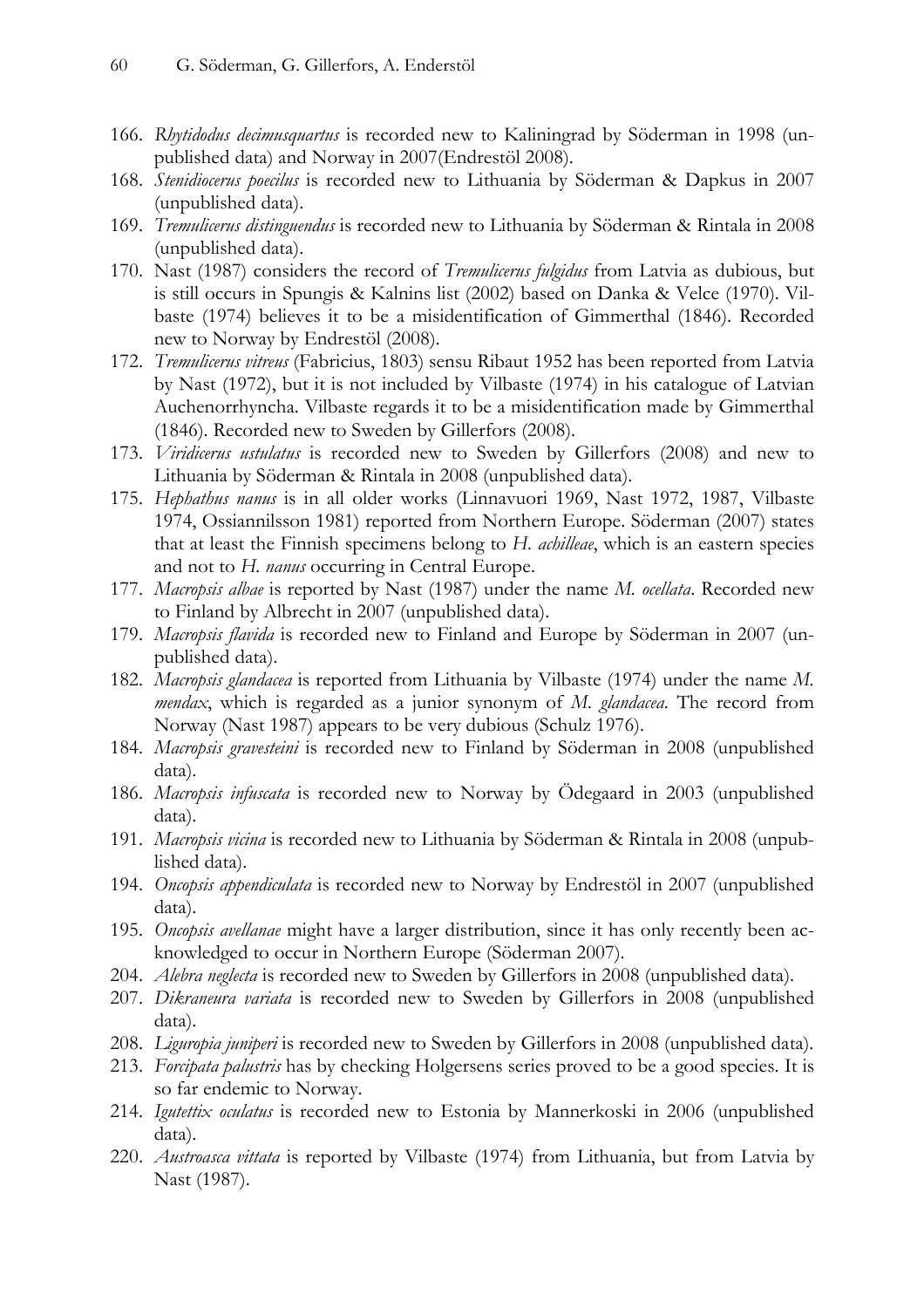166. *Rhytidodus decimusquartus* is recorded new to Kaliningrad by Söderman in 1998 (unpublished data) and Norway in 2007(Endrestöl 2008).
168. *Stenidiocerus poecilus* is recorded new to Lithuania by Söderman & Dapkus in 2007 (unpublished data).
169. *Tremulicerus distinguendus* is recorded new to Lithuania by Söderman & Rintala in 2008 (unpublished data).
170. Nast (1987) considers the record of *Tremulicerus fulgidus* from Latvia as dubious, but is still occurs in Spungis & Kalnins list (2002) based on Danka & Velce (1970). Vilbaste (1974) believes it to be a misidentification of Gimmerthal (1846). Recorded new to Norway by Endrestöl (2008).
172. *Tremulicerus vitreus* (Fabricius, 1803) sensu Ribaut 1952 has been reported from Latvia by Nast (1972), but it is not included by Vilbaste (1974) in his catalogue of Latvian Auchenorrhyncha. Vilbaste regards it to be a misidentification made by Gimmerthal (1846). Recorded new to Sweden by Gillerfors (2008).
173. *Viridicerus ustulatus* is recorded new to Sweden by Gillerfors (2008) and new to Lithuania by Söderman & Rintala in 2008 (unpublished data).
175. *Hephathus nanus* is in all older works (Linnavuori 1969, Nast 1972, 1987, Vilbaste 1974, Ossiannilsson 1981) reported from Northern Europe. Söderman (2007) states that at least the Finnish specimens belong to *H. achilleae*, which is an eastern species and not to *H. nanus* occurring in Central Europe.
177. *Macropsis albae* is reported by Nast (1987) under the name *M. ocellata*. Recorded new to Finland by Albrecht in 2007 (unpublished data).
179. *Macropsis flavida* is recorded new to Finland and Europe by Söderman in 2007 (unpublished data).
182. *Macropsis glandacea* is reported from Lithuania by Vilbaste (1974) under the name *M. mendax*, which is regarded as a junior synonym of *M. glandacea*. The record from Norway (Nast 1987) appears to be very dubious (Schulz 1976).
184. *Macropsis gravesteini* is recorded new to Finland by Söderman in 2008 (unpublished data).
186. *Macropsis infuscata* is recorded new to Norway by Ödegaard in 2003 (unpublished data).
191. *Macropsis vicina* is recorded new to Lithuania by Söderman & Rintala in 2008 (unpublished data).
194. *Oncopsis appendiculata* is recorded new to Norway by Endrestöl in 2007 (unpublished data).
195. *Oncopsis avellanae* might have a larger distribution, since it has only recently been acknowledged to occur in Northern Europe (Söderman 2007).
204. *Alebra neglecta* is recorded new to Sweden by Gillerfors in 2008 (unpublished data).
207. *Dikraneura variata* is recorded new to Sweden by Gillerfors in 2008 (unpublished data).
208. *Liguropia juniperi* is recorded new to Sweden by Gillerfors in 2008 (unpublished data).
213. *Forcipata palustris* has by checking Holgersens series proved to be a good species. It is so far endemic to Norway.
214. *Igutettix oculatus* is recorded new to Estonia by Mannerkoski in 2006 (unpublished data).
220. *Austroasca vittata* is reported by Vilbaste (1974) from Lithuania, but from Latvia by Nast (1987).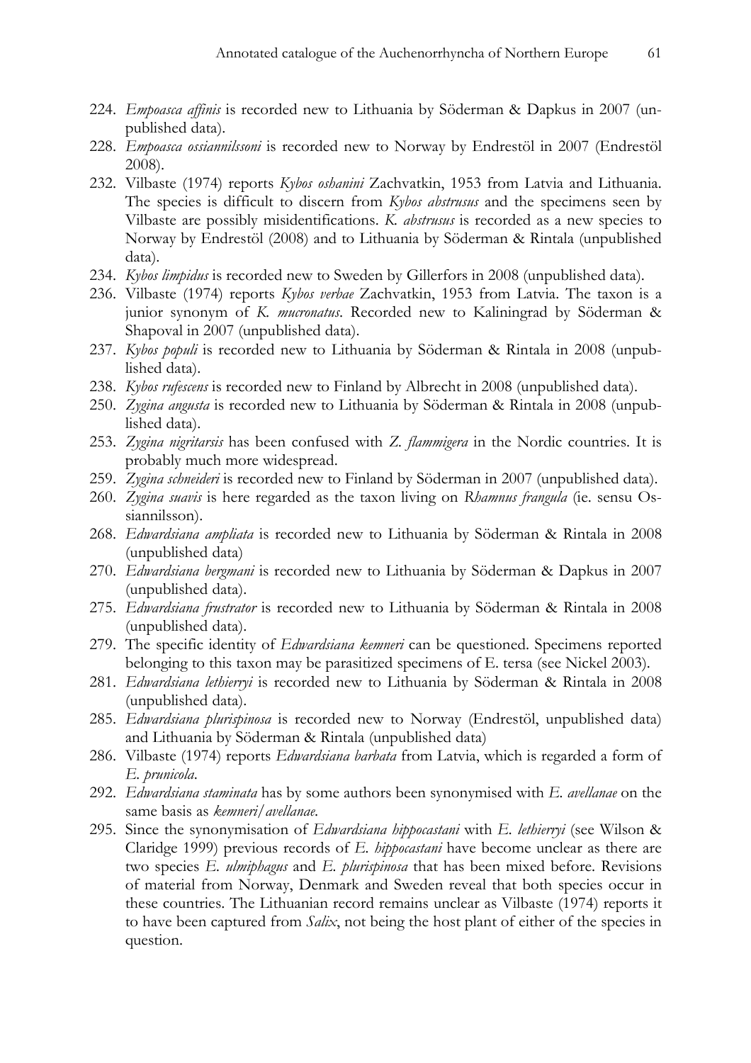224. *Empoasca affinis* is recorded new to Lithuania by Söderman & Dapkus in 2007 (unpublished data).
228. *Empoasca ossiannilssoni* is recorded new to Norway by Endrestöl in 2007 (Endrestöl 2008).
232. Vilbaste (1974) reports *Kybos oshanini* Zachvatkin, 1953 from Latvia and Lithuania. The species is difficult to discern from *Kybos abstrusus* and the specimens seen by Vilbaste are possibly misidentifications. *K. abstrusus* is recorded as a new species to Norway by Endrestöl (2008) and to Lithuania by Söderman & Rintala (unpublished data).
234. *Kybos limpidus* is recorded new to Sweden by Gillerfors in 2008 (unpublished data).
236. Vilbaste (1974) reports *Kybos verbae* Zachvatkin, 1953 from Latvia. The taxon is a junior synonym of *K. mucronatus*. Recorded new to Kaliningrad by Söderman & Shapoval in 2007 (unpublished data).
237. *Kybos populi* is recorded new to Lithuania by Söderman & Rintala in 2008 (unpublished data).
238. *Kybos rufescens* is recorded new to Finland by Albrecht in 2008 (unpublished data).
250. *Zygina angusta* is recorded new to Lithuania by Söderman & Rintala in 2008 (unpublished data).
253. *Zygina nigritarsis* has been confused with *Z. flammigera* in the Nordic countries. It is probably much more widespread.
259. *Zygina schneideri* is recorded new to Finland by Söderman in 2007 (unpublished data).
260. *Zygina suavis* is here regarded as the taxon living on *Rhamnus frangula* (ie. sensu Ossiannilsson).
268. *Edwardsiana ampliata* is recorded new to Lithuania by Söderman & Rintala in 2008 (unpublished data)
270. *Edwardsiana bergmani* is recorded new to Lithuania by Söderman & Dapkus in 2007 (unpublished data).
275. *Edwardsiana frustrator* is recorded new to Lithuania by Söderman & Rintala in 2008 (unpublished data).
279. The specific identity of *Edwardsiana kemneri* can be questioned. Specimens reported belonging to this taxon may be parasitized specimens of E. tersa (see Nickel 2003).
281. *Edwardsiana lethierryi* is recorded new to Lithuania by Söderman & Rintala in 2008 (unpublished data).
285. *Edwardsiana plurispinosa* is recorded new to Norway (Endrestöl, unpublished data) and Lithuania by Söderman & Rintala (unpublished data)
286. Vilbaste (1974) reports *Edwardsiana barbata* from Latvia, which is regarded a form of *E. prunicola*.
292. *Edwardsiana staminata* has by some authors been synonymised with *E. avellanae* on the same basis as *kemneri/avellanae*.
295. Since the synonymisation of *Edwardsiana hippocastani* with *E. lethierryi* (see Wilson & Claridge 1999) previous records of *E. hippocastani* have become unclear as there are two species *E. ulmiphagus* and *E. plurispinosa* that has been mixed before. Revisions of material from Norway, Denmark and Sweden reveal that both species occur in these countries. The Lithuanian record remains unclear as Vilbaste (1974) reports it to have been captured from *Salix*, not being the host plant of either of the species in question.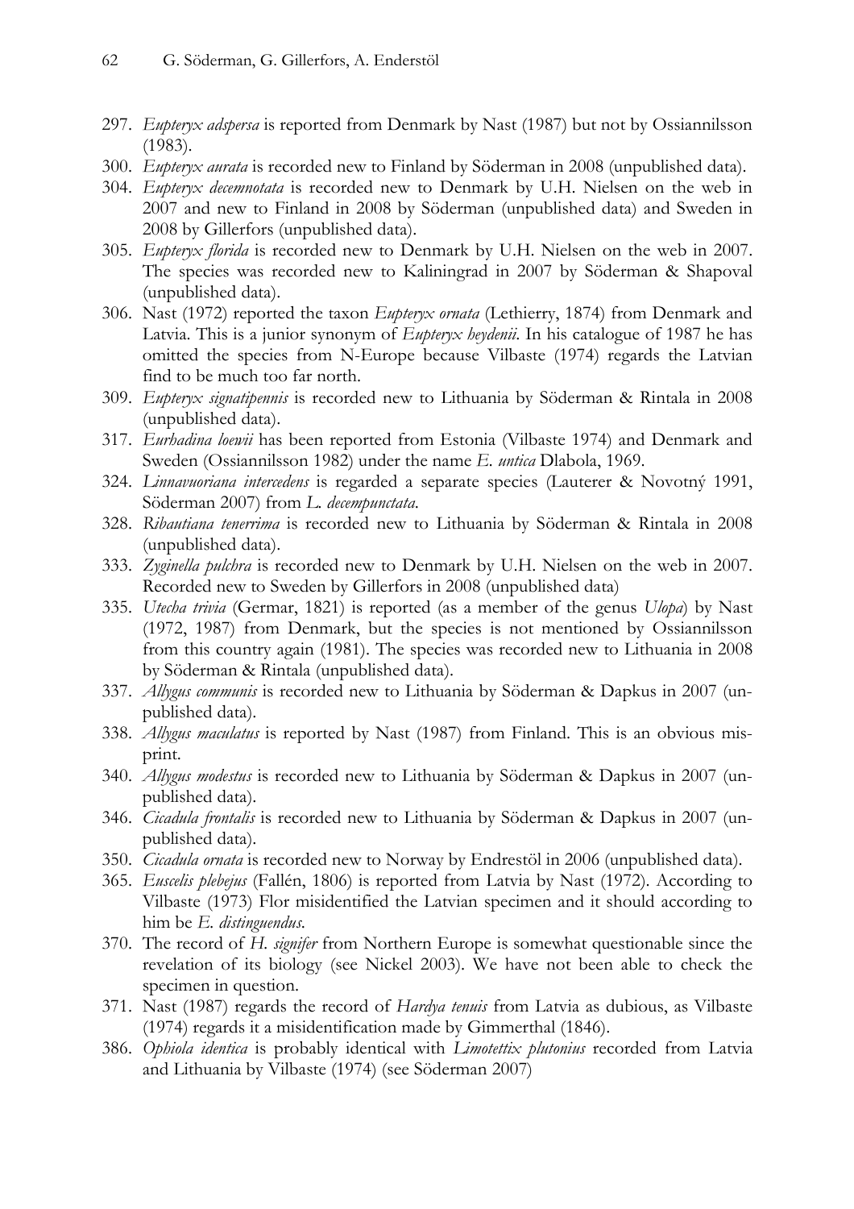297. *Eupteryx adspersa* is reported from Denmark by Nast (1987) but not by Ossiannilsson (1983).
300. *Eupteryx aurata* is recorded new to Finland by Söderman in 2008 (unpublished data).
304. *Eupteryx decemnotata* is recorded new to Denmark by U.H. Nielsen on the web in 2007 and new to Finland in 2008 by Söderman (unpublished data) and Sweden in 2008 by Gillerfors (unpublished data).
305. *Eupteryx florida* is recorded new to Denmark by U.H. Nielsen on the web in 2007. The species was recorded new to Kaliningrad in 2007 by Söderman & Shapoval (unpublished data).
306. Nast (1972) reported the taxon *Eupteryx ornata* (Lethierry, 1874) from Denmark and Latvia. This is a junior synonym of *Eupteryx heydenii*. In his catalogue of 1987 he has omitted the species from N-Europe because Vilbaste (1974) regards the Latvian find to be much too far north.
309. *Eupteryx signatipennis* is recorded new to Lithuania by Söderman & Rintala in 2008 (unpublished data).
317. *Eurhadina loewii* has been reported from Estonia (Vilbaste 1974) and Denmark and Sweden (Ossiannilsson 1982) under the name *E. untica* Dlabola, 1969.
324. *Linnavuoriana intercedens* is regarded a separate species (Lauterer & Novotný 1991, Söderman 2007) from *L. decempunctata*.
328. *Ribautiana tenerrima* is recorded new to Lithuania by Söderman & Rintala in 2008 (unpublished data).
333. *Zyginella pulchra* is recorded new to Denmark by U.H. Nielsen on the web in 2007. Recorded new to Sweden by Gillerfors in 2008 (unpublished data)
335. *Utecha trivia* (Germar, 1821) is reported (as a member of the genus *Ulopa*) by Nast (1972, 1987) from Denmark, but the species is not mentioned by Ossiannilsson from this country again (1981). The species was recorded new to Lithuania in 2008 by Söderman & Rintala (unpublished data).
337. *Allygus communis* is recorded new to Lithuania by Söderman & Dapkus in 2007 (unpublished data).
338. *Allygus maculatus* is reported by Nast (1987) from Finland. This is an obvious misprint.
340. *Allygus modestus* is recorded new to Lithuania by Söderman & Dapkus in 2007 (unpublished data).
346. *Cicadula frontalis* is recorded new to Lithuania by Söderman & Dapkus in 2007 (unpublished data).
350. *Cicadula ornata* is recorded new to Norway by Endrestöl in 2006 (unpublished data).
365. *Euscelis plebejus* (Fallén, 1806) is reported from Latvia by Nast (1972). According to Vilbaste (1973) Flor misidentified the Latvian specimen and it should according to him be *E. distinguendus*.
370. The record of *H. signifer* from Northern Europe is somewhat questionable since the revelation of its biology (see Nickel 2003). We have not been able to check the specimen in question.
371. Nast (1987) regards the record of *Hardya tenuis* from Latvia as dubious, as Vilbaste (1974) regards it a misidentification made by Gimmerthal (1846).
386. *Ophiola identica* is probably identical with *Limotettix plutonius* recorded from Latvia and Lithuania by Vilbaste (1974) (see Söderman 2007)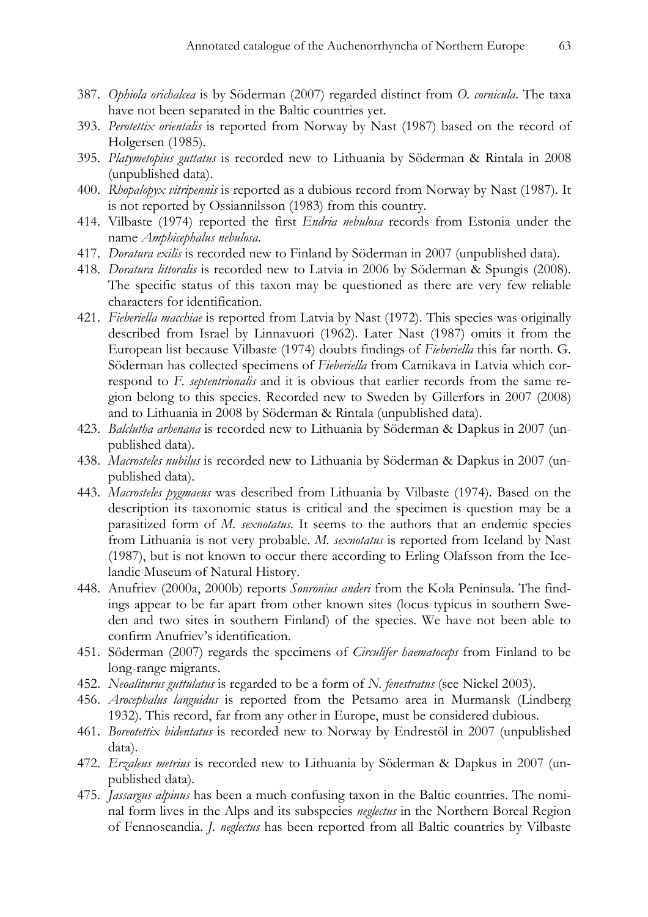387. *Ophiola orichalcea* is by Söderman (2007) regarded distinct from *O. cornicula*. The taxa have not been separated in the Baltic countries yet.
393. *Perotettix orientalis* is reported from Norway by Nast (1987) based on the record of Holgersen (1985).
395. *Platymetopius guttatus* is recorded new to Lithuania by Söderman & Rintala in 2008 (unpublished data).
400. *Rhopalopyx vitripennis* is reported as a dubious record from Norway by Nast (1987). It is not reported by Ossiannilsson (1983) from this country.
414. Vilbaste (1974) reported the first *Endria nebulosa* records from Estonia under the name *Amphicephalus nebulosa*.
417. *Doratura exilis* is recorded new to Finland by Söderman in 2007 (unpublished data).
418. *Doratura littoralis* is recorded new to Latvia in 2006 by Söderman & Spungis (2008). The specific status of this taxon may be questioned as there are very few reliable characters for identification.
421. *Fieberiella macchiae* is reported from Latvia by Nast (1972). This species was originally described from Israel by Linnavuori (1962). Later Nast (1987) omits it from the European list because Vilbaste (1974) doubts findings of *Fieberiella* this far north. G. Söderman has collected specimens of *Fieberiella* from Carnikava in Latvia which correspond to *F. septentrionalis* and it is obvious that earlier records from the same region belong to this species. Recorded new to Sweden by Gillerfors in 2007 (2008) and to Lithuania in 2008 by Söderman & Rintala (unpublished data).
423. *Balclutha arhenana* is recorded new to Lithuania by Söderman & Dapkus in 2007 (unpublished data).
438. *Macrosteles nubilus* is recorded new to Lithuania by Söderman & Dapkus in 2007 (unpublished data).
443. *Macrosteles pygmaeus* was described from Lithuania by Vilbaste (1974). Based on the description its taxonomic status is critical and the specimen is question may be a parasitized form of *M. sexnotatus*. It seems to the authors that an endemic species from Lithuania is not very probable. *M. sexnotatus* is reported from Iceland by Nast (1987), but is not known to occur there according to Erling Olafsson from the Icelandic Museum of Natural History.
448. Anufriev (2000a, 2000b) reports *Sonronius anderi* from the Kola Peninsula. The findings appear to be far apart from other known sites (locus typicus in southern Sweden and two sites in southern Finland) of the species. We have not been able to confirm Anufriev's identification.
451. Söderman (2007) regards the specimens of *Circulifer haematoceps* from Finland to be long-range migrants.
452. *Neoaliturus guttulatus* is regarded to be a form of *N. fenestratus* (see Nickel 2003).
456. *Arocephalus languidus* is reported from the Petsamo area in Murmansk (Lindberg 1932). This record, far from any other in Europe, must be considered dubious.
461. *Boreotettix bidentatus* is recorded new to Norway by Endrestöl in 2007 (unpublished data).
472. *Erzaleus metrius* is recorded new to Lithuania by Söderman & Dapkus in 2007 (unpublished data).
475. *Jassargus alpinus* has been a much confusing taxon in the Baltic countries. The nominal form lives in the Alps and its subspecies *neglectus* in the Northern Boreal Region of Fennoscandia. *J. neglectus* has been reported from all Baltic countries by Vilbaste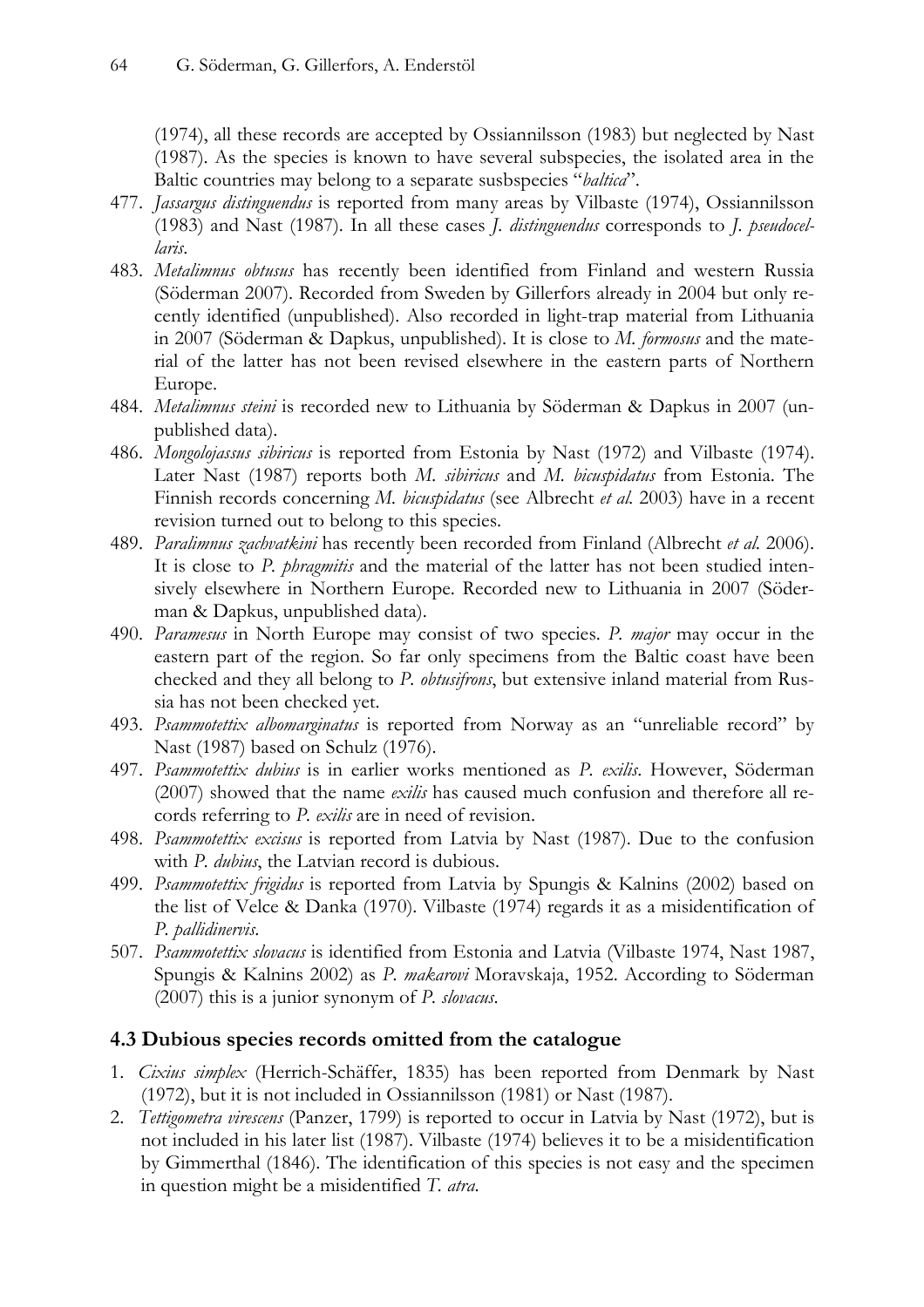(1974), all these records are accepted by Ossiannilsson (1983) but neglected by Nast (1987). As the species is known to have several subspecies, the isolated area in the Baltic countries may belong to a separate susbspecies "*baltica*".

477. *Jassargus distinguendus* is reported from many areas by Vilbaste (1974), Ossiannilsson (1983) and Nast (1987). In all these cases *J. distinguendus* corresponds to *J. pseudocellaris*.
483. *Metalimnus obtusus* has recently been identified from Finland and western Russia (Söderman 2007). Recorded from Sweden by Gillerfors already in 2004 but only recently identified (unpublished). Also recorded in light-trap material from Lithuania in 2007 (Söderman & Dapkus, unpublished). It is close to *M. formosus* and the material of the latter has not been revised elsewhere in the eastern parts of Northern Europe.
484. *Metalimnus steini* is recorded new to Lithuania by Söderman & Dapkus in 2007 (unpublished data).
486. *Mongolojassus sibiricus* is reported from Estonia by Nast (1972) and Vilbaste (1974). Later Nast (1987) reports both *M. sibiricus* and *M. bicuspidatus* from Estonia. The Finnish records concerning *M. bicuspidatus* (see Albrecht *et al.* 2003) have in a recent revision turned out to belong to this species.
489. *Paralimnus zachvatkini* has recently been recorded from Finland (Albrecht *et al.* 2006). It is close to *P. phragmitis* and the material of the latter has not been studied intensively elsewhere in Northern Europe. Recorded new to Lithuania in 2007 (Söderman & Dapkus, unpublished data).
490. *Paramesus* in North Europe may consist of two species. *P. major* may occur in the eastern part of the region. So far only specimens from the Baltic coast have been checked and they all belong to *P. obtusifrons*, but extensive inland material from Russia has not been checked yet.
493. *Psammotettix albomarginatus* is reported from Norway as an "unreliable record" by Nast (1987) based on Schulz (1976).
497. *Psammotettix dubius* is in earlier works mentioned as *P. exilis*. However, Söderman (2007) showed that the name *exilis* has caused much confusion and therefore all records referring to *P. exilis* are in need of revision.
498. *Psammotettix excisus* is reported from Latvia by Nast (1987). Due to the confusion with *P. dubius*, the Latvian record is dubious.
499. *Psammotettix frigidus* is reported from Latvia by Spungis & Kalnins (2002) based on the list of Velce & Danka (1970). Vilbaste (1974) regards it as a misidentification of *P. pallidinervis*.
507. *Psammotettix slovacus* is identified from Estonia and Latvia (Vilbaste 1974, Nast 1987, Spungis & Kalnins 2002) as *P. makarovi* Moravskaja, 1952. According to Söderman (2007) this is a junior synonym of *P. slovacus*.

### 4.3 Dubious species records omitted from the catalogue

1. *Cixius simplex* (Herrich-Schäffer, 1835) has been reported from Denmark by Nast (1972), but it is not included in Ossiannilsson (1981) or Nast (1987).
2. *Tettigometra virescens* (Panzer, 1799) is reported to occur in Latvia by Nast (1972), but is not included in his later list (1987). Vilbaste (1974) believes it to be a misidentification by Gimmerthal (1846). The identification of this species is not easy and the specimen in question might be a misidentified *T. atra*.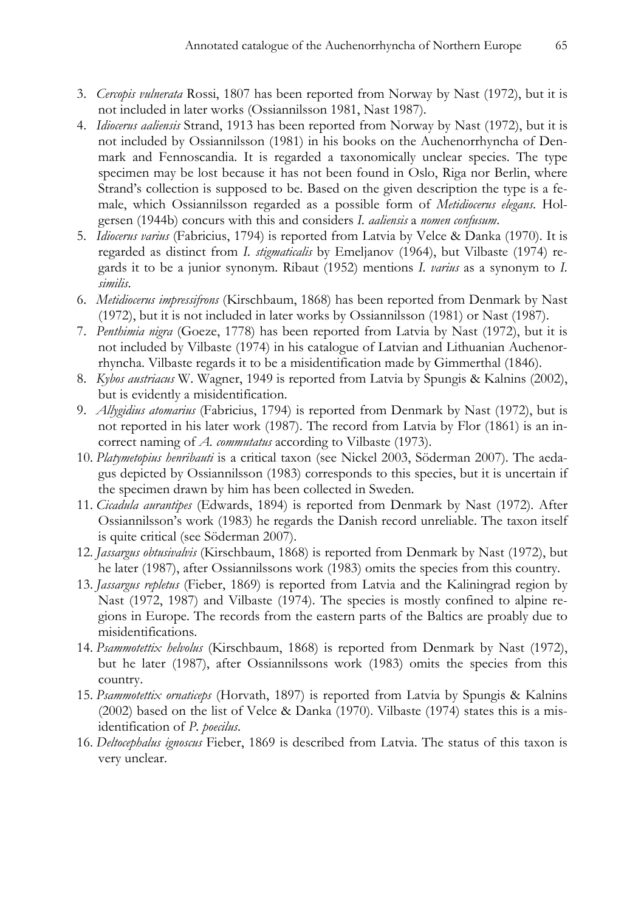3. *Cercopis vulnerata* Rossi, 1807 has been reported from Norway by Nast (1972), but it is not included in later works (Ossiannilsson 1981, Nast 1987).
4. *Idiocerus aaliensis* Strand, 1913 has been reported from Norway by Nast (1972), but it is not included by Ossiannilsson (1981) in his books on the Auchenorrhyncha of Denmark and Fennoscandia. It is regarded a taxonomically unclear species. The type specimen may be lost because it has not been found in Oslo, Riga nor Berlin, where Strand's collection is supposed to be. Based on the given description the type is a female, which Ossiannilsson regarded as a possible form of *Metidiocerus elegans*. Holgersen (1944b) concurs with this and considers *I. aaliensis* a *nomen confusum*.
5. *Idiocerus varius* (Fabricius, 1794) is reported from Latvia by Velce & Danka (1970). It is regarded as distinct from *I. stigmaticalis* by Emeljanov (1964), but Vilbaste (1974) regards it to be a junior synonym. Ribaut (1952) mentions *I. varius* as a synonym to *I. similis*.
6. *Metidiocerus impressifrons* (Kirschbaum, 1868) has been reported from Denmark by Nast (1972), but it is not included in later works by Ossiannilsson (1981) or Nast (1987).
7. *Penthimia nigra* (Goeze, 1778) has been reported from Latvia by Nast (1972), but it is not included by Vilbaste (1974) in his catalogue of Latvian and Lithuanian Auchenorrhyncha. Vilbaste regards it to be a misidentification made by Gimmerthal (1846).
8. *Kybos austriacus* W. Wagner, 1949 is reported from Latvia by Spungis & Kalnins (2002), but is evidently a misidentification.
9. *Allygidius atomarius* (Fabricius, 1794) is reported from Denmark by Nast (1972), but is not reported in his later work (1987). The record from Latvia by Flor (1861) is an incorrect naming of *A. commutatus* according to Vilbaste (1973).
10. *Platymetopius henribauti* is a critical taxon (see Nickel 2003, Söderman 2007). The aedagus depicted by Ossiannilsson (1983) corresponds to this species, but it is uncertain if the specimen drawn by him has been collected in Sweden.
11. *Cicadula aurantipes* (Edwards, 1894) is reported from Denmark by Nast (1972). After Ossiannilsson's work (1983) he regards the Danish record unreliable. The taxon itself is quite critical (see Söderman 2007).
12. *Jassargus obtusivalvis* (Kirschbaum, 1868) is reported from Denmark by Nast (1972), but he later (1987), after Ossiannilssons work (1983) omits the species from this country.
13. *Jassargus repletus* (Fieber, 1869) is reported from Latvia and the Kaliningrad region by Nast (1972, 1987) and Vilbaste (1974). The species is mostly confined to alpine regions in Europe. The records from the eastern parts of the Baltics are proably due to misidentifications.
14. *Psammotettix helvolus* (Kirschbaum, 1868) is reported from Denmark by Nast (1972), but he later (1987), after Ossiannilssons work (1983) omits the species from this country.
15. *Psammotettix ornaticeps* (Horvath, 1897) is reported from Latvia by Spungis & Kalnins (2002) based on the list of Velce & Danka (1970). Vilbaste (1974) states this is a misidentification of *P. poecilus*.
16. *Deltocephalus ignoscus* Fieber, 1869 is described from Latvia. The status of this taxon is very unclear.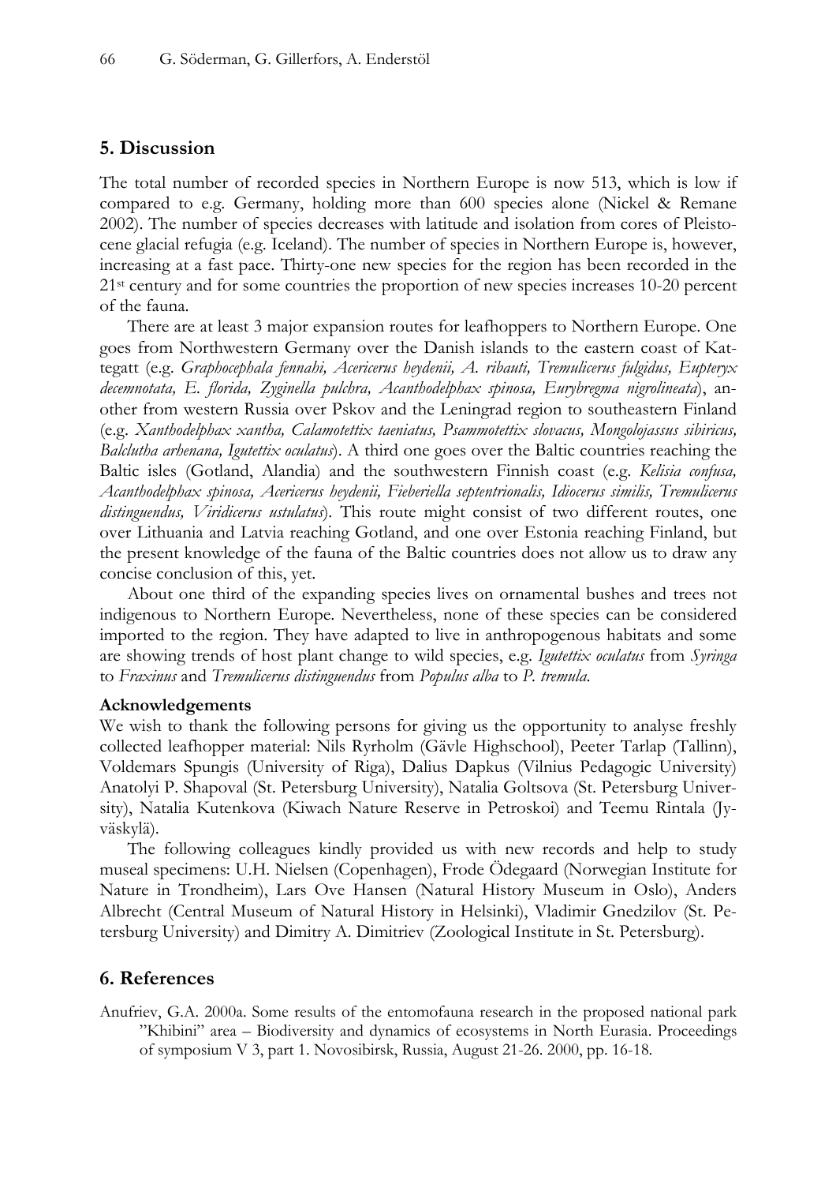## 5. Discussion

The total number of recorded species in Northern Europe is now 513, which is low if compared to e.g. Germany, holding more than 600 species alone (Nickel & Remane 2002). The number of species decreases with latitude and isolation from cores of Pleistocene glacial refugia (e.g. Iceland). The number of species in Northern Europe is, however, increasing at a fast pace. Thirty-one new species for the region has been recorded in the 21st century and for some countries the proportion of new species increases 10-20 percent of the fauna.

There are at least 3 major expansion routes for leafhoppers to Northern Europe. One goes from Northwestern Germany over the Danish islands to the eastern coast of Kattegatt (e.g. *Graphocephala fennahi, Acericerus heydenii, A. ribauti, Tremulicerus fulgidus, Eupteryx decemnotata, E. florida, Zyginella pulchra, Acanthodelphax spinosa, Eurybregma nigrolineata*), another from western Russia over Pskov and the Leningrad region to southeastern Finland (e.g. *Xanthodelphax xantha, Calamotettix taeniatus, Psammotettix slovacus, Mongolojassus sibiricus, Balclutha arhenana, Igutettix oculatus*). A third one goes over the Baltic countries reaching the Baltic isles (Gotland, Alandia) and the southwestern Finnish coast (e.g. *Kelisia confusa, Acanthodelphax spinosa, Acericerus heydenii, Fieberiella septentrionalis, Idiocerus similis, Tremulicerus distinguendus, Viridicerus ustulatus*). This route might consist of two different routes, one over Lithuania and Latvia reaching Gotland, and one over Estonia reaching Finland, but the present knowledge of the fauna of the Baltic countries does not allow us to draw any concise conclusion of this, yet.

About one third of the expanding species lives on ornamental bushes and trees not indigenous to Northern Europe. Nevertheless, none of these species can be considered imported to the region. They have adapted to live in anthropogenous habitats and some are showing trends of host plant change to wild species, e.g. *Igutettix oculatus* from *Syringa* to *Fraxinus* and *Tremulicerus distinguendus* from *Populus alba* to *P. tremula*.

**Acknowledgements**

We wish to thank the following persons for giving us the opportunity to analyse freshly collected leafhopper material: Nils Ryrholm (Gävle Highschool), Peeter Tarlap (Tallinn), Voldemars Spungis (University of Riga), Dalius Dapkus (Vilnius Pedagogic University) Anatolyi P. Shapoval (St. Petersburg University), Natalia Goltsova (St. Petersburg University), Natalia Kutenkova (Kiwach Nature Reserve in Petroskoi) and Teemu Rintala (Jyväskylä).

The following colleagues kindly provided us with new records and help to study museal specimens: U.H. Nielsen (Copenhagen), Frode Ödegaard (Norwegian Institute for Nature in Trondheim), Lars Ove Hansen (Natural History Museum in Oslo), Anders Albrecht (Central Museum of Natural History in Helsinki), Vladimir Gnedzilov (St. Petersburg University) and Dimitry A. Dimitriev (Zoological Institute in St. Petersburg).

## 6. References

Anufriev, G.A. 2000a. Some results of the entomofauna research in the proposed national park "Khibini" area – Biodiversity and dynamics of ecosystems in North Eurasia. Proceedings of symposium V 3, part 1. Novosibirsk, Russia, August 21-26. 2000, pp. 16-18.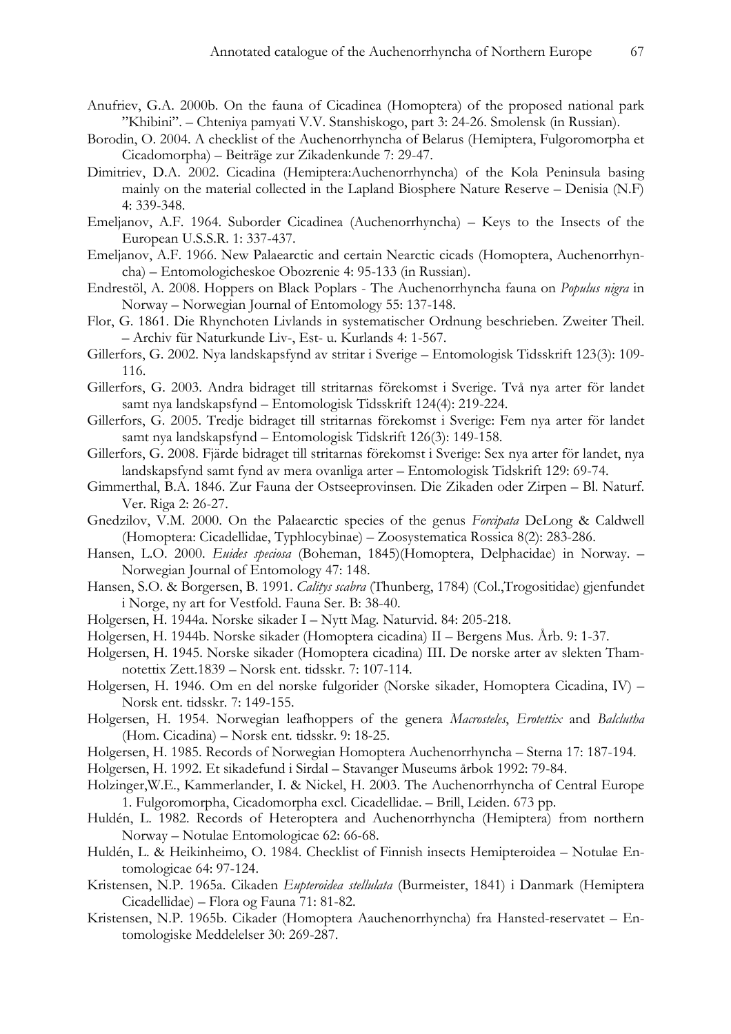Anufriev, G.A. 2000b. On the fauna of Cicadinea (Homoptera) of the proposed national park "Khibini". – Chteniya pamyati V.V. Stanshiskogo, part 3: 24-26. Smolensk (in Russian).

Borodin, O. 2004. A checklist of the Auchenorrhyncha of Belarus (Hemiptera, Fulgoromorpha et Cicadomorpha) – Beiträge zur Zikadenkunde 7: 29-47.

Dimitriev, D.A. 2002. Cicadina (Hemiptera:Auchenorrhyncha) of the Kola Peninsula basing mainly on the material collected in the Lapland Biosphere Nature Reserve – Denisia (N.F) 4: 339-348.

Emeljanov, A.F. 1964. Suborder Cicadinea (Auchenorrhyncha) – Keys to the Insects of the European U.S.S.R. 1: 337-437.

Emeljanov, A.F. 1966. New Palaearctic and certain Nearctic cicads (Homoptera, Auchenorrhyncha) – Entomologicheskoe Obozrenie 4: 95-133 (in Russian).

Endrestöl, A. 2008. Hoppers on Black Poplars - The Auchenorrhyncha fauna on *Populus nigra* in Norway – Norwegian Journal of Entomology 55: 137-148.

Flor, G. 1861. Die Rhynchoten Livlands in systematischer Ordnung beschrieben. Zweiter Theil. – Archiv für Naturkunde Liv-, Est- u. Kurlands 4: 1-567.

Gillerfors, G. 2002. Nya landskapsfynd av stritar i Sverige – Entomologisk Tidsskrift 123(3): 109-116.

Gillerfors, G. 2003. Andra bidraget till stritarnas förekomst i Sverige. Två nya arter för landet samt nya landskapsfynd – Entomologisk Tidsskrift 124(4): 219-224.

Gillerfors, G. 2005. Tredje bidraget till stritarnas förekomst i Sverige: Fem nya arter för landet samt nya landskapsfynd – Entomologisk Tidskrift 126(3): 149-158.

Gillerfors, G. 2008. Fjärde bidraget till stritarnas förekomst i Sverige: Sex nya arter för landet, nya landskapsfynd samt fynd av mera ovanliga arter – Entomologisk Tidskrift 129: 69-74.

Gimmerthal, B.A. 1846. Zur Fauna der Ostseeprovinsen. Die Zikaden oder Zirpen – Bl. Naturf. Ver. Riga 2: 26-27.

Gnedzilov, V.M. 2000. On the Palaearctic species of the genus *Forcipata* DeLong & Caldwell (Homoptera: Cicadellidae, Typhlocybinae) – Zoosystematica Rossica 8(2): 283-286.

Hansen, L.O. 2000. *Euides speciosa* (Boheman, 1845)(Homoptera, Delphacidae) in Norway. – Norwegian Journal of Entomology 47: 148.

Hansen, S.O. & Borgersen, B. 1991. *Calitys scabra* (Thunberg, 1784) (Col.,Trogositidae) gjenfundet i Norge, ny art for Vestfold. Fauna Ser. B: 38-40.

Holgersen, H. 1944a. Norske sikader I – Nytt Mag. Naturvid. 84: 205-218.

Holgersen, H. 1944b. Norske sikader (Homoptera cicadina) II – Bergens Mus. Årb. 9: 1-37.

Holgersen, H. 1945. Norske sikader (Homoptera cicadina) III. De norske arter av slekten Thamnotettix Zett.1839 – Norsk ent. tidsskr. 7: 107-114.

Holgersen, H. 1946. Om en del norske fulgorider (Norske sikader, Homoptera Cicadina, IV) – Norsk ent. tidsskr. 7: 149-155.

Holgersen, H. 1954. Norwegian leafhoppers of the genera *Macrosteles*, *Erotettix* and *Balclutha* (Hom. Cicadina) – Norsk ent. tidsskr. 9: 18-25.

Holgersen, H. 1985. Records of Norwegian Homoptera Auchenorrhyncha – Sterna 17: 187-194.

Holgersen, H. 1992. Et sikadefund i Sirdal – Stavanger Museums årbok 1992: 79-84.

Holzinger,W.E., Kammerlander, I. & Nickel, H. 2003. The Auchenorrhyncha of Central Europe 1. Fulgoromorpha, Cicadomorpha excl. Cicadellidae. – Brill, Leiden. 673 pp.

Huldén, L. 1982. Records of Heteroptera and Auchenorrhyncha (Hemiptera) from northern Norway – Notulae Entomologicae 62: 66-68.

Huldén, L. & Heikinheimo, O. 1984. Checklist of Finnish insects Hemipteroidea – Notulae Entomologicae 64: 97-124.

Kristensen, N.P. 1965a. Cikaden *Eupteroidea stellulata* (Burmeister, 1841) i Danmark (Hemiptera Cicadellidae) – Flora og Fauna 71: 81-82.

Kristensen, N.P. 1965b. Cikader (Homoptera Aauchenorrhyncha) fra Hansted-reservatet – Entomologiske Meddelelser 30: 269-287.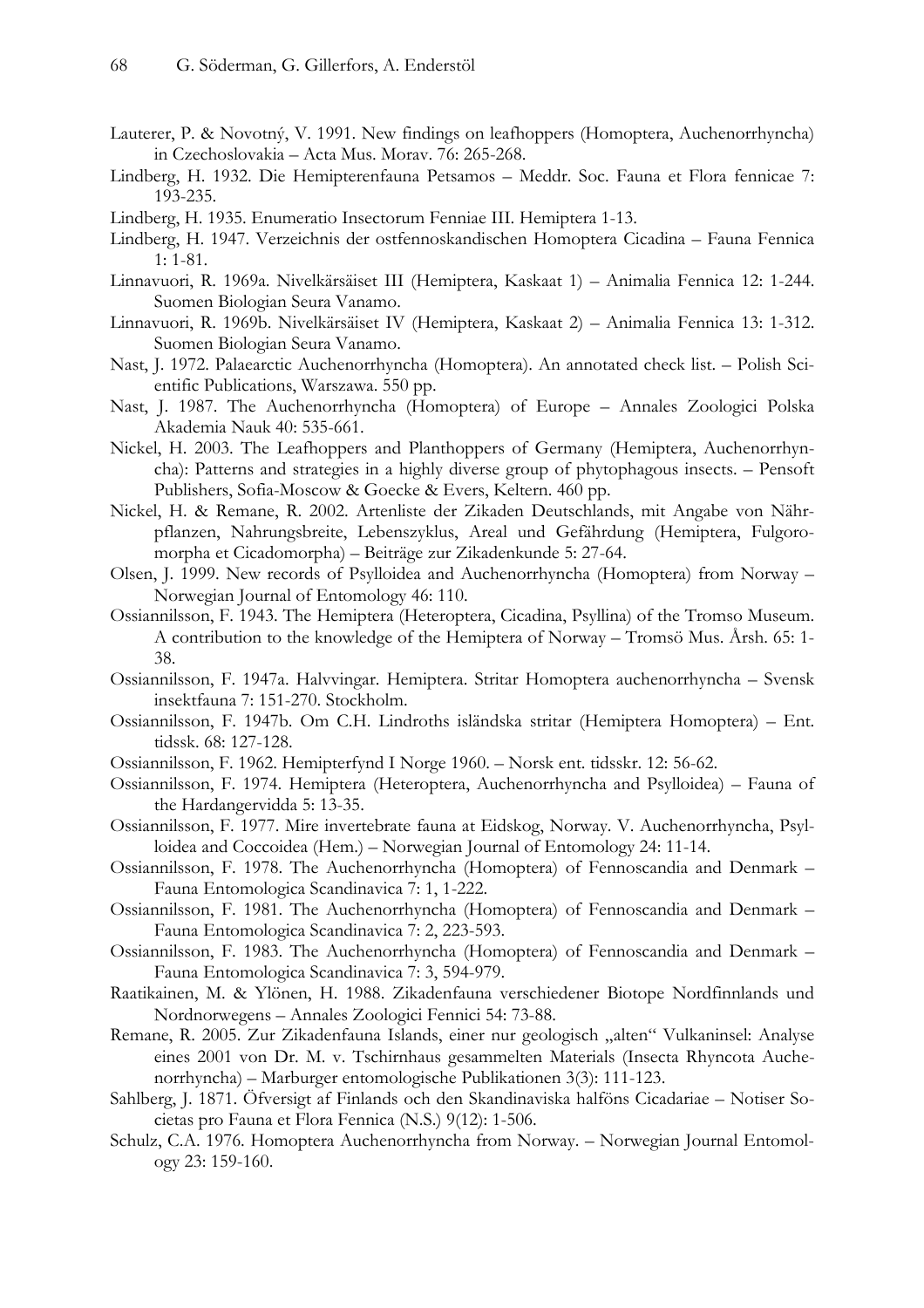Lauterer, P. & Novotný, V. 1991. New findings on leafhoppers (Homoptera, Auchenorrhyncha) in Czechoslovakia – Acta Mus. Morav. 76: 265-268.

Lindberg, H. 1932. Die Hemipterenfauna Petsamos – Meddr. Soc. Fauna et Flora fennicae 7: 193-235.

Lindberg, H. 1935. Enumeratio Insectorum Fenniae III. Hemiptera 1-13.

Lindberg, H. 1947. Verzeichnis der ostfennoskandischen Homoptera Cicadina – Fauna Fennica 1: 1-81.

Linnavuori, R. 1969a. Nivelkärsäiset III (Hemiptera, Kaskaat 1) – Animalia Fennica 12: 1-244. Suomen Biologian Seura Vanamo.

Linnavuori, R. 1969b. Nivelkärsäiset IV (Hemiptera, Kaskaat 2) – Animalia Fennica 13: 1-312. Suomen Biologian Seura Vanamo.

Nast, J. 1972. Palaearctic Auchenorrhyncha (Homoptera). An annotated check list. – Polish Scientific Publications, Warszawa. 550 pp.

Nast, J. 1987. The Auchenorrhyncha (Homoptera) of Europe – Annales Zoologici Polska Akademia Nauk 40: 535-661.

Nickel, H. 2003. The Leafhoppers and Planthoppers of Germany (Hemiptera, Auchenorrhyncha): Patterns and strategies in a highly diverse group of phytophagous insects. – Pensoft Publishers, Sofia-Moscow & Goecke & Evers, Keltern. 460 pp.

Nickel, H. & Remane, R. 2002. Artenliste der Zikaden Deutschlands, mit Angabe von Nährpflanzen, Nahrungsbreite, Lebenszyklus, Areal und Gefährdung (Hemiptera, Fulgoromorpha et Cicadomorpha) – Beiträge zur Zikadenkunde 5: 27-64.

Olsen, J. 1999. New records of Psylloidea and Auchenorrhyncha (Homoptera) from Norway – Norwegian Journal of Entomology 46: 110.

Ossiannilsson, F. 1943. The Hemiptera (Heteroptera, Cicadina, Psyllina) of the Tromso Museum. A contribution to the knowledge of the Hemiptera of Norway – Tromsö Mus. Årsh. 65: 1-38.

Ossiannilsson, F. 1947a. Halvvingar. Hemiptera. Stritar Homoptera auchenorrhyncha – Svensk insektfauna 7: 151-270. Stockholm.

Ossiannilsson, F. 1947b. Om C.H. Lindroths isländska stritar (Hemiptera Homoptera) – Ent. tidssk. 68: 127-128.

Ossiannilsson, F. 1962. Hemipterfynd I Norge 1960. – Norsk ent. tidsskr. 12: 56-62.

Ossiannilsson, F. 1974. Hemiptera (Heteroptera, Auchenorrhyncha and Psylloidea) – Fauna of the Hardangervidda 5: 13-35.

Ossiannilsson, F. 1977. Mire invertebrate fauna at Eidskog, Norway. V. Auchenorrhyncha, Psylloidea and Coccoidea (Hem.) – Norwegian Journal of Entomology 24: 11-14.

Ossiannilsson, F. 1978. The Auchenorrhyncha (Homoptera) of Fennoscandia and Denmark – Fauna Entomologica Scandinavica 7: 1, 1-222.

Ossiannilsson, F. 1981. The Auchenorrhyncha (Homoptera) of Fennoscandia and Denmark – Fauna Entomologica Scandinavica 7: 2, 223-593.

Ossiannilsson, F. 1983. The Auchenorrhyncha (Homoptera) of Fennoscandia and Denmark – Fauna Entomologica Scandinavica 7: 3, 594-979.

Raatikainen, M. & Ylönen, H. 1988. Zikadenfauna verschiedener Biotope Nordfinnlands und Nordnorwegens – Annales Zoologici Fennici 54: 73-88.

Remane, R. 2005. Zur Zikadenfauna Islands, einer nur geologisch „alten" Vulkaninsel: Analyse eines 2001 von Dr. M. v. Tschirnhaus gesammelten Materials (Insecta Rhyncota Auchenorrhyncha) – Marburger entomologische Publikationen 3(3): 111-123.

Sahlberg, J. 1871. Öfversigt af Finlands och den Skandinaviska halföns Cicadariae – Notiser Societas pro Fauna et Flora Fennica (N.S.) 9(12): 1-506.

Schulz, C.A. 1976. Homoptera Auchenorrhyncha from Norway. – Norwegian Journal Entomology 23: 159-160.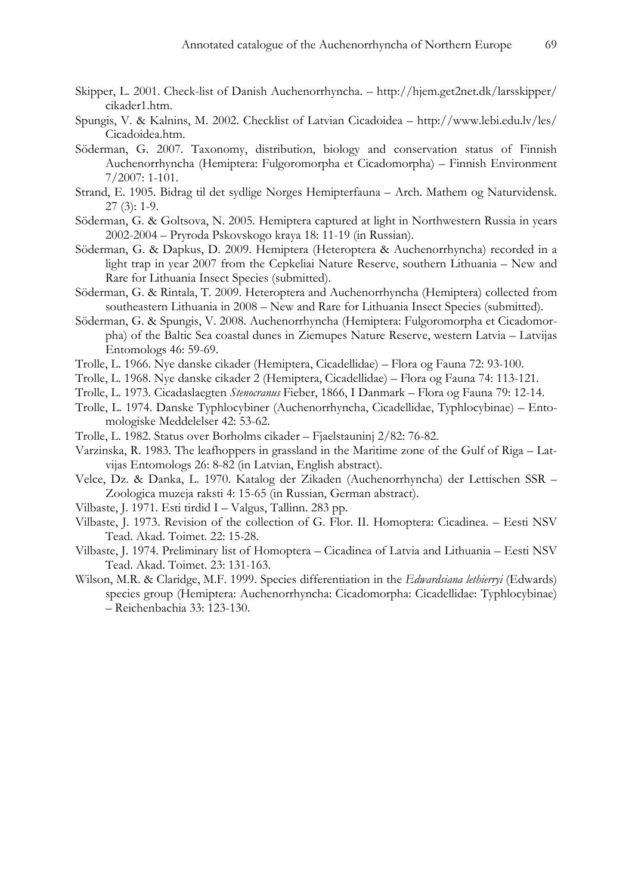Skipper, L. 2001. Check-list of Danish Auchenorrhyncha. – http://hjem.get2net.dk/larsskipper/cikader1.htm.

Spungis, V. & Kalnins, M. 2002. Checklist of Latvian Cicadoidea – http://www.lebi.edu.lv/les/Cicadoidea.htm.

Söderman, G. 2007. Taxonomy, distribution, biology and conservation status of Finnish Auchenorrhyncha (Hemiptera: Fulgoromorpha et Cicadomorpha) – Finnish Environment 7/2007: 1-101.

Strand, E. 1905. Bidrag til det sydlige Norges Hemipterfauna – Arch. Mathem og Naturvidensk. 27 (3): 1-9.

Söderman, G. & Goltsova, N. 2005. Hemiptera captured at light in Northwestern Russia in years 2002-2004 – Pryroda Pskovskogo kraya 18: 11-19 (in Russian).

Söderman, G. & Dapkus, D. 2009. Hemiptera (Heteroptera & Auchenorrhyncha) recorded in a light trap in year 2007 from the Cepkeliai Nature Reserve, southern Lithuania – New and Rare for Lithuania Insect Species (submitted).

Söderman, G. & Rintala, T. 2009. Heteroptera and Auchenorrhyncha (Hemiptera) collected from southeastern Lithuania in 2008 – New and Rare for Lithuania Insect Species (submitted).

Söderman, G. & Spungis, V. 2008. Auchenorrhyncha (Hemiptera: Fulgoromorpha et Cicadomorpha) of the Baltic Sea coastal dunes in Ziemupes Nature Reserve, western Latvia – Latvijas Entomologs 46: 59-69.

Trolle, L. 1966. Nye danske cikader (Hemiptera, Cicadellidae) – Flora og Fauna 72: 93-100.

Trolle, L. 1968. Nye danske cikader 2 (Hemiptera, Cicadellidae) – Flora og Fauna 74: 113-121.

Trolle, L. 1973. Cicadaslaegten *Stenocranus* Fieber, 1866, I Danmark – Flora og Fauna 79: 12-14.

Trolle, L. 1974. Danske Typhlocybiner (Auchenorrhyncha, Cicadellidae, Typhlocybinae) – Entomologiske Meddelelser 42: 53-62.

Trolle, L. 1982. Status over Borholms cikader – Fjaelstauninj 2/82: 76-82.

Varzinska, R. 1983. The leafhoppers in grassland in the Maritime zone of the Gulf of Riga – Latvijas Entomologs 26: 8-82 (in Latvian, English abstract).

Velce, Dz. & Danka, L. 1970. Katalog der Zikaden (Auchenorrhyncha) der Lettischen SSR – Zoologica muzeja raksti 4: 15-65 (in Russian, German abstract).

Vilbaste, J. 1971. Esti tirdid I – Valgus, Tallinn. 283 pp.

Vilbaste, J. 1973. Revision of the collection of G. Flor. II. Homoptera: Cicadinea. – Eesti NSV Tead. Akad. Toimet. 22: 15-28.

Vilbaste, J. 1974. Preliminary list of Homoptera – Cicadinea of Latvia and Lithuania – Eesti NSV Tead. Akad. Toimet. 23: 131-163.

Wilson, M.R. & Claridge, M.F. 1999. Species differentiation in the *Edwardsiana lethierryi* (Edwards) species group (Hemiptera: Auchenorrhyncha: Cicadomorpha: Cicadellidae: Typhlocybinae) – Reichenbachia 33: 123-130.